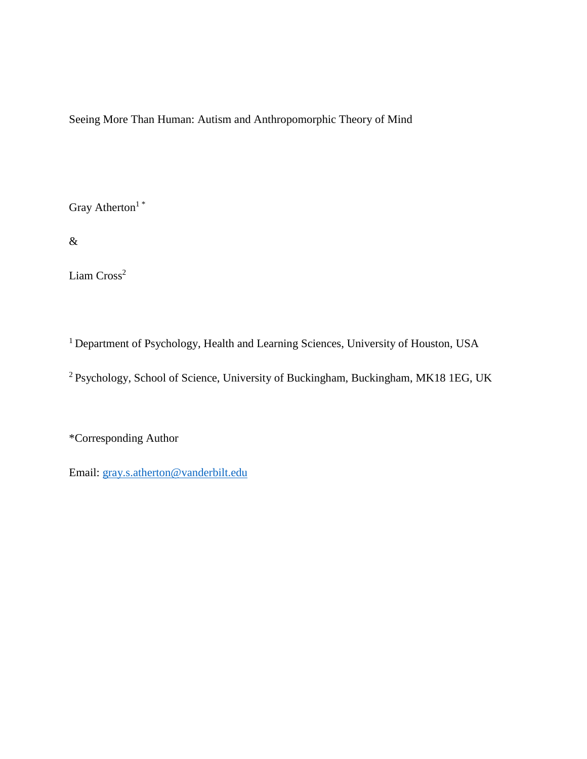# Seeing More Than Human: Autism and Anthropomorphic Theory of Mind

Gray Atherton[1 *]

&

Liam Cross[2]

[1] Department of Psychology, Health and Learning Sciences, University of Houston, USA

[2] Psychology, School of Science, University of Buckingham, Buckingham, MK18 1EG, UK

*Corresponding Author

Email: gray.s.atherton@vanderbilt.edu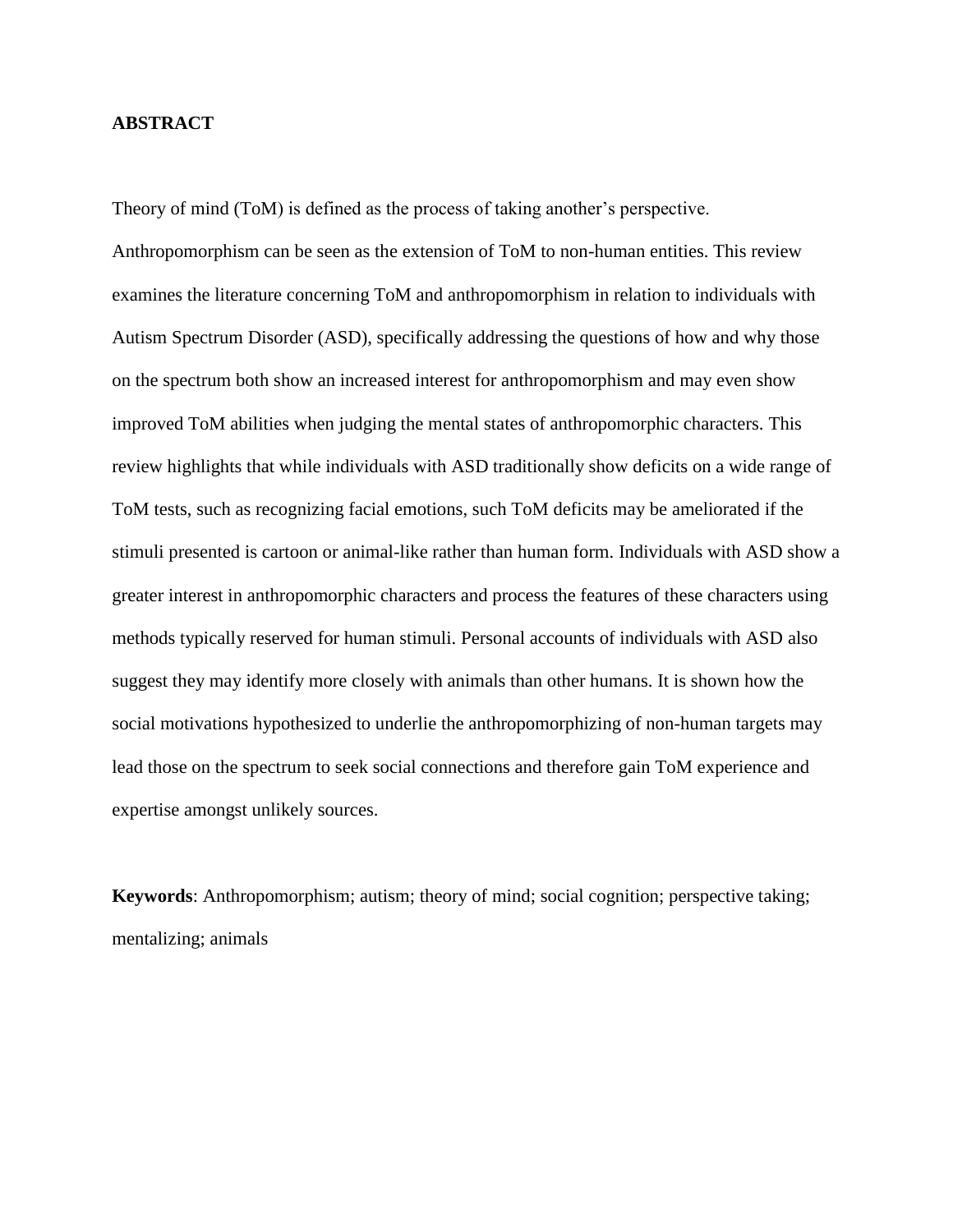**ABSTRACT**

Theory of mind (ToM) is defined as the process of taking another's perspective. Anthropomorphism can be seen as the extension of ToM to non-human entities. This review examines the literature concerning ToM and anthropomorphism in relation to individuals with Autism Spectrum Disorder (ASD), specifically addressing the questions of how and why those on the spectrum both show an increased interest for anthropomorphism and may even show improved ToM abilities when judging the mental states of anthropomorphic characters. This review highlights that while individuals with ASD traditionally show deficits on a wide range of ToM tests, such as recognizing facial emotions, such ToM deficits may be ameliorated if the stimuli presented is cartoon or animal-like rather than human form. Individuals with ASD show a greater interest in anthropomorphic characters and process the features of these characters using methods typically reserved for human stimuli. Personal accounts of individuals with ASD also suggest they may identify more closely with animals than other humans. It is shown how the social motivations hypothesized to underlie the anthropomorphizing of non-human targets may lead those on the spectrum to seek social connections and therefore gain ToM experience and expertise amongst unlikely sources.

**Keywords**: Anthropomorphism; autism; theory of mind; social cognition; perspective taking; mentalizing; animals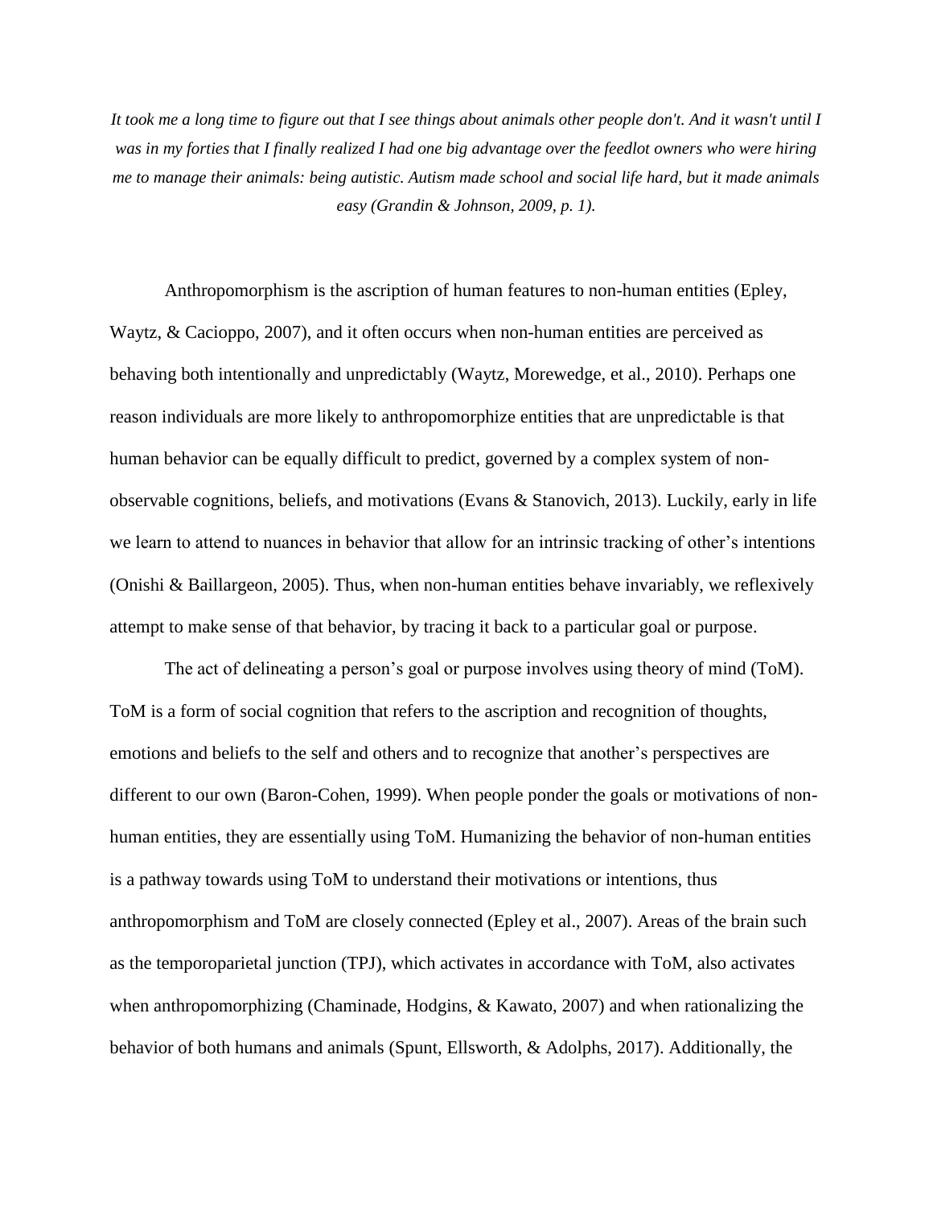*It took me a long time to figure out that I see things about animals other people don't. And it wasn't until I was in my forties that I finally realized I had one big advantage over the feedlot owners who were hiring me to manage their animals: being autistic. Autism made school and social life hard, but it made animals easy (Grandin & Johnson, 2009, p. 1).*

Anthropomorphism is the ascription of human features to non-human entities (Epley, Waytz, & Cacioppo, 2007), and it often occurs when non-human entities are perceived as behaving both intentionally and unpredictably (Waytz, Morewedge, et al., 2010). Perhaps one reason individuals are more likely to anthropomorphize entities that are unpredictable is that human behavior can be equally difficult to predict, governed by a complex system of non-observable cognitions, beliefs, and motivations (Evans & Stanovich, 2013). Luckily, early in life we learn to attend to nuances in behavior that allow for an intrinsic tracking of other's intentions (Onishi & Baillargeon, 2005). Thus, when non-human entities behave invariably, we reflexively attempt to make sense of that behavior, by tracing it back to a particular goal or purpose.

The act of delineating a person's goal or purpose involves using theory of mind (ToM). ToM is a form of social cognition that refers to the ascription and recognition of thoughts, emotions and beliefs to the self and others and to recognize that another's perspectives are different to our own (Baron-Cohen, 1999). When people ponder the goals or motivations of non-human entities, they are essentially using ToM. Humanizing the behavior of non-human entities is a pathway towards using ToM to understand their motivations or intentions, thus anthropomorphism and ToM are closely connected (Epley et al., 2007). Areas of the brain such as the temporoparietal junction (TPJ), which activates in accordance with ToM, also activates when anthropomorphizing (Chaminade, Hodgins, & Kawato, 2007) and when rationalizing the behavior of both humans and animals (Spunt, Ellsworth, & Adolphs, 2017). Additionally, the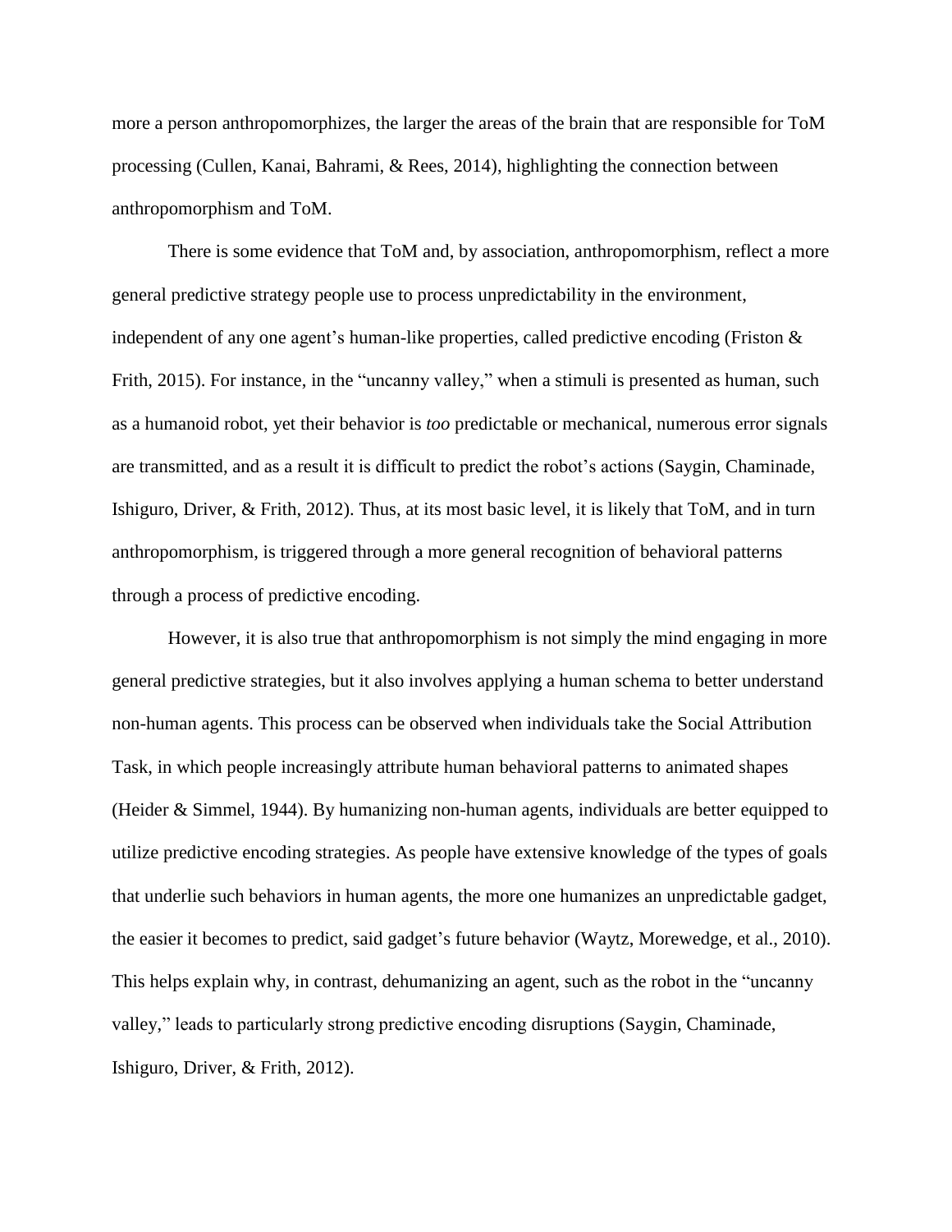more a person anthropomorphizes, the larger the areas of the brain that are responsible for ToM processing (Cullen, Kanai, Bahrami, & Rees, 2014), highlighting the connection between anthropomorphism and ToM.

There is some evidence that ToM and, by association, anthropomorphism, reflect a more general predictive strategy people use to process unpredictability in the environment, independent of any one agent's human-like properties, called predictive encoding (Friston & Frith, 2015). For instance, in the "uncanny valley," when a stimuli is presented as human, such as a humanoid robot, yet their behavior is *too* predictable or mechanical, numerous error signals are transmitted, and as a result it is difficult to predict the robot's actions (Saygin, Chaminade, Ishiguro, Driver, & Frith, 2012). Thus, at its most basic level, it is likely that ToM, and in turn anthropomorphism, is triggered through a more general recognition of behavioral patterns through a process of predictive encoding.

However, it is also true that anthropomorphism is not simply the mind engaging in more general predictive strategies, but it also involves applying a human schema to better understand non-human agents. This process can be observed when individuals take the Social Attribution Task, in which people increasingly attribute human behavioral patterns to animated shapes (Heider & Simmel, 1944). By humanizing non-human agents, individuals are better equipped to utilize predictive encoding strategies. As people have extensive knowledge of the types of goals that underlie such behaviors in human agents, the more one humanizes an unpredictable gadget, the easier it becomes to predict, said gadget's future behavior (Waytz, Morewedge, et al., 2010). This helps explain why, in contrast, dehumanizing an agent, such as the robot in the "uncanny valley," leads to particularly strong predictive encoding disruptions (Saygin, Chaminade, Ishiguro, Driver, & Frith, 2012).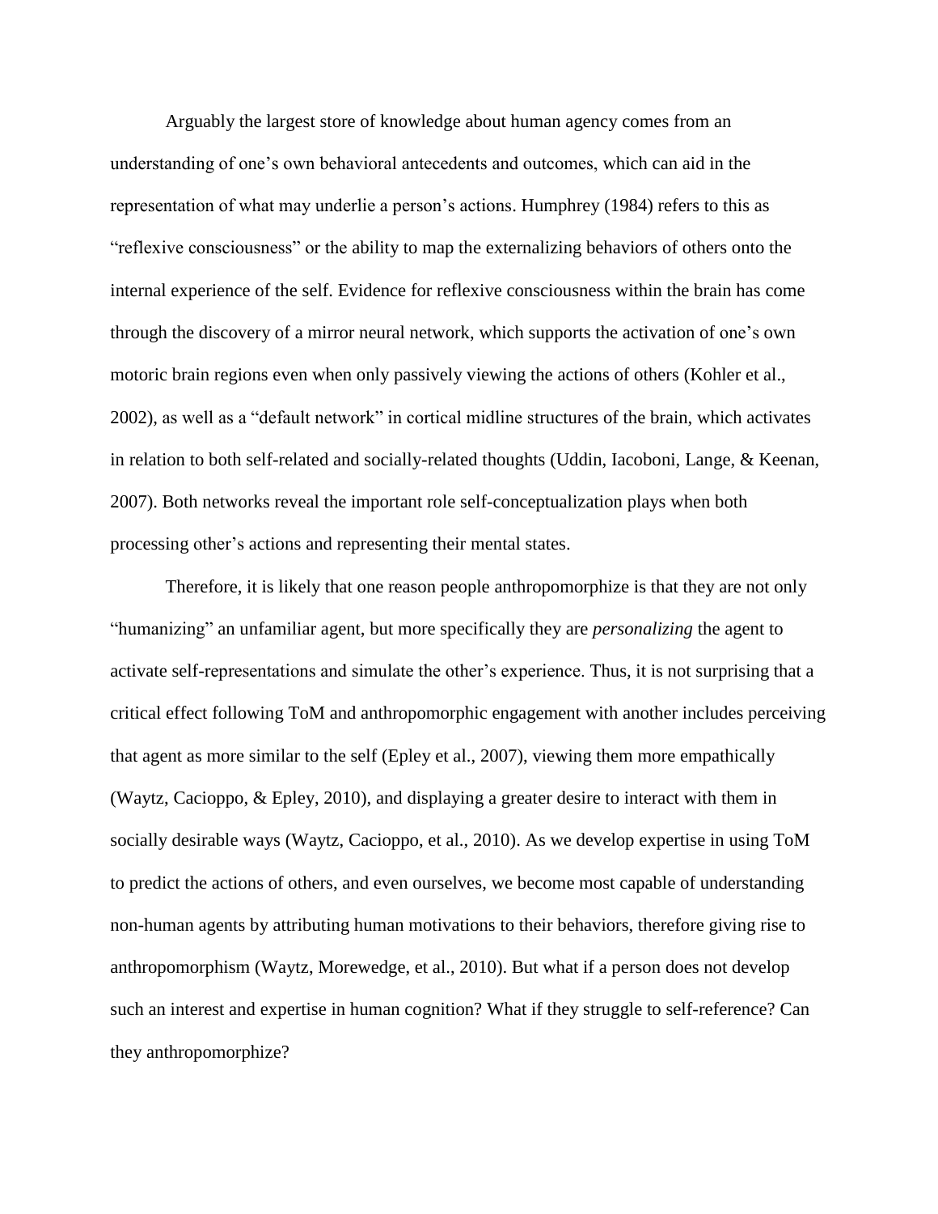Arguably the largest store of knowledge about human agency comes from an understanding of one's own behavioral antecedents and outcomes, which can aid in the representation of what may underlie a person's actions. Humphrey (1984) refers to this as "reflexive consciousness" or the ability to map the externalizing behaviors of others onto the internal experience of the self. Evidence for reflexive consciousness within the brain has come through the discovery of a mirror neural network, which supports the activation of one's own motoric brain regions even when only passively viewing the actions of others (Kohler et al., 2002), as well as a "default network" in cortical midline structures of the brain, which activates in relation to both self-related and socially-related thoughts (Uddin, Iacoboni, Lange, & Keenan, 2007). Both networks reveal the important role self-conceptualization plays when both processing other's actions and representing their mental states.

Therefore, it is likely that one reason people anthropomorphize is that they are not only "humanizing" an unfamiliar agent, but more specifically they are *personalizing* the agent to activate self-representations and simulate the other's experience. Thus, it is not surprising that a critical effect following ToM and anthropomorphic engagement with another includes perceiving that agent as more similar to the self (Epley et al., 2007), viewing them more empathically (Waytz, Cacioppo, & Epley, 2010), and displaying a greater desire to interact with them in socially desirable ways (Waytz, Cacioppo, et al., 2010). As we develop expertise in using ToM to predict the actions of others, and even ourselves, we become most capable of understanding non-human agents by attributing human motivations to their behaviors, therefore giving rise to anthropomorphism (Waytz, Morewedge, et al., 2010). But what if a person does not develop such an interest and expertise in human cognition? What if they struggle to self-reference? Can they anthropomorphize?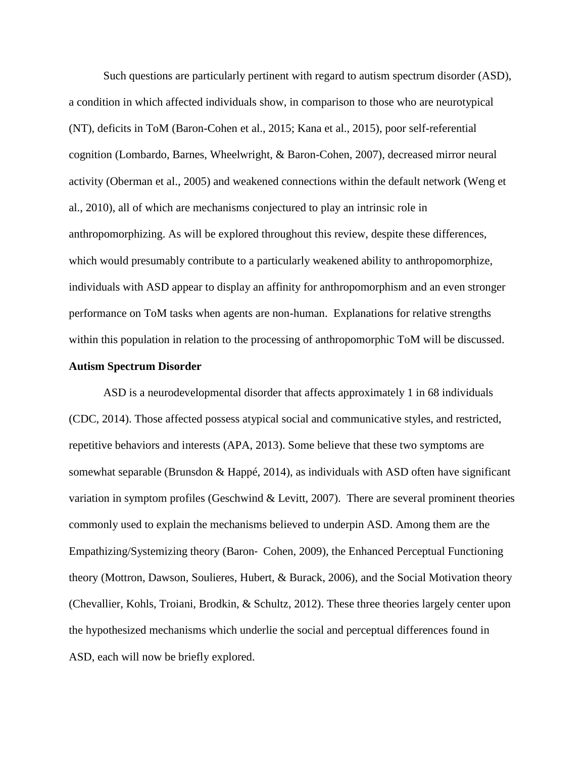Such questions are particularly pertinent with regard to autism spectrum disorder (ASD), a condition in which affected individuals show, in comparison to those who are neurotypical (NT), deficits in ToM (Baron-Cohen et al., 2015; Kana et al., 2015), poor self-referential cognition (Lombardo, Barnes, Wheelwright, & Baron-Cohen, 2007), decreased mirror neural activity (Oberman et al., 2005) and weakened connections within the default network (Weng et al., 2010), all of which are mechanisms conjectured to play an intrinsic role in anthropomorphizing. As will be explored throughout this review, despite these differences, which would presumably contribute to a particularly weakened ability to anthropomorphize, individuals with ASD appear to display an affinity for anthropomorphism and an even stronger performance on ToM tasks when agents are non-human. Explanations for relative strengths within this population in relation to the processing of anthropomorphic ToM will be discussed.

**Autism Spectrum Disorder**

ASD is a neurodevelopmental disorder that affects approximately 1 in 68 individuals (CDC, 2014). Those affected possess atypical social and communicative styles, and restricted, repetitive behaviors and interests (APA, 2013). Some believe that these two symptoms are somewhat separable (Brunsdon & Happé, 2014), as individuals with ASD often have significant variation in symptom profiles (Geschwind & Levitt, 2007). There are several prominent theories commonly used to explain the mechanisms believed to underpin ASD. Among them are the Empathizing/Systemizing theory (Baron- Cohen, 2009), the Enhanced Perceptual Functioning theory (Mottron, Dawson, Soulieres, Hubert, & Burack, 2006), and the Social Motivation theory (Chevallier, Kohls, Troiani, Brodkin, & Schultz, 2012). These three theories largely center upon the hypothesized mechanisms which underlie the social and perceptual differences found in ASD, each will now be briefly explored.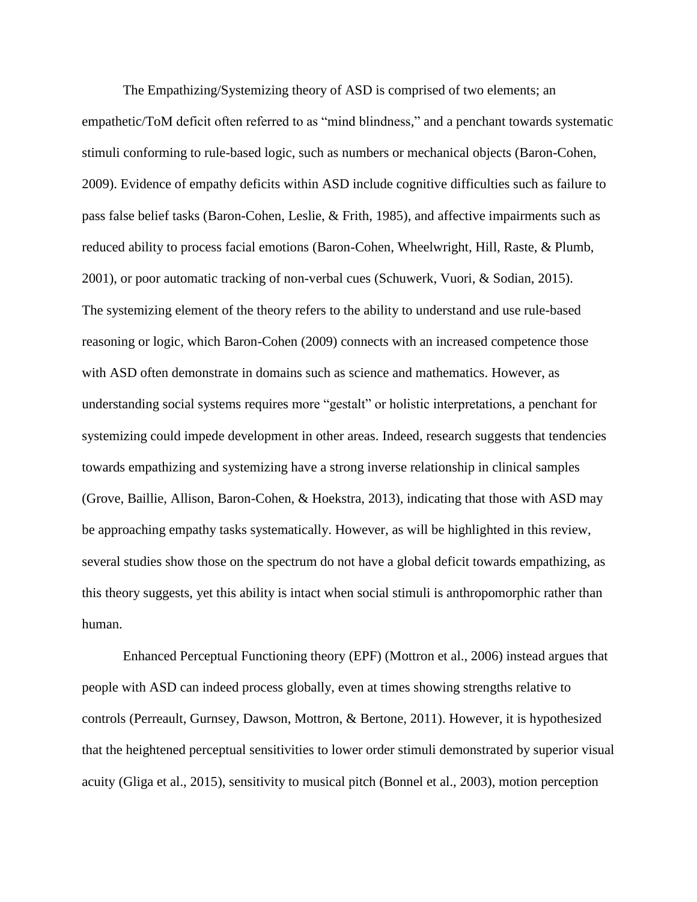The Empathizing/Systemizing theory of ASD is comprised of two elements; an empathetic/ToM deficit often referred to as "mind blindness," and a penchant towards systematic stimuli conforming to rule-based logic, such as numbers or mechanical objects (Baron-Cohen, 2009). Evidence of empathy deficits within ASD include cognitive difficulties such as failure to pass false belief tasks (Baron-Cohen, Leslie, & Frith, 1985), and affective impairments such as reduced ability to process facial emotions (Baron-Cohen, Wheelwright, Hill, Raste, & Plumb, 2001), or poor automatic tracking of non-verbal cues (Schuwerk, Vuori, & Sodian, 2015). The systemizing element of the theory refers to the ability to understand and use rule-based reasoning or logic, which Baron-Cohen (2009) connects with an increased competence those with ASD often demonstrate in domains such as science and mathematics. However, as understanding social systems requires more "gestalt" or holistic interpretations, a penchant for systemizing could impede development in other areas. Indeed, research suggests that tendencies towards empathizing and systemizing have a strong inverse relationship in clinical samples (Grove, Baillie, Allison, Baron-Cohen, & Hoekstra, 2013), indicating that those with ASD may be approaching empathy tasks systematically. However, as will be highlighted in this review, several studies show those on the spectrum do not have a global deficit towards empathizing, as this theory suggests, yet this ability is intact when social stimuli is anthropomorphic rather than human.

Enhanced Perceptual Functioning theory (EPF) (Mottron et al., 2006) instead argues that people with ASD can indeed process globally, even at times showing strengths relative to controls (Perreault, Gurnsey, Dawson, Mottron, & Bertone, 2011). However, it is hypothesized that the heightened perceptual sensitivities to lower order stimuli demonstrated by superior visual acuity (Gliga et al., 2015), sensitivity to musical pitch (Bonnel et al., 2003), motion perception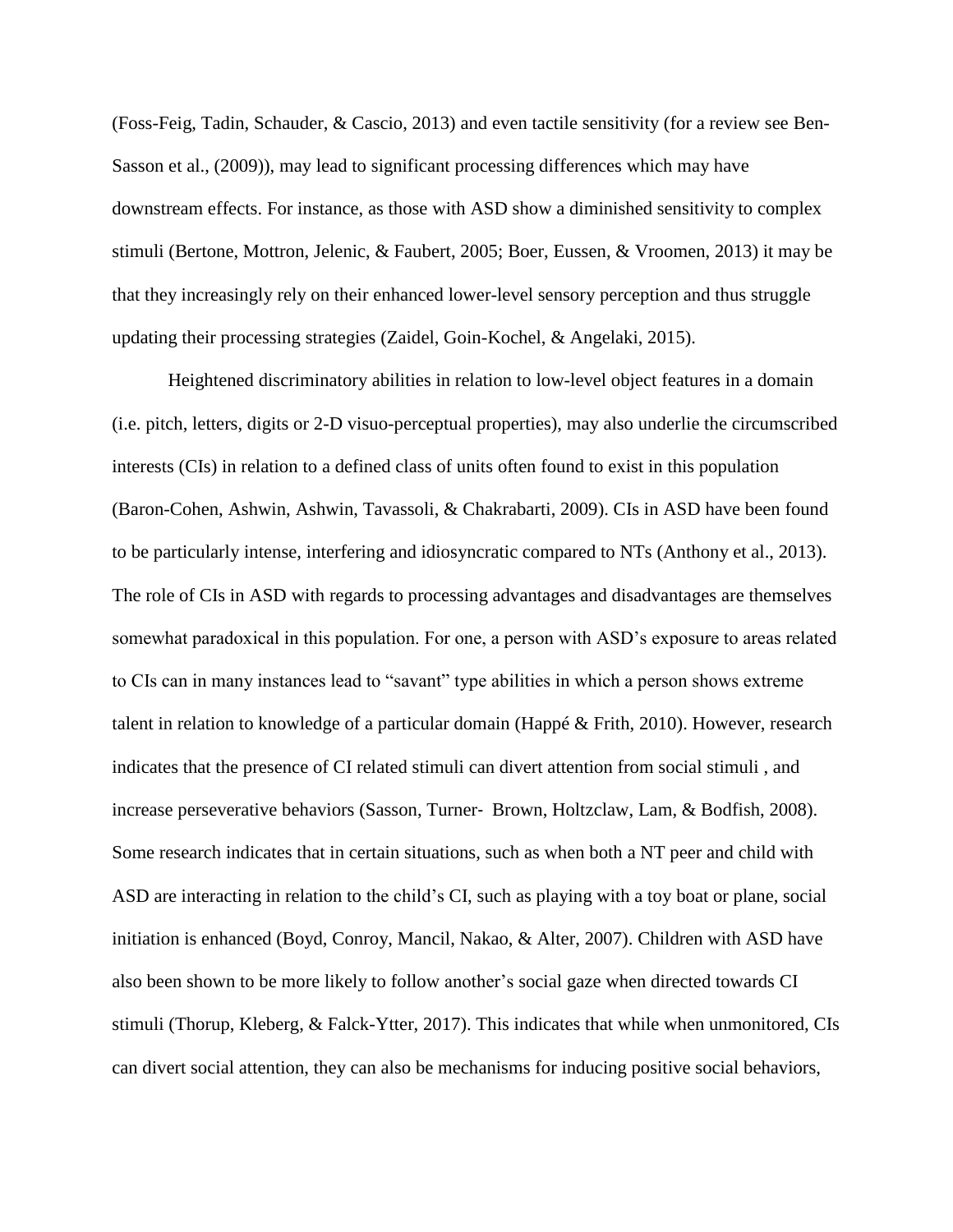(Foss-Feig, Tadin, Schauder, & Cascio, 2013) and even tactile sensitivity (for a review see Ben-Sasson et al., (2009)), may lead to significant processing differences which may have downstream effects. For instance, as those with ASD show a diminished sensitivity to complex stimuli (Bertone, Mottron, Jelenic, & Faubert, 2005; Boer, Eussen, & Vroomen, 2013) it may be that they increasingly rely on their enhanced lower-level sensory perception and thus struggle updating their processing strategies (Zaidel, Goin-Kochel, & Angelaki, 2015).

Heightened discriminatory abilities in relation to low-level object features in a domain (i.e. pitch, letters, digits or 2-D visuo-perceptual properties), may also underlie the circumscribed interests (CIs) in relation to a defined class of units often found to exist in this population (Baron-Cohen, Ashwin, Ashwin, Tavassoli, & Chakrabarti, 2009). CIs in ASD have been found to be particularly intense, interfering and idiosyncratic compared to NTs (Anthony et al., 2013). The role of CIs in ASD with regards to processing advantages and disadvantages are themselves somewhat paradoxical in this population. For one, a person with ASD's exposure to areas related to CIs can in many instances lead to "savant" type abilities in which a person shows extreme talent in relation to knowledge of a particular domain (Happé & Frith, 2010). However, research indicates that the presence of CI related stimuli can divert attention from social stimuli , and increase perseverative behaviors (Sasson, Turner- Brown, Holtzclaw, Lam, & Bodfish, 2008). Some research indicates that in certain situations, such as when both a NT peer and child with ASD are interacting in relation to the child's CI, such as playing with a toy boat or plane, social initiation is enhanced (Boyd, Conroy, Mancil, Nakao, & Alter, 2007). Children with ASD have also been shown to be more likely to follow another's social gaze when directed towards CI stimuli (Thorup, Kleberg, & Falck-Ytter, 2017). This indicates that while when unmonitored, CIs can divert social attention, they can also be mechanisms for inducing positive social behaviors,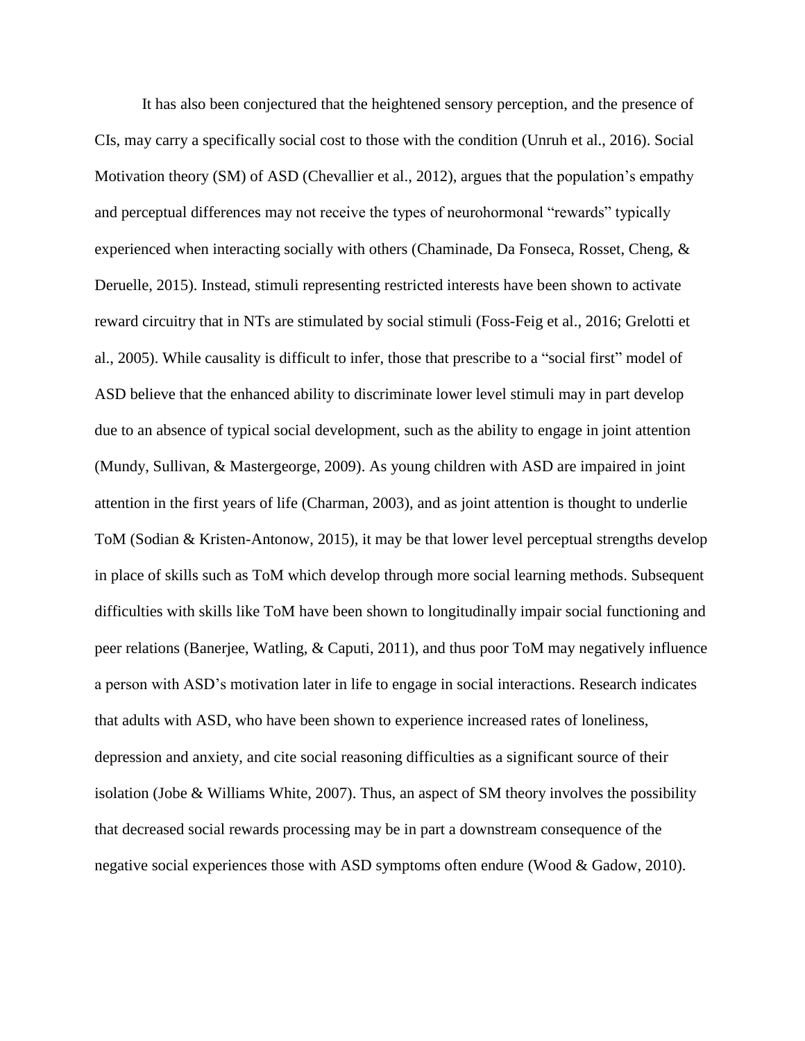It has also been conjectured that the heightened sensory perception, and the presence of CIs, may carry a specifically social cost to those with the condition (Unruh et al., 2016). Social Motivation theory (SM) of ASD (Chevallier et al., 2012), argues that the population's empathy and perceptual differences may not receive the types of neurohormonal "rewards" typically experienced when interacting socially with others (Chaminade, Da Fonseca, Rosset, Cheng, & Deruelle, 2015). Instead, stimuli representing restricted interests have been shown to activate reward circuitry that in NTs are stimulated by social stimuli (Foss-Feig et al., 2016; Grelotti et al., 2005). While causality is difficult to infer, those that prescribe to a "social first" model of ASD believe that the enhanced ability to discriminate lower level stimuli may in part develop due to an absence of typical social development, such as the ability to engage in joint attention (Mundy, Sullivan, & Mastergeorge, 2009). As young children with ASD are impaired in joint attention in the first years of life (Charman, 2003), and as joint attention is thought to underlie ToM (Sodian & Kristen-Antonow, 2015), it may be that lower level perceptual strengths develop in place of skills such as ToM which develop through more social learning methods. Subsequent difficulties with skills like ToM have been shown to longitudinally impair social functioning and peer relations (Banerjee, Watling, & Caputi, 2011), and thus poor ToM may negatively influence a person with ASD's motivation later in life to engage in social interactions. Research indicates that adults with ASD, who have been shown to experience increased rates of loneliness, depression and anxiety, and cite social reasoning difficulties as a significant source of their isolation (Jobe & Williams White, 2007). Thus, an aspect of SM theory involves the possibility that decreased social rewards processing may be in part a downstream consequence of the negative social experiences those with ASD symptoms often endure (Wood & Gadow, 2010).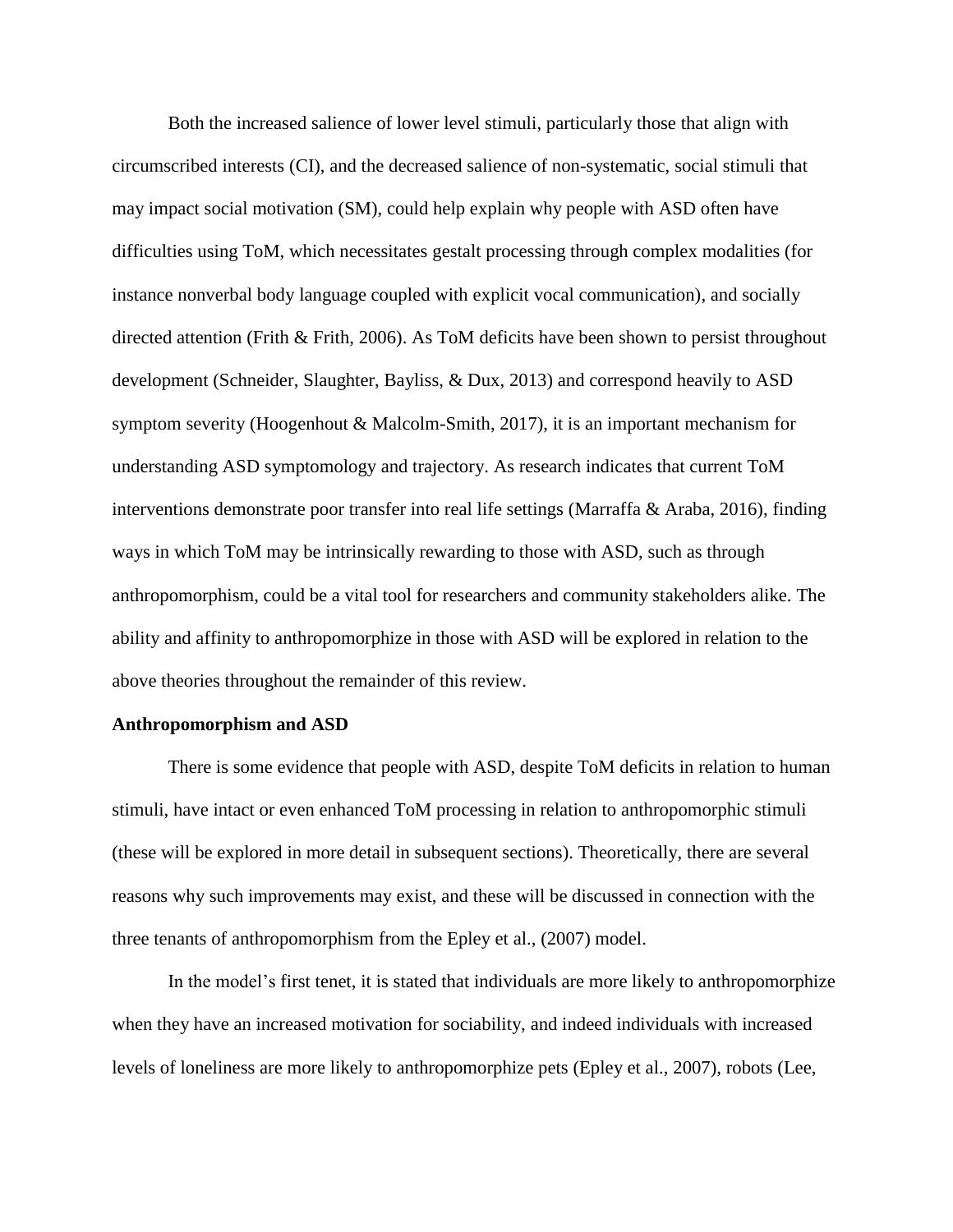Both the increased salience of lower level stimuli, particularly those that align with circumscribed interests (CI), and the decreased salience of non-systematic, social stimuli that may impact social motivation (SM), could help explain why people with ASD often have difficulties using ToM, which necessitates gestalt processing through complex modalities (for instance nonverbal body language coupled with explicit vocal communication), and socially directed attention (Frith & Frith, 2006). As ToM deficits have been shown to persist throughout development (Schneider, Slaughter, Bayliss, & Dux, 2013) and correspond heavily to ASD symptom severity (Hoogenhout & Malcolm-Smith, 2017), it is an important mechanism for understanding ASD symptomology and trajectory. As research indicates that current ToM interventions demonstrate poor transfer into real life settings (Marraffa & Araba, 2016), finding ways in which ToM may be intrinsically rewarding to those with ASD, such as through anthropomorphism, could be a vital tool for researchers and community stakeholders alike. The ability and affinity to anthropomorphize in those with ASD will be explored in relation to the above theories throughout the remainder of this review.

**Anthropomorphism and ASD**

There is some evidence that people with ASD, despite ToM deficits in relation to human stimuli, have intact or even enhanced ToM processing in relation to anthropomorphic stimuli (these will be explored in more detail in subsequent sections). Theoretically, there are several reasons why such improvements may exist, and these will be discussed in connection with the three tenants of anthropomorphism from the Epley et al., (2007) model.

In the model's first tenet, it is stated that individuals are more likely to anthropomorphize when they have an increased motivation for sociability, and indeed individuals with increased levels of loneliness are more likely to anthropomorphize pets (Epley et al., 2007), robots (Lee,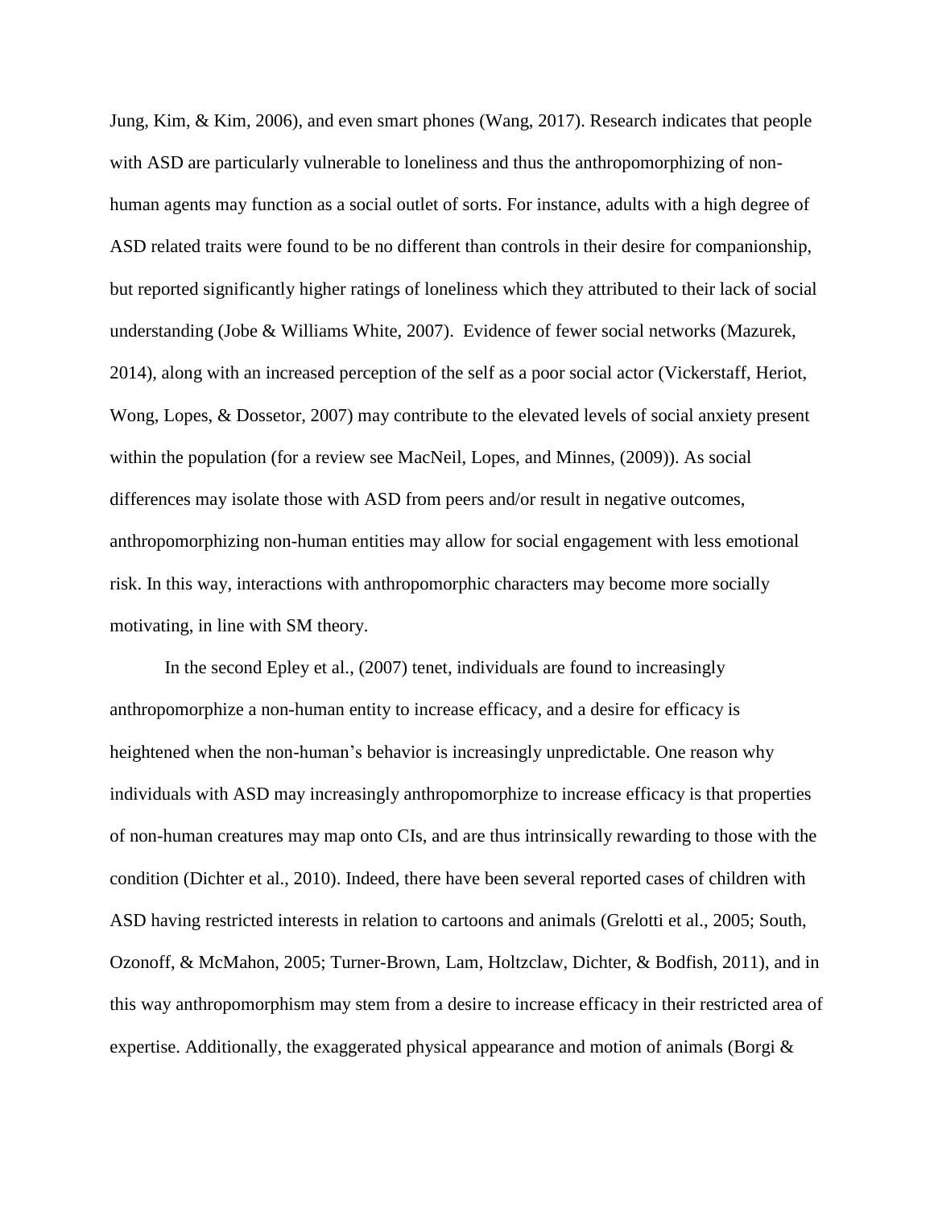Jung, Kim, & Kim, 2006), and even smart phones (Wang, 2017). Research indicates that people with ASD are particularly vulnerable to loneliness and thus the anthropomorphizing of non-human agents may function as a social outlet of sorts. For instance, adults with a high degree of ASD related traits were found to be no different than controls in their desire for companionship, but reported significantly higher ratings of loneliness which they attributed to their lack of social understanding (Jobe & Williams White, 2007). Evidence of fewer social networks (Mazurek, 2014), along with an increased perception of the self as a poor social actor (Vickerstaff, Heriot, Wong, Lopes, & Dossetor, 2007) may contribute to the elevated levels of social anxiety present within the population (for a review see MacNeil, Lopes, and Minnes, (2009)). As social differences may isolate those with ASD from peers and/or result in negative outcomes, anthropomorphizing non-human entities may allow for social engagement with less emotional risk. In this way, interactions with anthropomorphic characters may become more socially motivating, in line with SM theory.

In the second Epley et al., (2007) tenet, individuals are found to increasingly anthropomorphize a non-human entity to increase efficacy, and a desire for efficacy is heightened when the non-human's behavior is increasingly unpredictable. One reason why individuals with ASD may increasingly anthropomorphize to increase efficacy is that properties of non-human creatures may map onto CIs, and are thus intrinsically rewarding to those with the condition (Dichter et al., 2010). Indeed, there have been several reported cases of children with ASD having restricted interests in relation to cartoons and animals (Grelotti et al., 2005; South, Ozonoff, & McMahon, 2005; Turner-Brown, Lam, Holtzclaw, Dichter, & Bodfish, 2011), and in this way anthropomorphism may stem from a desire to increase efficacy in their restricted area of expertise. Additionally, the exaggerated physical appearance and motion of animals (Borgi &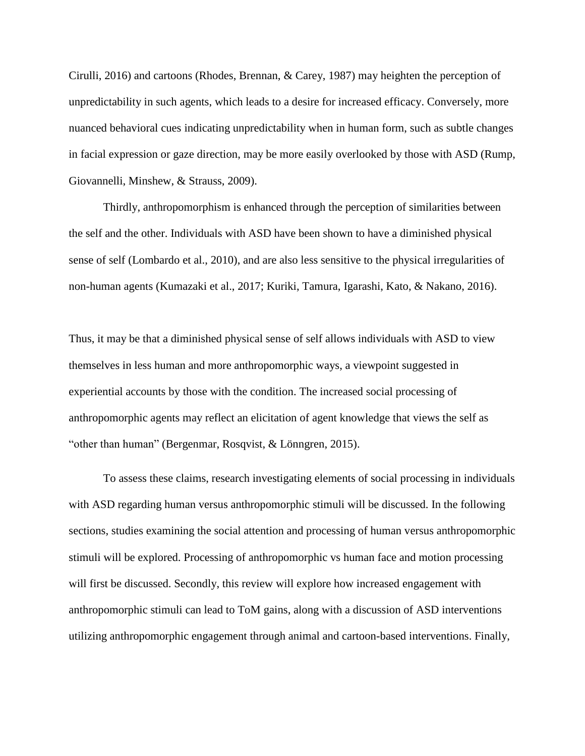Cirulli, 2016) and cartoons (Rhodes, Brennan, & Carey, 1987) may heighten the perception of unpredictability in such agents, which leads to a desire for increased efficacy. Conversely, more nuanced behavioral cues indicating unpredictability when in human form, such as subtle changes in facial expression or gaze direction, may be more easily overlooked by those with ASD (Rump, Giovannelli, Minshew, & Strauss, 2009).

Thirdly, anthropomorphism is enhanced through the perception of similarities between the self and the other. Individuals with ASD have been shown to have a diminished physical sense of self (Lombardo et al., 2010), and are also less sensitive to the physical irregularities of non-human agents (Kumazaki et al., 2017; Kuriki, Tamura, Igarashi, Kato, & Nakano, 2016).

Thus, it may be that a diminished physical sense of self allows individuals with ASD to view themselves in less human and more anthropomorphic ways, a viewpoint suggested in experiential accounts by those with the condition. The increased social processing of anthropomorphic agents may reflect an elicitation of agent knowledge that views the self as "other than human" (Bergenmar, Rosqvist, & Lönngren, 2015).

To assess these claims, research investigating elements of social processing in individuals with ASD regarding human versus anthropomorphic stimuli will be discussed. In the following sections, studies examining the social attention and processing of human versus anthropomorphic stimuli will be explored. Processing of anthropomorphic vs human face and motion processing will first be discussed. Secondly, this review will explore how increased engagement with anthropomorphic stimuli can lead to ToM gains, along with a discussion of ASD interventions utilizing anthropomorphic engagement through animal and cartoon-based interventions. Finally,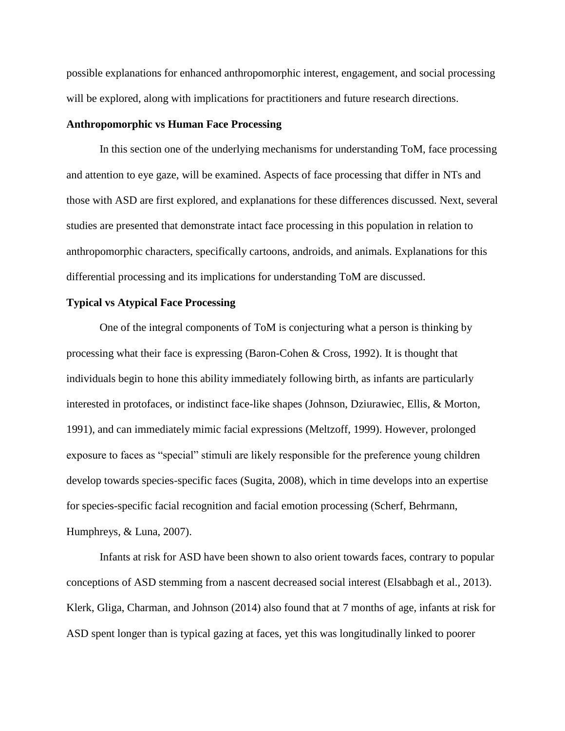possible explanations for enhanced anthropomorphic interest, engagement, and social processing will be explored, along with implications for practitioners and future research directions.

## Anthropomorphic vs Human Face Processing

In this section one of the underlying mechanisms for understanding ToM, face processing and attention to eye gaze, will be examined. Aspects of face processing that differ in NTs and those with ASD are first explored, and explanations for these differences discussed. Next, several studies are presented that demonstrate intact face processing in this population in relation to anthropomorphic characters, specifically cartoons, androids, and animals. Explanations for this differential processing and its implications for understanding ToM are discussed.

## Typical vs Atypical Face Processing

One of the integral components of ToM is conjecturing what a person is thinking by processing what their face is expressing (Baron-Cohen & Cross, 1992). It is thought that individuals begin to hone this ability immediately following birth, as infants are particularly interested in protofaces, or indistinct face-like shapes (Johnson, Dziurawiec, Ellis, & Morton, 1991), and can immediately mimic facial expressions (Meltzoff, 1999). However, prolonged exposure to faces as "special" stimuli are likely responsible for the preference young children develop towards species-specific faces (Sugita, 2008), which in time develops into an expertise for species-specific facial recognition and facial emotion processing (Scherf, Behrmann, Humphreys, & Luna, 2007).

Infants at risk for ASD have been shown to also orient towards faces, contrary to popular conceptions of ASD stemming from a nascent decreased social interest (Elsabbagh et al., 2013). Klerk, Gliga, Charman, and Johnson (2014) also found that at 7 months of age, infants at risk for ASD spent longer than is typical gazing at faces, yet this was longitudinally linked to poorer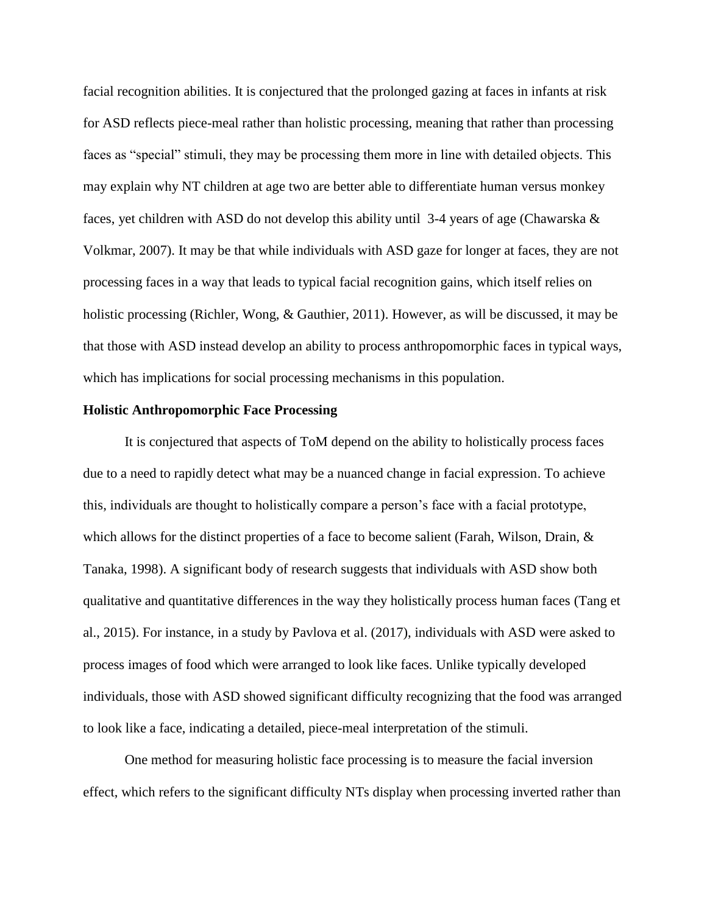facial recognition abilities. It is conjectured that the prolonged gazing at faces in infants at risk for ASD reflects piece-meal rather than holistic processing, meaning that rather than processing faces as "special" stimuli, they may be processing them more in line with detailed objects. This may explain why NT children at age two are better able to differentiate human versus monkey faces, yet children with ASD do not develop this ability until 3-4 years of age (Chawarska & Volkmar, 2007). It may be that while individuals with ASD gaze for longer at faces, they are not processing faces in a way that leads to typical facial recognition gains, which itself relies on holistic processing (Richler, Wong, & Gauthier, 2011). However, as will be discussed, it may be that those with ASD instead develop an ability to process anthropomorphic faces in typical ways, which has implications for social processing mechanisms in this population.

**Holistic Anthropomorphic Face Processing**

It is conjectured that aspects of ToM depend on the ability to holistically process faces due to a need to rapidly detect what may be a nuanced change in facial expression. To achieve this, individuals are thought to holistically compare a person's face with a facial prototype, which allows for the distinct properties of a face to become salient (Farah, Wilson, Drain, & Tanaka, 1998). A significant body of research suggests that individuals with ASD show both qualitative and quantitative differences in the way they holistically process human faces (Tang et al., 2015). For instance, in a study by Pavlova et al. (2017), individuals with ASD were asked to process images of food which were arranged to look like faces. Unlike typically developed individuals, those with ASD showed significant difficulty recognizing that the food was arranged to look like a face, indicating a detailed, piece-meal interpretation of the stimuli.

One method for measuring holistic face processing is to measure the facial inversion effect, which refers to the significant difficulty NTs display when processing inverted rather than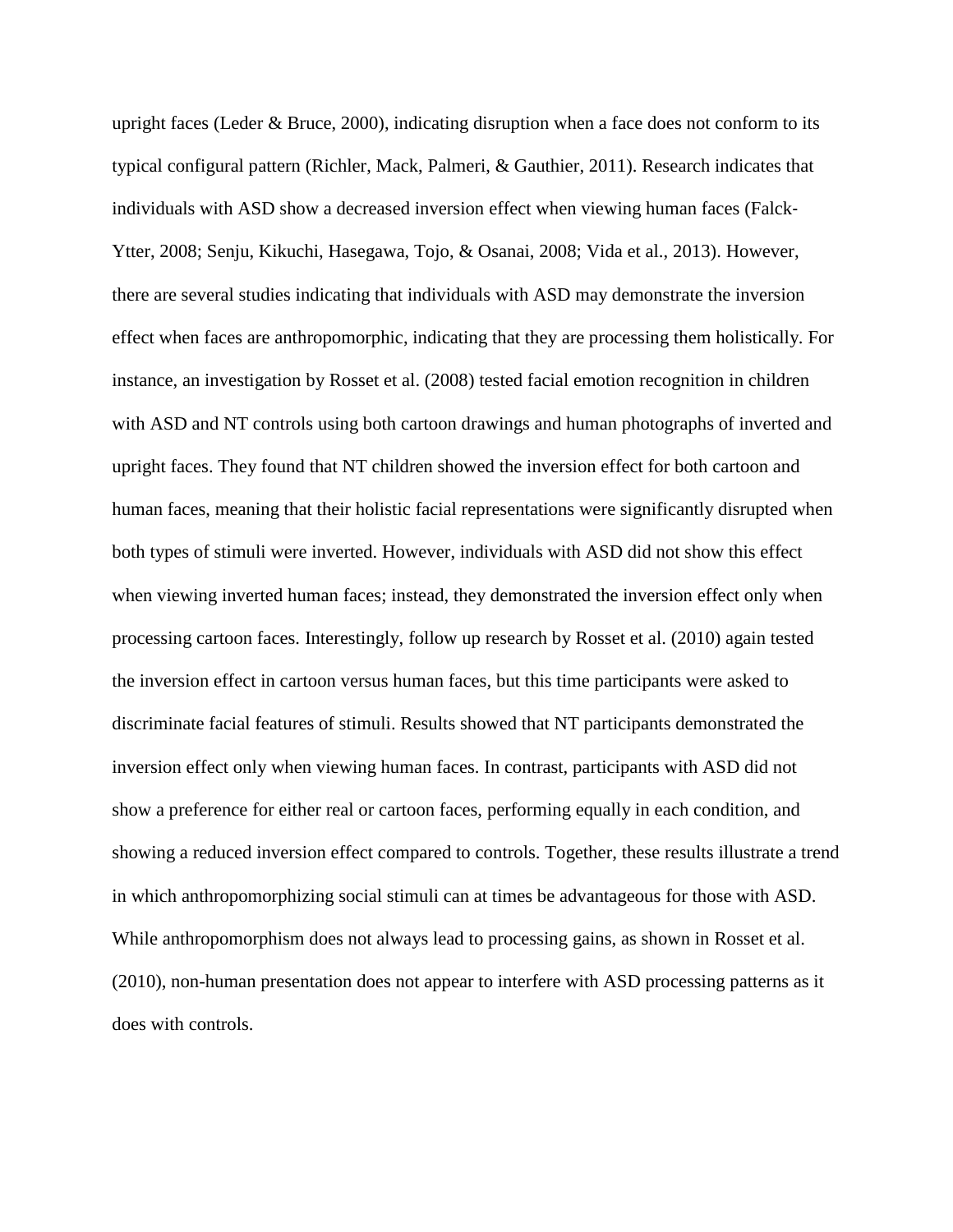upright faces (Leder & Bruce, 2000), indicating disruption when a face does not conform to its typical configural pattern (Richler, Mack, Palmeri, & Gauthier, 2011). Research indicates that individuals with ASD show a decreased inversion effect when viewing human faces (Falck-Ytter, 2008; Senju, Kikuchi, Hasegawa, Tojo, & Osanai, 2008; Vida et al., 2013). However, there are several studies indicating that individuals with ASD may demonstrate the inversion effect when faces are anthropomorphic, indicating that they are processing them holistically. For instance, an investigation by Rosset et al. (2008) tested facial emotion recognition in children with ASD and NT controls using both cartoon drawings and human photographs of inverted and upright faces. They found that NT children showed the inversion effect for both cartoon and human faces, meaning that their holistic facial representations were significantly disrupted when both types of stimuli were inverted. However, individuals with ASD did not show this effect when viewing inverted human faces; instead, they demonstrated the inversion effect only when processing cartoon faces. Interestingly, follow up research by Rosset et al. (2010) again tested the inversion effect in cartoon versus human faces, but this time participants were asked to discriminate facial features of stimuli. Results showed that NT participants demonstrated the inversion effect only when viewing human faces. In contrast, participants with ASD did not show a preference for either real or cartoon faces, performing equally in each condition, and showing a reduced inversion effect compared to controls. Together, these results illustrate a trend in which anthropomorphizing social stimuli can at times be advantageous for those with ASD. While anthropomorphism does not always lead to processing gains, as shown in Rosset et al. (2010), non-human presentation does not appear to interfere with ASD processing patterns as it does with controls.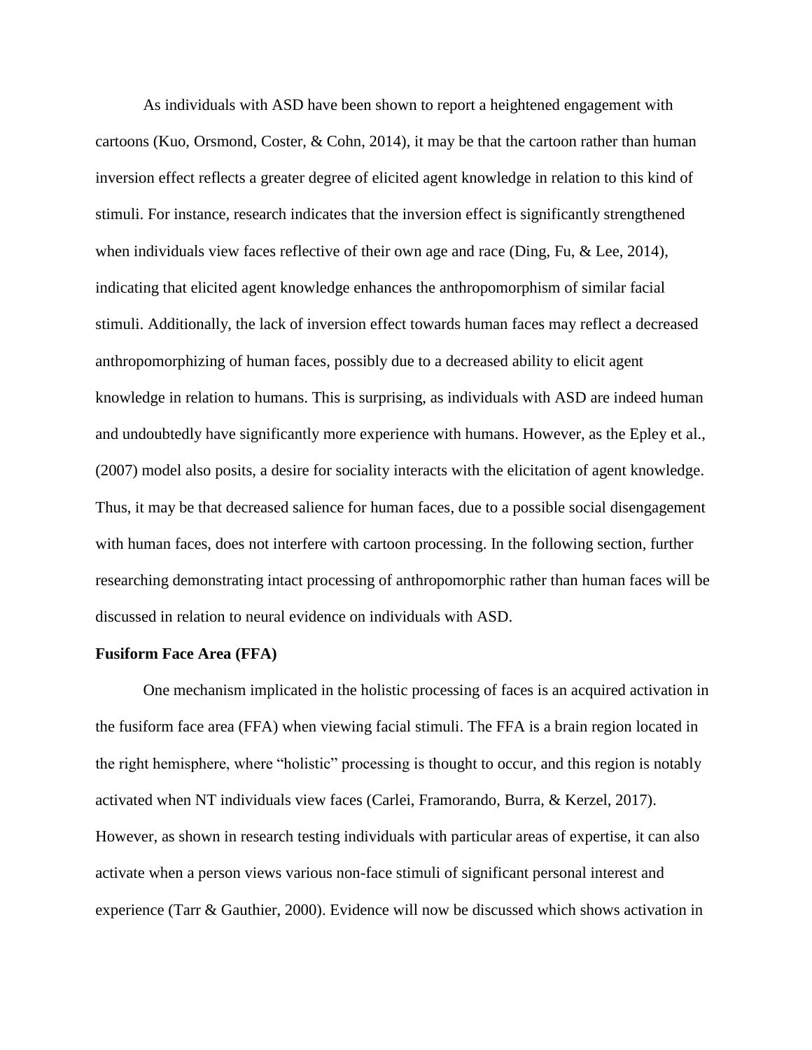As individuals with ASD have been shown to report a heightened engagement with cartoons (Kuo, Orsmond, Coster, & Cohn, 2014), it may be that the cartoon rather than human inversion effect reflects a greater degree of elicited agent knowledge in relation to this kind of stimuli. For instance, research indicates that the inversion effect is significantly strengthened when individuals view faces reflective of their own age and race (Ding, Fu, & Lee, 2014), indicating that elicited agent knowledge enhances the anthropomorphism of similar facial stimuli. Additionally, the lack of inversion effect towards human faces may reflect a decreased anthropomorphizing of human faces, possibly due to a decreased ability to elicit agent knowledge in relation to humans. This is surprising, as individuals with ASD are indeed human and undoubtedly have significantly more experience with humans. However, as the Epley et al., (2007) model also posits, a desire for sociality interacts with the elicitation of agent knowledge. Thus, it may be that decreased salience for human faces, due to a possible social disengagement with human faces, does not interfere with cartoon processing. In the following section, further researching demonstrating intact processing of anthropomorphic rather than human faces will be discussed in relation to neural evidence on individuals with ASD.

**Fusiform Face Area (FFA)**

One mechanism implicated in the holistic processing of faces is an acquired activation in the fusiform face area (FFA) when viewing facial stimuli. The FFA is a brain region located in the right hemisphere, where "holistic" processing is thought to occur, and this region is notably activated when NT individuals view faces (Carlei, Framorando, Burra, & Kerzel, 2017). However, as shown in research testing individuals with particular areas of expertise, it can also activate when a person views various non-face stimuli of significant personal interest and experience (Tarr & Gauthier, 2000). Evidence will now be discussed which shows activation in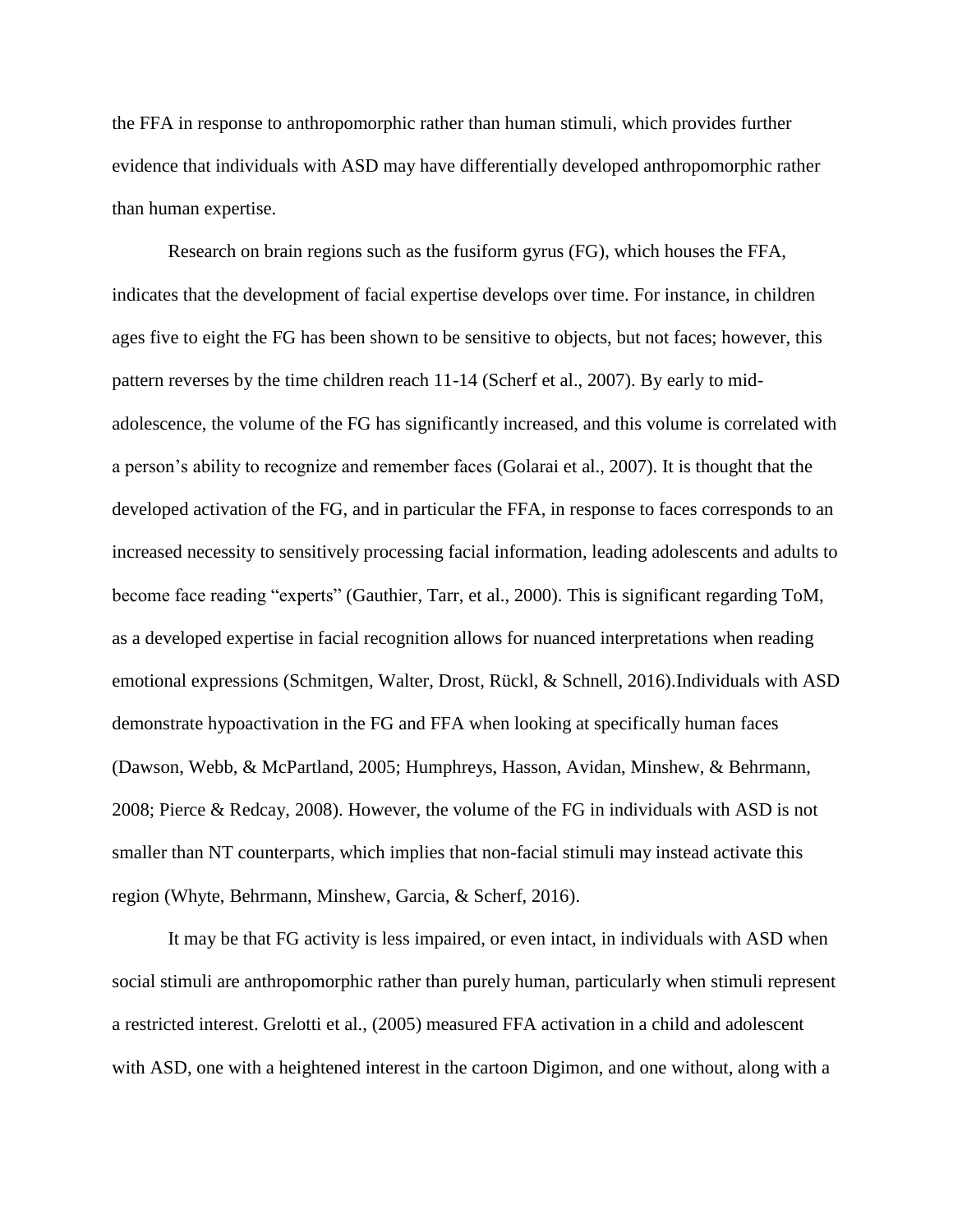the FFA in response to anthropomorphic rather than human stimuli, which provides further evidence that individuals with ASD may have differentially developed anthropomorphic rather than human expertise.

Research on brain regions such as the fusiform gyrus (FG), which houses the FFA, indicates that the development of facial expertise develops over time. For instance, in children ages five to eight the FG has been shown to be sensitive to objects, but not faces; however, this pattern reverses by the time children reach 11-14 (Scherf et al., 2007). By early to mid-adolescence, the volume of the FG has significantly increased, and this volume is correlated with a person's ability to recognize and remember faces (Golarai et al., 2007). It is thought that the developed activation of the FG, and in particular the FFA, in response to faces corresponds to an increased necessity to sensitively processing facial information, leading adolescents and adults to become face reading "experts" (Gauthier, Tarr, et al., 2000). This is significant regarding ToM, as a developed expertise in facial recognition allows for nuanced interpretations when reading emotional expressions (Schmitgen, Walter, Drost, Rückl, & Schnell, 2016).Individuals with ASD demonstrate hypoactivation in the FG and FFA when looking at specifically human faces (Dawson, Webb, & McPartland, 2005; Humphreys, Hasson, Avidan, Minshew, & Behrmann, 2008; Pierce & Redcay, 2008). However, the volume of the FG in individuals with ASD is not smaller than NT counterparts, which implies that non-facial stimuli may instead activate this region (Whyte, Behrmann, Minshew, Garcia, & Scherf, 2016).

It may be that FG activity is less impaired, or even intact, in individuals with ASD when social stimuli are anthropomorphic rather than purely human, particularly when stimuli represent a restricted interest. Grelotti et al., (2005) measured FFA activation in a child and adolescent with ASD, one with a heightened interest in the cartoon Digimon, and one without, along with a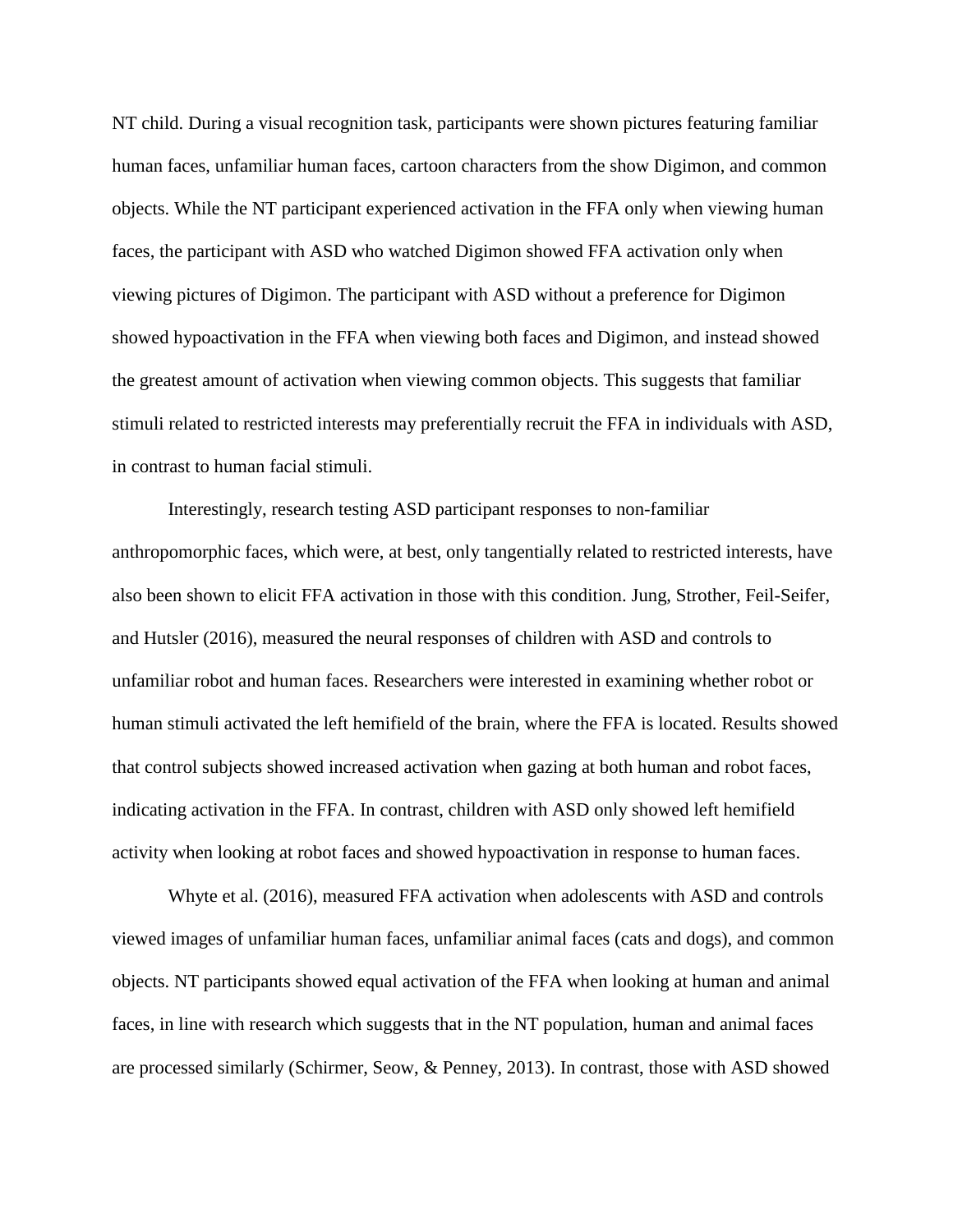NT child. During a visual recognition task, participants were shown pictures featuring familiar human faces, unfamiliar human faces, cartoon characters from the show Digimon, and common objects. While the NT participant experienced activation in the FFA only when viewing human faces, the participant with ASD who watched Digimon showed FFA activation only when viewing pictures of Digimon. The participant with ASD without a preference for Digimon showed hypoactivation in the FFA when viewing both faces and Digimon, and instead showed the greatest amount of activation when viewing common objects. This suggests that familiar stimuli related to restricted interests may preferentially recruit the FFA in individuals with ASD, in contrast to human facial stimuli.

Interestingly, research testing ASD participant responses to non-familiar anthropomorphic faces, which were, at best, only tangentially related to restricted interests, have also been shown to elicit FFA activation in those with this condition. Jung, Strother, Feil-Seifer, and Hutsler (2016), measured the neural responses of children with ASD and controls to unfamiliar robot and human faces. Researchers were interested in examining whether robot or human stimuli activated the left hemifield of the brain, where the FFA is located. Results showed that control subjects showed increased activation when gazing at both human and robot faces, indicating activation in the FFA. In contrast, children with ASD only showed left hemifield activity when looking at robot faces and showed hypoactivation in response to human faces.

Whyte et al. (2016), measured FFA activation when adolescents with ASD and controls viewed images of unfamiliar human faces, unfamiliar animal faces (cats and dogs), and common objects. NT participants showed equal activation of the FFA when looking at human and animal faces, in line with research which suggests that in the NT population, human and animal faces are processed similarly (Schirmer, Seow, & Penney, 2013). In contrast, those with ASD showed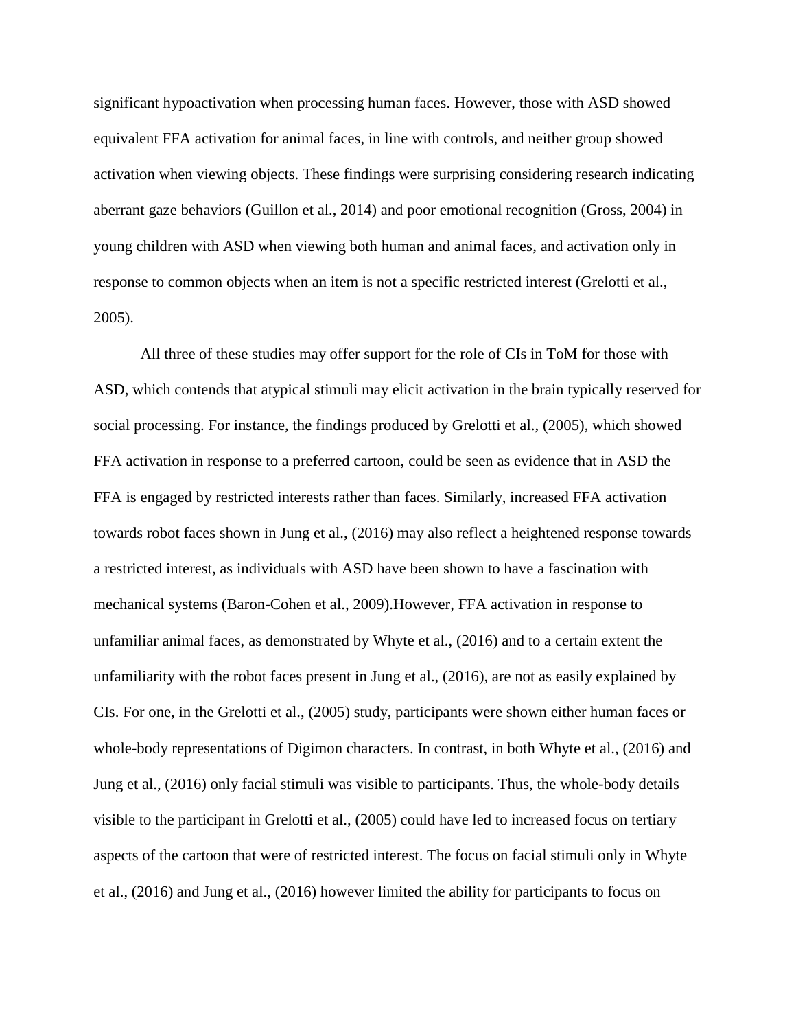significant hypoactivation when processing human faces. However, those with ASD showed equivalent FFA activation for animal faces, in line with controls, and neither group showed activation when viewing objects. These findings were surprising considering research indicating aberrant gaze behaviors (Guillon et al., 2014) and poor emotional recognition (Gross, 2004) in young children with ASD when viewing both human and animal faces, and activation only in response to common objects when an item is not a specific restricted interest (Grelotti et al., 2005).

All three of these studies may offer support for the role of CIs in ToM for those with ASD, which contends that atypical stimuli may elicit activation in the brain typically reserved for social processing. For instance, the findings produced by Grelotti et al., (2005), which showed FFA activation in response to a preferred cartoon, could be seen as evidence that in ASD the FFA is engaged by restricted interests rather than faces. Similarly, increased FFA activation towards robot faces shown in Jung et al., (2016) may also reflect a heightened response towards a restricted interest, as individuals with ASD have been shown to have a fascination with mechanical systems (Baron-Cohen et al., 2009).However, FFA activation in response to unfamiliar animal faces, as demonstrated by Whyte et al., (2016) and to a certain extent the unfamiliarity with the robot faces present in Jung et al., (2016), are not as easily explained by CIs. For one, in the Grelotti et al., (2005) study, participants were shown either human faces or whole-body representations of Digimon characters. In contrast, in both Whyte et al., (2016) and Jung et al., (2016) only facial stimuli was visible to participants. Thus, the whole-body details visible to the participant in Grelotti et al., (2005) could have led to increased focus on tertiary aspects of the cartoon that were of restricted interest. The focus on facial stimuli only in Whyte et al., (2016) and Jung et al., (2016) however limited the ability for participants to focus on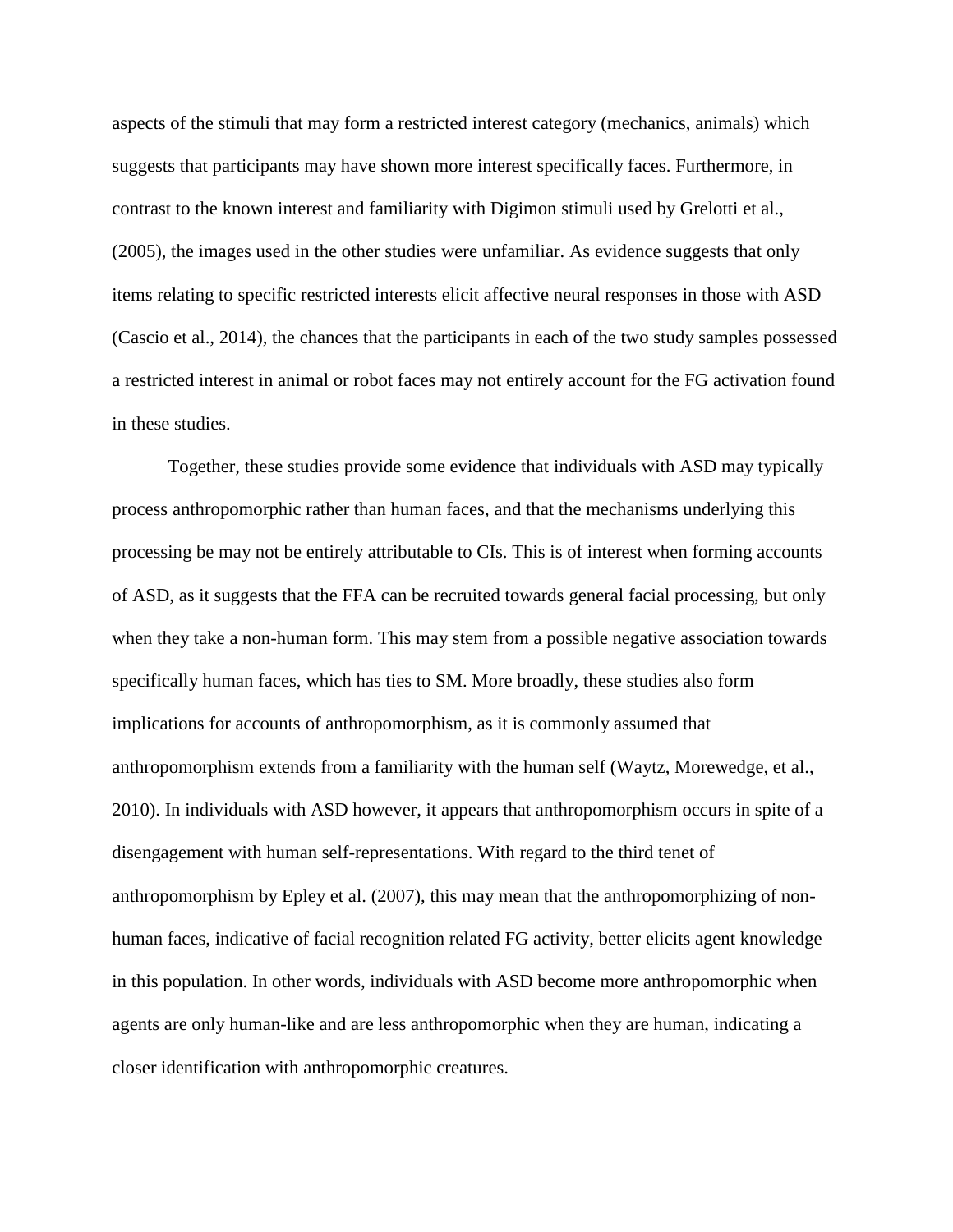aspects of the stimuli that may form a restricted interest category (mechanics, animals) which suggests that participants may have shown more interest specifically faces. Furthermore, in contrast to the known interest and familiarity with Digimon stimuli used by Grelotti et al., (2005), the images used in the other studies were unfamiliar. As evidence suggests that only items relating to specific restricted interests elicit affective neural responses in those with ASD (Cascio et al., 2014), the chances that the participants in each of the two study samples possessed a restricted interest in animal or robot faces may not entirely account for the FG activation found in these studies.

Together, these studies provide some evidence that individuals with ASD may typically process anthropomorphic rather than human faces, and that the mechanisms underlying this processing be may not be entirely attributable to CIs. This is of interest when forming accounts of ASD, as it suggests that the FFA can be recruited towards general facial processing, but only when they take a non-human form. This may stem from a possible negative association towards specifically human faces, which has ties to SM. More broadly, these studies also form implications for accounts of anthropomorphism, as it is commonly assumed that anthropomorphism extends from a familiarity with the human self (Waytz, Morewedge, et al., 2010). In individuals with ASD however, it appears that anthropomorphism occurs in spite of a disengagement with human self-representations. With regard to the third tenet of anthropomorphism by Epley et al. (2007), this may mean that the anthropomorphizing of non-human faces, indicative of facial recognition related FG activity, better elicits agent knowledge in this population. In other words, individuals with ASD become more anthropomorphic when agents are only human-like and are less anthropomorphic when they are human, indicating a closer identification with anthropomorphic creatures.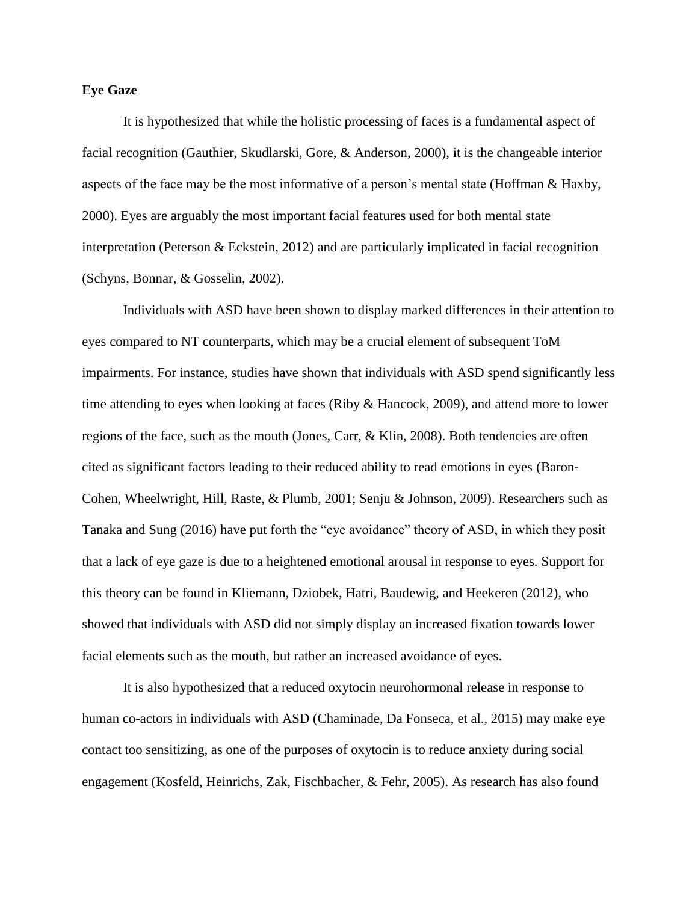**Eye Gaze**

It is hypothesized that while the holistic processing of faces is a fundamental aspect of facial recognition (Gauthier, Skudlarski, Gore, & Anderson, 2000), it is the changeable interior aspects of the face may be the most informative of a person's mental state (Hoffman & Haxby, 2000). Eyes are arguably the most important facial features used for both mental state interpretation (Peterson & Eckstein, 2012) and are particularly implicated in facial recognition (Schyns, Bonnar, & Gosselin, 2002).

Individuals with ASD have been shown to display marked differences in their attention to eyes compared to NT counterparts, which may be a crucial element of subsequent ToM impairments. For instance, studies have shown that individuals with ASD spend significantly less time attending to eyes when looking at faces (Riby & Hancock, 2009), and attend more to lower regions of the face, such as the mouth (Jones, Carr, & Klin, 2008). Both tendencies are often cited as significant factors leading to their reduced ability to read emotions in eyes (Baron-Cohen, Wheelwright, Hill, Raste, & Plumb, 2001; Senju & Johnson, 2009). Researchers such as Tanaka and Sung (2016) have put forth the "eye avoidance" theory of ASD, in which they posit that a lack of eye gaze is due to a heightened emotional arousal in response to eyes. Support for this theory can be found in Kliemann, Dziobek, Hatri, Baudewig, and Heekeren (2012), who showed that individuals with ASD did not simply display an increased fixation towards lower facial elements such as the mouth, but rather an increased avoidance of eyes.

It is also hypothesized that a reduced oxytocin neurohormonal release in response to human co-actors in individuals with ASD (Chaminade, Da Fonseca, et al., 2015) may make eye contact too sensitizing, as one of the purposes of oxytocin is to reduce anxiety during social engagement (Kosfeld, Heinrichs, Zak, Fischbacher, & Fehr, 2005). As research has also found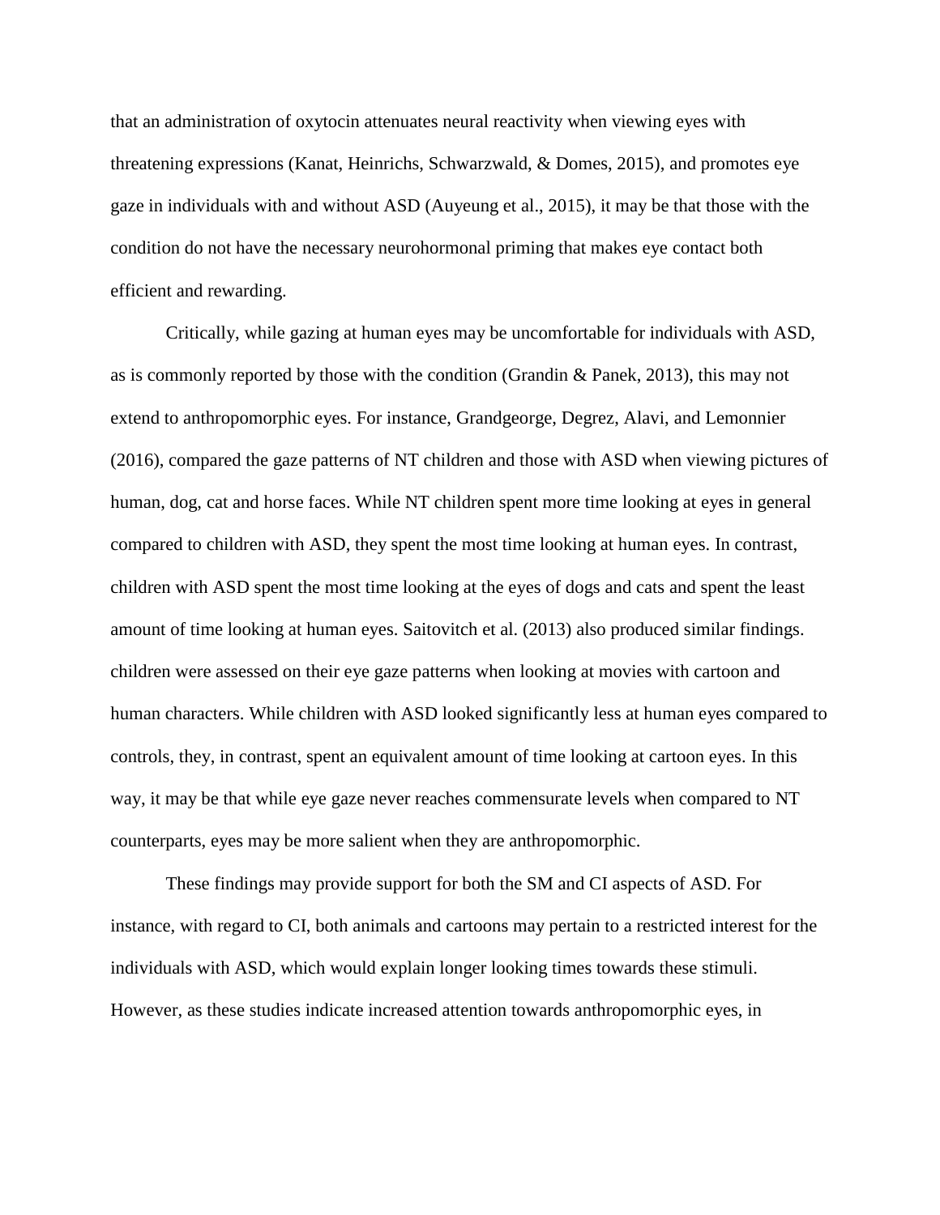that an administration of oxytocin attenuates neural reactivity when viewing eyes with threatening expressions (Kanat, Heinrichs, Schwarzwald, & Domes, 2015), and promotes eye gaze in individuals with and without ASD (Auyeung et al., 2015), it may be that those with the condition do not have the necessary neurohormonal priming that makes eye contact both efficient and rewarding.

Critically, while gazing at human eyes may be uncomfortable for individuals with ASD, as is commonly reported by those with the condition (Grandin & Panek, 2013), this may not extend to anthropomorphic eyes. For instance, Grandgeorge, Degrez, Alavi, and Lemonnier (2016), compared the gaze patterns of NT children and those with ASD when viewing pictures of human, dog, cat and horse faces. While NT children spent more time looking at eyes in general compared to children with ASD, they spent the most time looking at human eyes. In contrast, children with ASD spent the most time looking at the eyes of dogs and cats and spent the least amount of time looking at human eyes. Saitovitch et al. (2013) also produced similar findings. children were assessed on their eye gaze patterns when looking at movies with cartoon and human characters. While children with ASD looked significantly less at human eyes compared to controls, they, in contrast, spent an equivalent amount of time looking at cartoon eyes. In this way, it may be that while eye gaze never reaches commensurate levels when compared to NT counterparts, eyes may be more salient when they are anthropomorphic.

These findings may provide support for both the SM and CI aspects of ASD. For instance, with regard to CI, both animals and cartoons may pertain to a restricted interest for the individuals with ASD, which would explain longer looking times towards these stimuli. However, as these studies indicate increased attention towards anthropomorphic eyes, in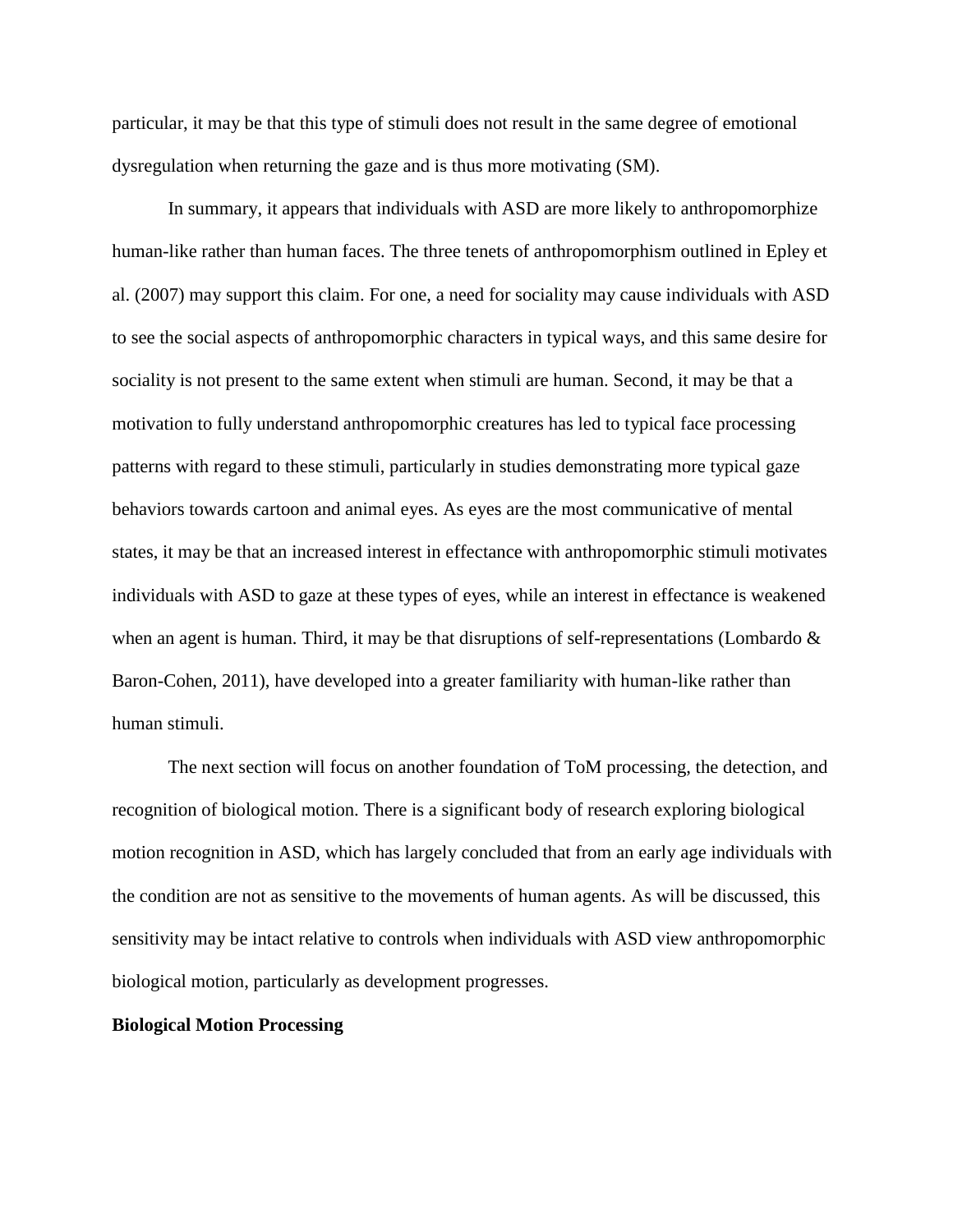particular, it may be that this type of stimuli does not result in the same degree of emotional dysregulation when returning the gaze and is thus more motivating (SM).

In summary, it appears that individuals with ASD are more likely to anthropomorphize human-like rather than human faces. The three tenets of anthropomorphism outlined in Epley et al. (2007) may support this claim. For one, a need for sociality may cause individuals with ASD to see the social aspects of anthropomorphic characters in typical ways, and this same desire for sociality is not present to the same extent when stimuli are human. Second, it may be that a motivation to fully understand anthropomorphic creatures has led to typical face processing patterns with regard to these stimuli, particularly in studies demonstrating more typical gaze behaviors towards cartoon and animal eyes. As eyes are the most communicative of mental states, it may be that an increased interest in effectance with anthropomorphic stimuli motivates individuals with ASD to gaze at these types of eyes, while an interest in effectance is weakened when an agent is human. Third, it may be that disruptions of self-representations (Lombardo & Baron-Cohen, 2011), have developed into a greater familiarity with human-like rather than human stimuli.

The next section will focus on another foundation of ToM processing, the detection, and recognition of biological motion. There is a significant body of research exploring biological motion recognition in ASD, which has largely concluded that from an early age individuals with the condition are not as sensitive to the movements of human agents. As will be discussed, this sensitivity may be intact relative to controls when individuals with ASD view anthropomorphic biological motion, particularly as development progresses.

**Biological Motion Processing**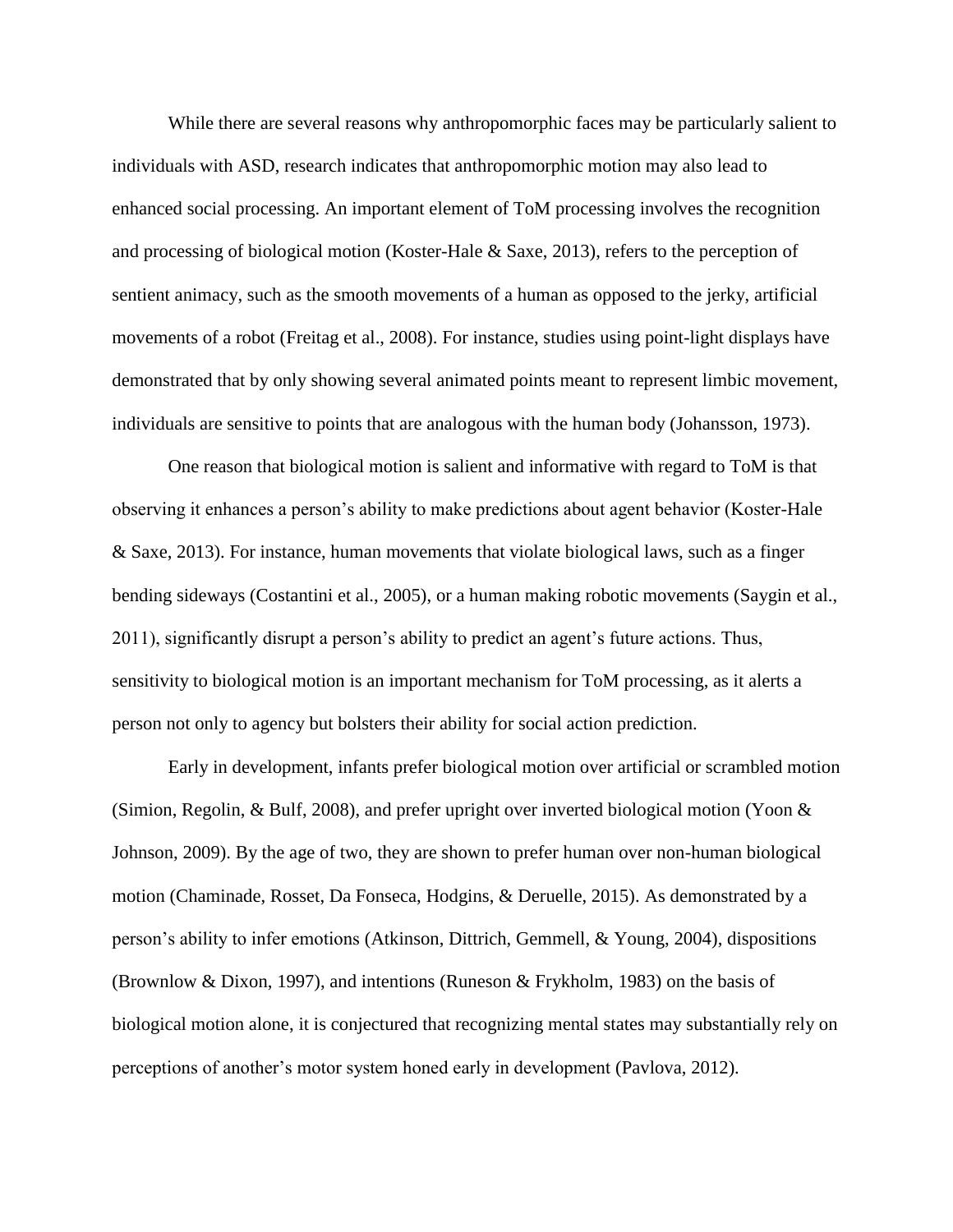While there are several reasons why anthropomorphic faces may be particularly salient to individuals with ASD, research indicates that anthropomorphic motion may also lead to enhanced social processing. An important element of ToM processing involves the recognition and processing of biological motion (Koster-Hale & Saxe, 2013), refers to the perception of sentient animacy, such as the smooth movements of a human as opposed to the jerky, artificial movements of a robot (Freitag et al., 2008). For instance, studies using point-light displays have demonstrated that by only showing several animated points meant to represent limbic movement, individuals are sensitive to points that are analogous with the human body (Johansson, 1973).

One reason that biological motion is salient and informative with regard to ToM is that observing it enhances a person's ability to make predictions about agent behavior (Koster-Hale & Saxe, 2013). For instance, human movements that violate biological laws, such as a finger bending sideways (Costantini et al., 2005), or a human making robotic movements (Saygin et al., 2011), significantly disrupt a person's ability to predict an agent's future actions. Thus, sensitivity to biological motion is an important mechanism for ToM processing, as it alerts a person not only to agency but bolsters their ability for social action prediction.

Early in development, infants prefer biological motion over artificial or scrambled motion (Simion, Regolin, & Bulf, 2008), and prefer upright over inverted biological motion (Yoon & Johnson, 2009). By the age of two, they are shown to prefer human over non-human biological motion (Chaminade, Rosset, Da Fonseca, Hodgins, & Deruelle, 2015). As demonstrated by a person's ability to infer emotions (Atkinson, Dittrich, Gemmell, & Young, 2004), dispositions (Brownlow & Dixon, 1997), and intentions (Runeson & Frykholm, 1983) on the basis of biological motion alone, it is conjectured that recognizing mental states may substantially rely on perceptions of another's motor system honed early in development (Pavlova, 2012).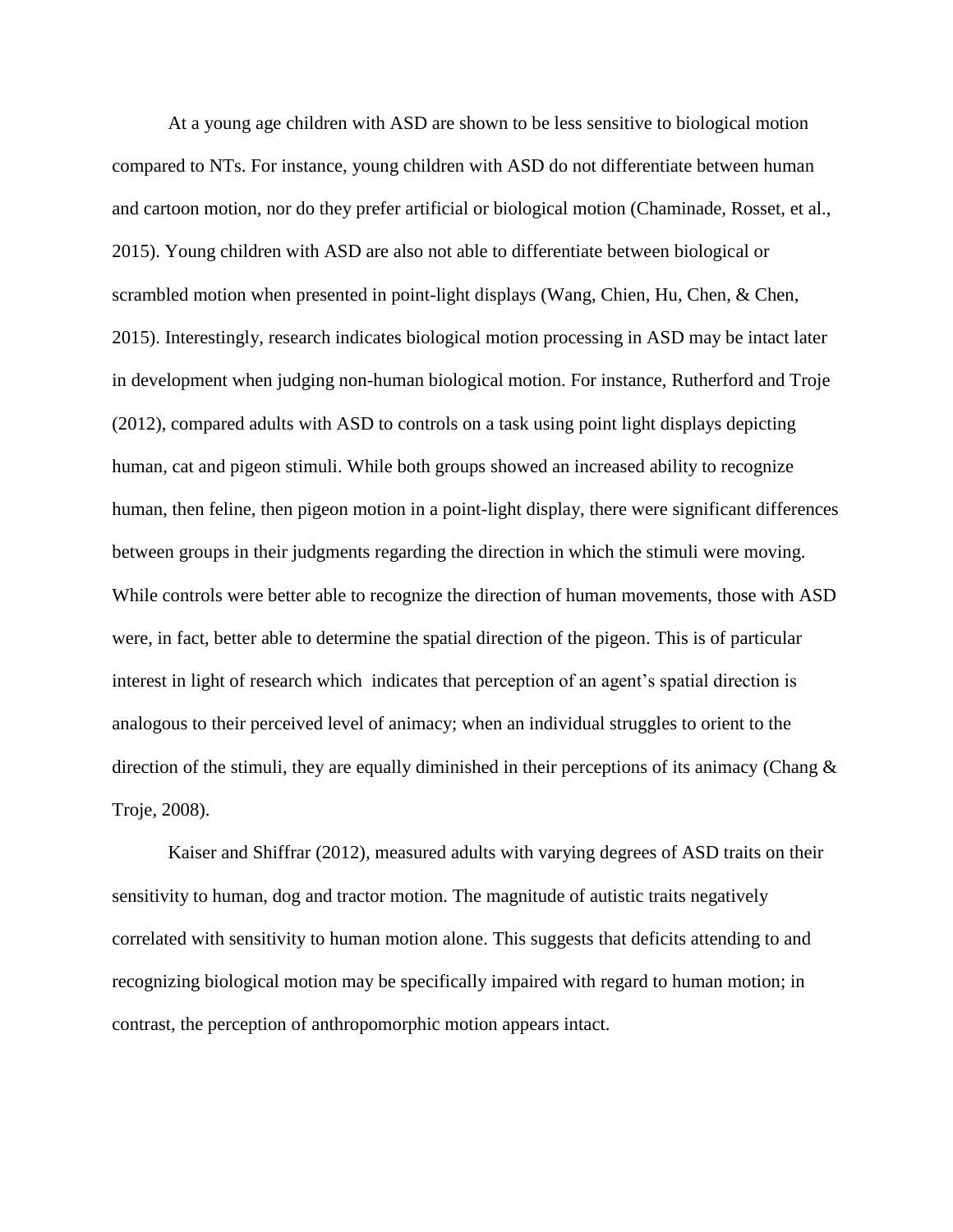At a young age children with ASD are shown to be less sensitive to biological motion compared to NTs. For instance, young children with ASD do not differentiate between human and cartoon motion, nor do they prefer artificial or biological motion (Chaminade, Rosset, et al., 2015). Young children with ASD are also not able to differentiate between biological or scrambled motion when presented in point-light displays (Wang, Chien, Hu, Chen, & Chen, 2015). Interestingly, research indicates biological motion processing in ASD may be intact later in development when judging non-human biological motion. For instance, Rutherford and Troje (2012), compared adults with ASD to controls on a task using point light displays depicting human, cat and pigeon stimuli. While both groups showed an increased ability to recognize human, then feline, then pigeon motion in a point-light display, there were significant differences between groups in their judgments regarding the direction in which the stimuli were moving. While controls were better able to recognize the direction of human movements, those with ASD were, in fact, better able to determine the spatial direction of the pigeon. This is of particular interest in light of research which indicates that perception of an agent's spatial direction is analogous to their perceived level of animacy; when an individual struggles to orient to the direction of the stimuli, they are equally diminished in their perceptions of its animacy (Chang & Troje, 2008).

Kaiser and Shiffrar (2012), measured adults with varying degrees of ASD traits on their sensitivity to human, dog and tractor motion. The magnitude of autistic traits negatively correlated with sensitivity to human motion alone. This suggests that deficits attending to and recognizing biological motion may be specifically impaired with regard to human motion; in contrast, the perception of anthropomorphic motion appears intact.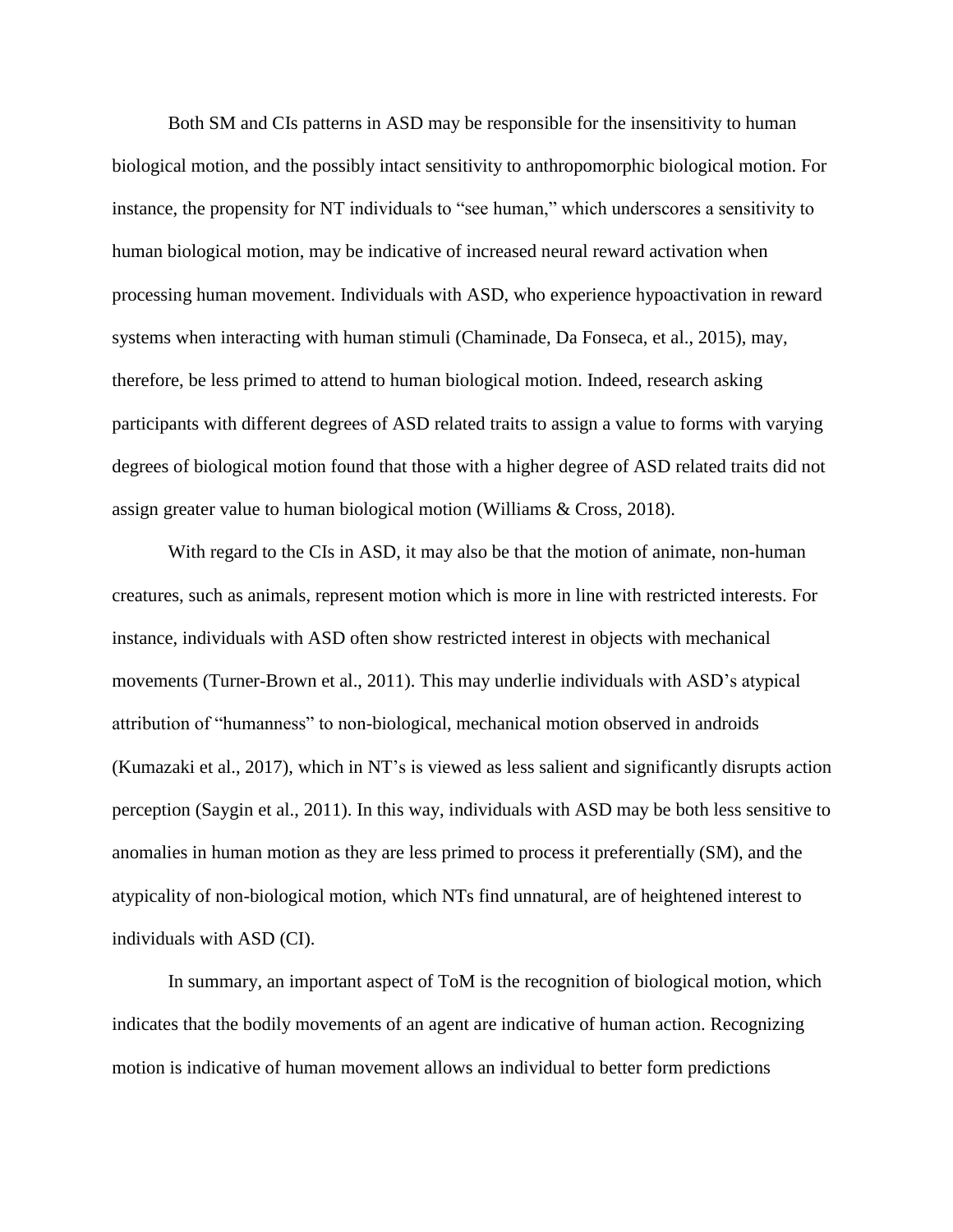Both SM and CIs patterns in ASD may be responsible for the insensitivity to human biological motion, and the possibly intact sensitivity to anthropomorphic biological motion. For instance, the propensity for NT individuals to "see human," which underscores a sensitivity to human biological motion, may be indicative of increased neural reward activation when processing human movement. Individuals with ASD, who experience hypoactivation in reward systems when interacting with human stimuli (Chaminade, Da Fonseca, et al., 2015), may, therefore, be less primed to attend to human biological motion. Indeed, research asking participants with different degrees of ASD related traits to assign a value to forms with varying degrees of biological motion found that those with a higher degree of ASD related traits did not assign greater value to human biological motion (Williams & Cross, 2018).

With regard to the CIs in ASD, it may also be that the motion of animate, non-human creatures, such as animals, represent motion which is more in line with restricted interests. For instance, individuals with ASD often show restricted interest in objects with mechanical movements (Turner-Brown et al., 2011). This may underlie individuals with ASD's atypical attribution of "humanness" to non-biological, mechanical motion observed in androids (Kumazaki et al., 2017), which in NT's is viewed as less salient and significantly disrupts action perception (Saygin et al., 2011). In this way, individuals with ASD may be both less sensitive to anomalies in human motion as they are less primed to process it preferentially (SM), and the atypicality of non-biological motion, which NTs find unnatural, are of heightened interest to individuals with ASD (CI).

In summary, an important aspect of ToM is the recognition of biological motion, which indicates that the bodily movements of an agent are indicative of human action. Recognizing motion is indicative of human movement allows an individual to better form predictions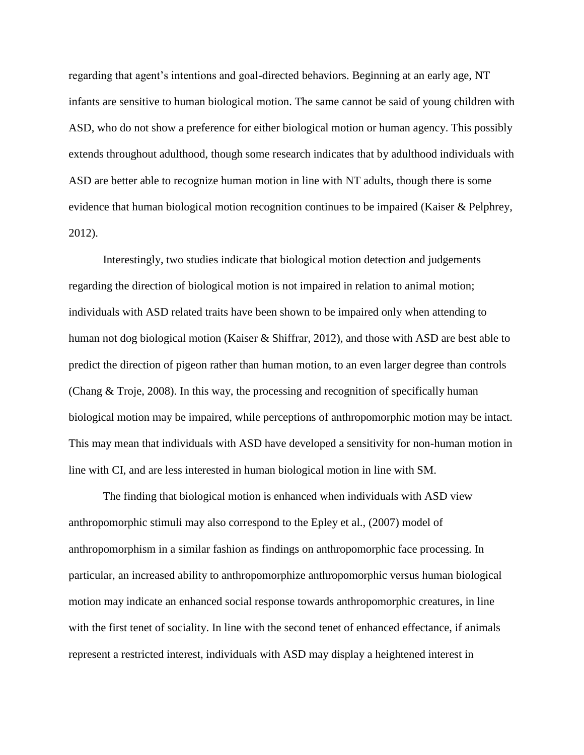regarding that agent's intentions and goal-directed behaviors. Beginning at an early age, NT infants are sensitive to human biological motion. The same cannot be said of young children with ASD, who do not show a preference for either biological motion or human agency. This possibly extends throughout adulthood, though some research indicates that by adulthood individuals with ASD are better able to recognize human motion in line with NT adults, though there is some evidence that human biological motion recognition continues to be impaired (Kaiser & Pelphrey, 2012).

Interestingly, two studies indicate that biological motion detection and judgements regarding the direction of biological motion is not impaired in relation to animal motion; individuals with ASD related traits have been shown to be impaired only when attending to human not dog biological motion (Kaiser & Shiffrar, 2012), and those with ASD are best able to predict the direction of pigeon rather than human motion, to an even larger degree than controls (Chang & Troje, 2008). In this way, the processing and recognition of specifically human biological motion may be impaired, while perceptions of anthropomorphic motion may be intact. This may mean that individuals with ASD have developed a sensitivity for non-human motion in line with CI, and are less interested in human biological motion in line with SM.

The finding that biological motion is enhanced when individuals with ASD view anthropomorphic stimuli may also correspond to the Epley et al., (2007) model of anthropomorphism in a similar fashion as findings on anthropomorphic face processing. In particular, an increased ability to anthropomorphize anthropomorphic versus human biological motion may indicate an enhanced social response towards anthropomorphic creatures, in line with the first tenet of sociality. In line with the second tenet of enhanced effectance, if animals represent a restricted interest, individuals with ASD may display a heightened interest in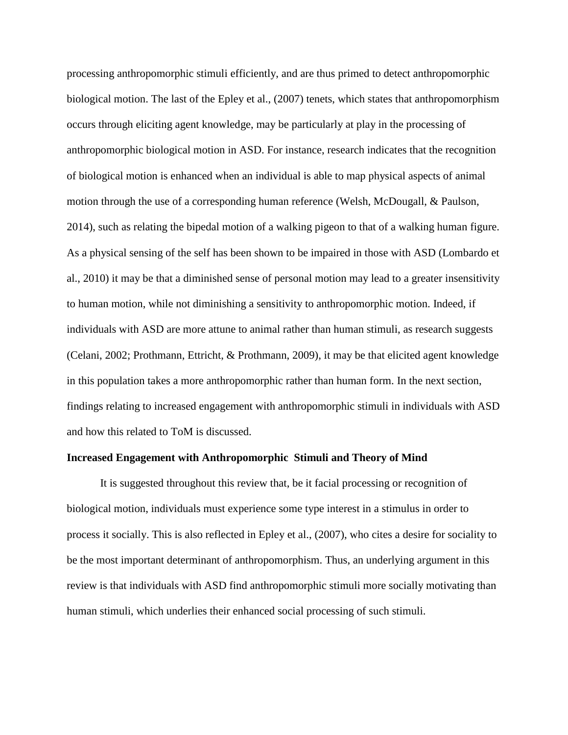processing anthropomorphic stimuli efficiently, and are thus primed to detect anthropomorphic biological motion. The last of the Epley et al., (2007) tenets, which states that anthropomorphism occurs through eliciting agent knowledge, may be particularly at play in the processing of anthropomorphic biological motion in ASD. For instance, research indicates that the recognition of biological motion is enhanced when an individual is able to map physical aspects of animal motion through the use of a corresponding human reference (Welsh, McDougall, & Paulson, 2014), such as relating the bipedal motion of a walking pigeon to that of a walking human figure. As a physical sensing of the self has been shown to be impaired in those with ASD (Lombardo et al., 2010) it may be that a diminished sense of personal motion may lead to a greater insensitivity to human motion, while not diminishing a sensitivity to anthropomorphic motion. Indeed, if individuals with ASD are more attune to animal rather than human stimuli, as research suggests (Celani, 2002; Prothmann, Ettricht, & Prothmann, 2009), it may be that elicited agent knowledge in this population takes a more anthropomorphic rather than human form. In the next section, findings relating to increased engagement with anthropomorphic stimuli in individuals with ASD and how this related to ToM is discussed.

**Increased Engagement with Anthropomorphic Stimuli and Theory of Mind**

It is suggested throughout this review that, be it facial processing or recognition of biological motion, individuals must experience some type interest in a stimulus in order to process it socially. This is also reflected in Epley et al., (2007), who cites a desire for sociality to be the most important determinant of anthropomorphism. Thus, an underlying argument in this review is that individuals with ASD find anthropomorphic stimuli more socially motivating than human stimuli, which underlies their enhanced social processing of such stimuli.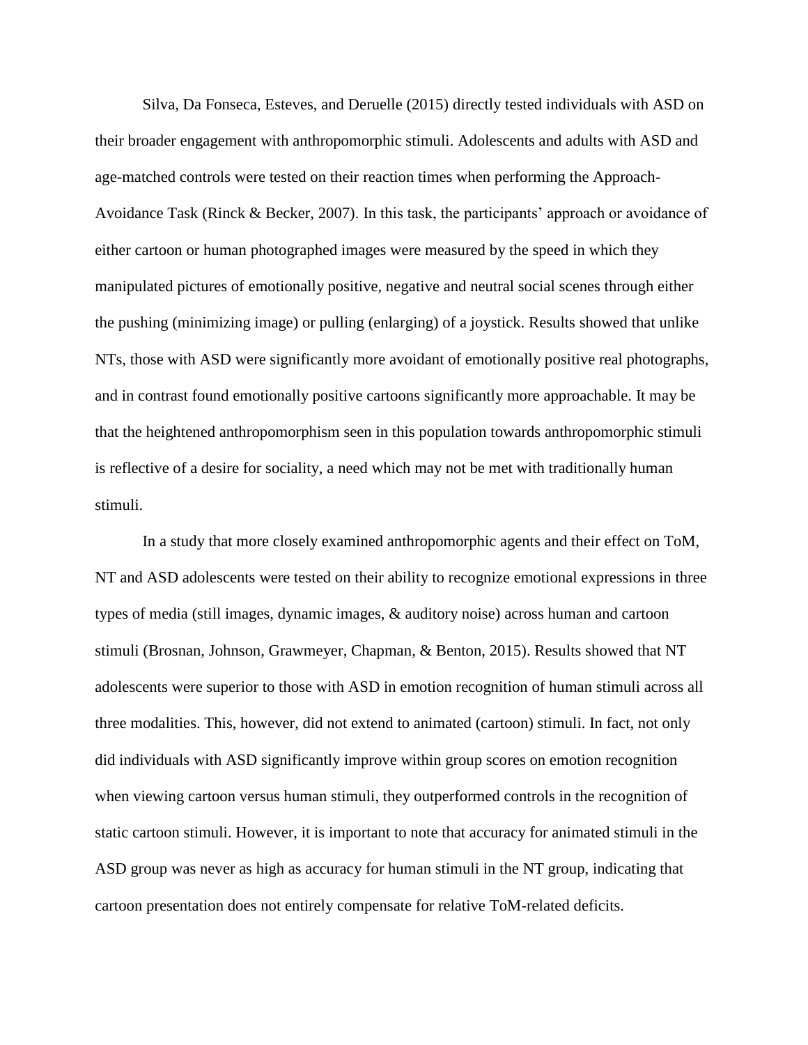Silva, Da Fonseca, Esteves, and Deruelle (2015) directly tested individuals with ASD on their broader engagement with anthropomorphic stimuli. Adolescents and adults with ASD and age-matched controls were tested on their reaction times when performing the Approach-Avoidance Task (Rinck & Becker, 2007). In this task, the participants' approach or avoidance of either cartoon or human photographed images were measured by the speed in which they manipulated pictures of emotionally positive, negative and neutral social scenes through either the pushing (minimizing image) or pulling (enlarging) of a joystick. Results showed that unlike NTs, those with ASD were significantly more avoidant of emotionally positive real photographs, and in contrast found emotionally positive cartoons significantly more approachable. It may be that the heightened anthropomorphism seen in this population towards anthropomorphic stimuli is reflective of a desire for sociality, a need which may not be met with traditionally human stimuli.

In a study that more closely examined anthropomorphic agents and their effect on ToM, NT and ASD adolescents were tested on their ability to recognize emotional expressions in three types of media (still images, dynamic images, & auditory noise) across human and cartoon stimuli (Brosnan, Johnson, Grawmeyer, Chapman, & Benton, 2015). Results showed that NT adolescents were superior to those with ASD in emotion recognition of human stimuli across all three modalities. This, however, did not extend to animated (cartoon) stimuli. In fact, not only did individuals with ASD significantly improve within group scores on emotion recognition when viewing cartoon versus human stimuli, they outperformed controls in the recognition of static cartoon stimuli. However, it is important to note that accuracy for animated stimuli in the ASD group was never as high as accuracy for human stimuli in the NT group, indicating that cartoon presentation does not entirely compensate for relative ToM-related deficits.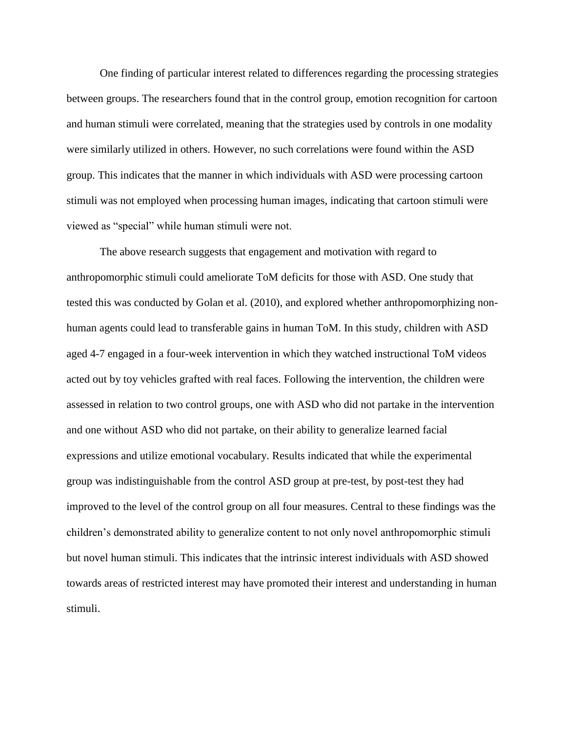One finding of particular interest related to differences regarding the processing strategies between groups. The researchers found that in the control group, emotion recognition for cartoon and human stimuli were correlated, meaning that the strategies used by controls in one modality were similarly utilized in others. However, no such correlations were found within the ASD group. This indicates that the manner in which individuals with ASD were processing cartoon stimuli was not employed when processing human images, indicating that cartoon stimuli were viewed as "special" while human stimuli were not.

The above research suggests that engagement and motivation with regard to anthropomorphic stimuli could ameliorate ToM deficits for those with ASD. One study that tested this was conducted by Golan et al. (2010), and explored whether anthropomorphizing non-human agents could lead to transferable gains in human ToM. In this study, children with ASD aged 4-7 engaged in a four-week intervention in which they watched instructional ToM videos acted out by toy vehicles grafted with real faces. Following the intervention, the children were assessed in relation to two control groups, one with ASD who did not partake in the intervention and one without ASD who did not partake, on their ability to generalize learned facial expressions and utilize emotional vocabulary. Results indicated that while the experimental group was indistinguishable from the control ASD group at pre-test, by post-test they had improved to the level of the control group on all four measures. Central to these findings was the children's demonstrated ability to generalize content to not only novel anthropomorphic stimuli but novel human stimuli. This indicates that the intrinsic interest individuals with ASD showed towards areas of restricted interest may have promoted their interest and understanding in human stimuli.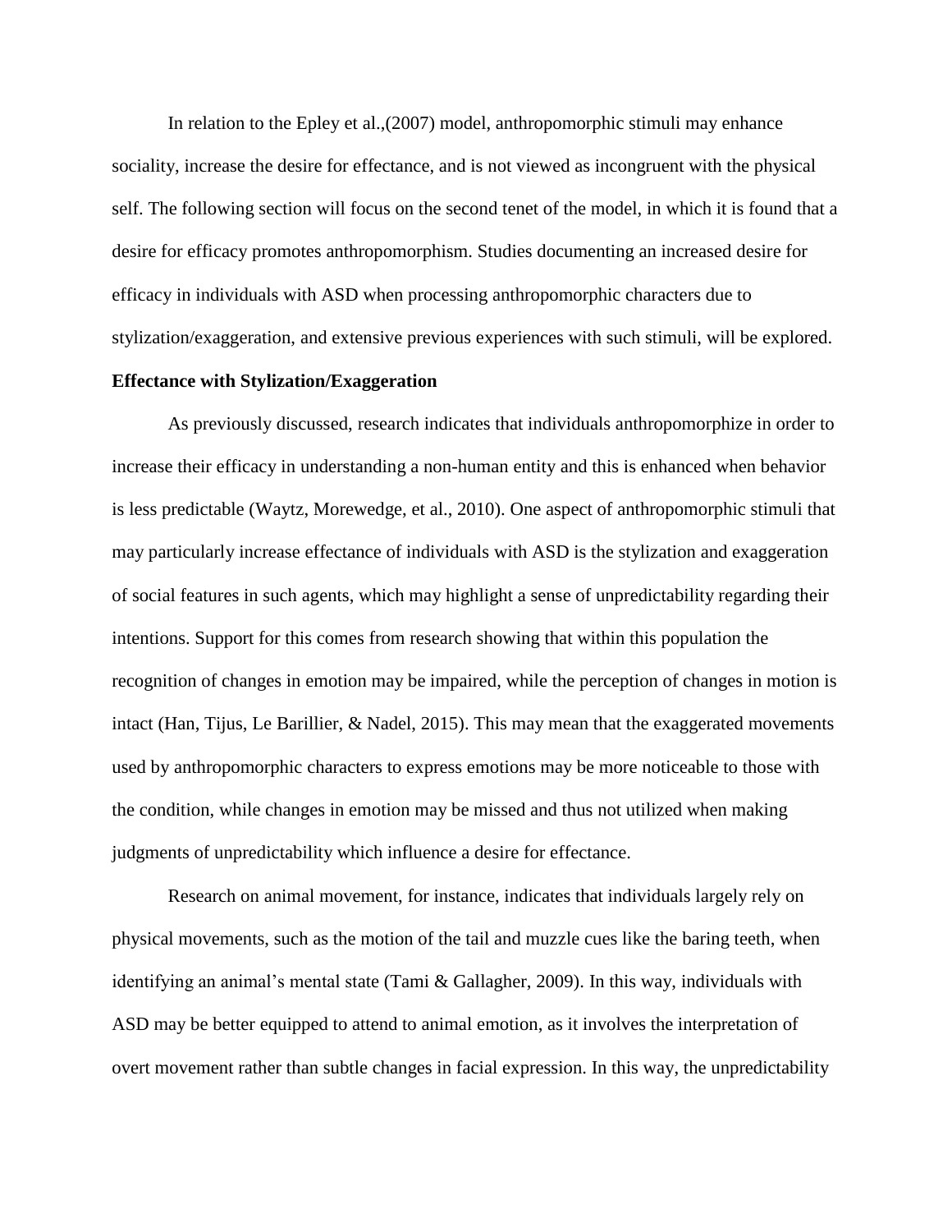In relation to the Epley et al.,(2007) model, anthropomorphic stimuli may enhance sociality, increase the desire for effectance, and is not viewed as incongruent with the physical self. The following section will focus on the second tenet of the model, in which it is found that a desire for efficacy promotes anthropomorphism. Studies documenting an increased desire for efficacy in individuals with ASD when processing anthropomorphic characters due to stylization/exaggeration, and extensive previous experiences with such stimuli, will be explored.

**Effectance with Stylization/Exaggeration**

As previously discussed, research indicates that individuals anthropomorphize in order to increase their efficacy in understanding a non-human entity and this is enhanced when behavior is less predictable (Waytz, Morewedge, et al., 2010). One aspect of anthropomorphic stimuli that may particularly increase effectance of individuals with ASD is the stylization and exaggeration of social features in such agents, which may highlight a sense of unpredictability regarding their intentions. Support for this comes from research showing that within this population the recognition of changes in emotion may be impaired, while the perception of changes in motion is intact (Han, Tijus, Le Barillier, & Nadel, 2015). This may mean that the exaggerated movements used by anthropomorphic characters to express emotions may be more noticeable to those with the condition, while changes in emotion may be missed and thus not utilized when making judgments of unpredictability which influence a desire for effectance.

Research on animal movement, for instance, indicates that individuals largely rely on physical movements, such as the motion of the tail and muzzle cues like the baring teeth, when identifying an animal's mental state (Tami & Gallagher, 2009). In this way, individuals with ASD may be better equipped to attend to animal emotion, as it involves the interpretation of overt movement rather than subtle changes in facial expression. In this way, the unpredictability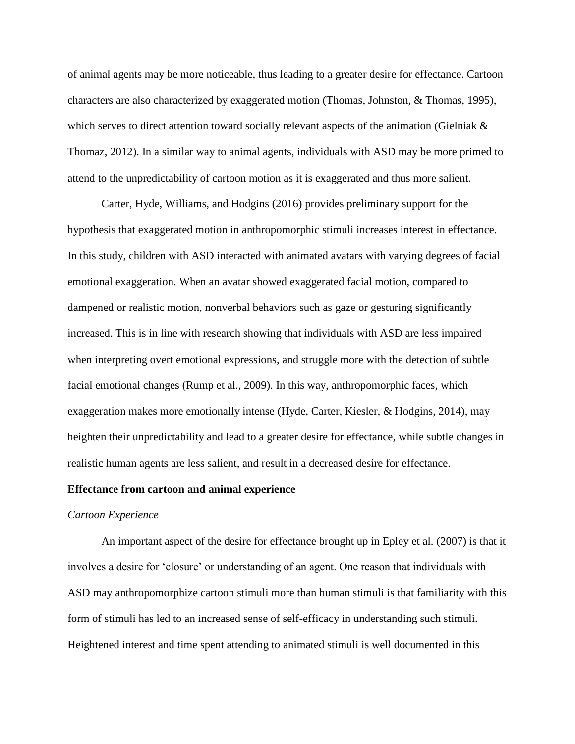of animal agents may be more noticeable, thus leading to a greater desire for effectance. Cartoon characters are also characterized by exaggerated motion (Thomas, Johnston, & Thomas, 1995), which serves to direct attention toward socially relevant aspects of the animation (Gielniak & Thomaz, 2012). In a similar way to animal agents, individuals with ASD may be more primed to attend to the unpredictability of cartoon motion as it is exaggerated and thus more salient.

Carter, Hyde, Williams, and Hodgins (2016) provides preliminary support for the hypothesis that exaggerated motion in anthropomorphic stimuli increases interest in effectance. In this study, children with ASD interacted with animated avatars with varying degrees of facial emotional exaggeration. When an avatar showed exaggerated facial motion, compared to dampened or realistic motion, nonverbal behaviors such as gaze or gesturing significantly increased. This is in line with research showing that individuals with ASD are less impaired when interpreting overt emotional expressions, and struggle more with the detection of subtle facial emotional changes (Rump et al., 2009). In this way, anthropomorphic faces, which exaggeration makes more emotionally intense (Hyde, Carter, Kiesler, & Hodgins, 2014), may heighten their unpredictability and lead to a greater desire for effectance, while subtle changes in realistic human agents are less salient, and result in a decreased desire for effectance.

**Effectance from cartoon and animal experience**

*Cartoon Experience*

An important aspect of the desire for effectance brought up in Epley et al. (2007) is that it involves a desire for 'closure' or understanding of an agent. One reason that individuals with ASD may anthropomorphize cartoon stimuli more than human stimuli is that familiarity with this form of stimuli has led to an increased sense of self-efficacy in understanding such stimuli. Heightened interest and time spent attending to animated stimuli is well documented in this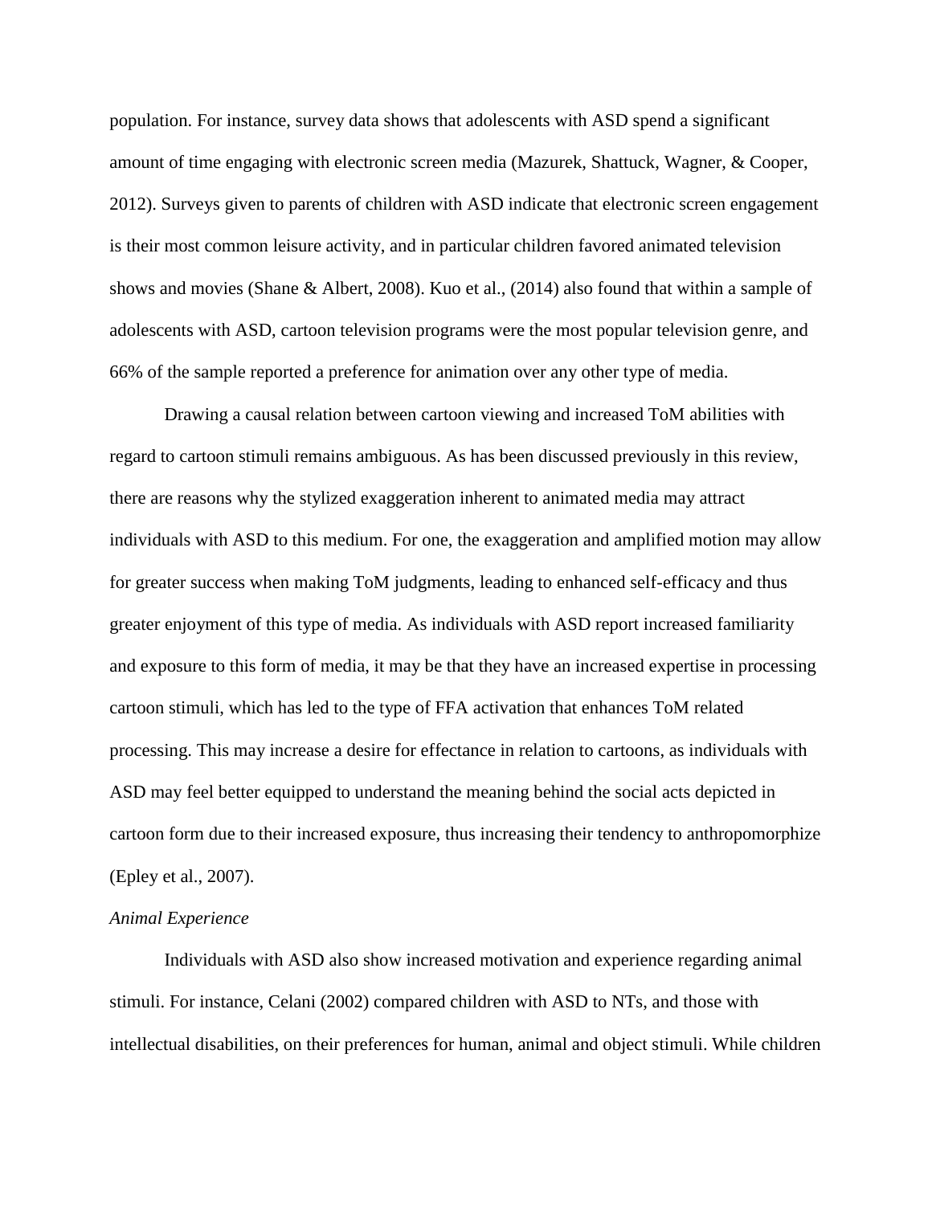population. For instance, survey data shows that adolescents with ASD spend a significant amount of time engaging with electronic screen media (Mazurek, Shattuck, Wagner, & Cooper, 2012). Surveys given to parents of children with ASD indicate that electronic screen engagement is their most common leisure activity, and in particular children favored animated television shows and movies (Shane & Albert, 2008). Kuo et al., (2014) also found that within a sample of adolescents with ASD, cartoon television programs were the most popular television genre, and 66% of the sample reported a preference for animation over any other type of media.

Drawing a causal relation between cartoon viewing and increased ToM abilities with regard to cartoon stimuli remains ambiguous. As has been discussed previously in this review, there are reasons why the stylized exaggeration inherent to animated media may attract individuals with ASD to this medium. For one, the exaggeration and amplified motion may allow for greater success when making ToM judgments, leading to enhanced self-efficacy and thus greater enjoyment of this type of media. As individuals with ASD report increased familiarity and exposure to this form of media, it may be that they have an increased expertise in processing cartoon stimuli, which has led to the type of FFA activation that enhances ToM related processing. This may increase a desire for effectance in relation to cartoons, as individuals with ASD may feel better equipped to understand the meaning behind the social acts depicted in cartoon form due to their increased exposure, thus increasing their tendency to anthropomorphize (Epley et al., 2007).

*Animal Experience*

Individuals with ASD also show increased motivation and experience regarding animal stimuli. For instance, Celani (2002) compared children with ASD to NTs, and those with intellectual disabilities, on their preferences for human, animal and object stimuli. While children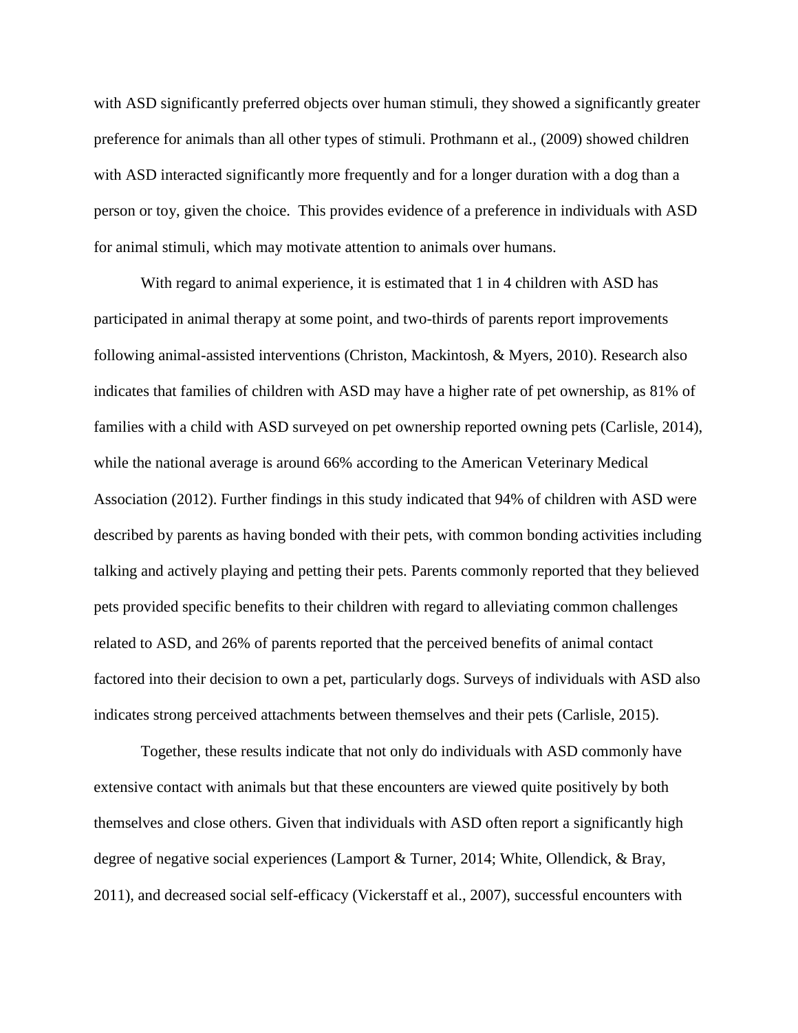with ASD significantly preferred objects over human stimuli, they showed a significantly greater preference for animals than all other types of stimuli. Prothmann et al., (2009) showed children with ASD interacted significantly more frequently and for a longer duration with a dog than a person or toy, given the choice.  This provides evidence of a preference in individuals with ASD for animal stimuli, which may motivate attention to animals over humans.

With regard to animal experience, it is estimated that 1 in 4 children with ASD has participated in animal therapy at some point, and two-thirds of parents report improvements following animal-assisted interventions (Christon, Mackintosh, & Myers, 2010). Research also indicates that families of children with ASD may have a higher rate of pet ownership, as 81% of families with a child with ASD surveyed on pet ownership reported owning pets (Carlisle, 2014), while the national average is around 66% according to the American Veterinary Medical Association (2012). Further findings in this study indicated that 94% of children with ASD were described by parents as having bonded with their pets, with common bonding activities including talking and actively playing and petting their pets. Parents commonly reported that they believed pets provided specific benefits to their children with regard to alleviating common challenges related to ASD, and 26% of parents reported that the perceived benefits of animal contact factored into their decision to own a pet, particularly dogs. Surveys of individuals with ASD also indicates strong perceived attachments between themselves and their pets (Carlisle, 2015).

Together, these results indicate that not only do individuals with ASD commonly have extensive contact with animals but that these encounters are viewed quite positively by both themselves and close others. Given that individuals with ASD often report a significantly high degree of negative social experiences (Lamport & Turner, 2014; White, Ollendick, & Bray, 2011), and decreased social self-efficacy (Vickerstaff et al., 2007), successful encounters with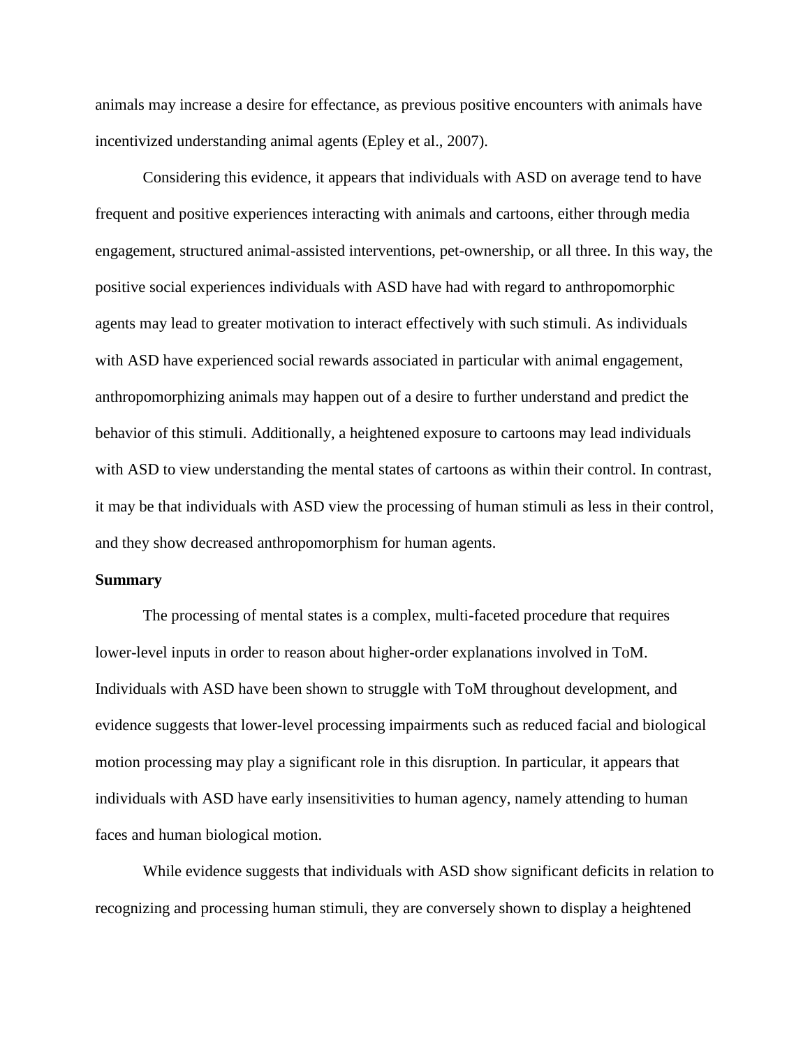animals may increase a desire for effectance, as previous positive encounters with animals have incentivized understanding animal agents (Epley et al., 2007).

Considering this evidence, it appears that individuals with ASD on average tend to have frequent and positive experiences interacting with animals and cartoons, either through media engagement, structured animal-assisted interventions, pet-ownership, or all three. In this way, the positive social experiences individuals with ASD have had with regard to anthropomorphic agents may lead to greater motivation to interact effectively with such stimuli. As individuals with ASD have experienced social rewards associated in particular with animal engagement, anthropomorphizing animals may happen out of a desire to further understand and predict the behavior of this stimuli. Additionally, a heightened exposure to cartoons may lead individuals with ASD to view understanding the mental states of cartoons as within their control. In contrast, it may be that individuals with ASD view the processing of human stimuli as less in their control, and they show decreased anthropomorphism for human agents.

**Summary**

The processing of mental states is a complex, multi-faceted procedure that requires lower-level inputs in order to reason about higher-order explanations involved in ToM. Individuals with ASD have been shown to struggle with ToM throughout development, and evidence suggests that lower-level processing impairments such as reduced facial and biological motion processing may play a significant role in this disruption. In particular, it appears that individuals with ASD have early insensitivities to human agency, namely attending to human faces and human biological motion.

While evidence suggests that individuals with ASD show significant deficits in relation to recognizing and processing human stimuli, they are conversely shown to display a heightened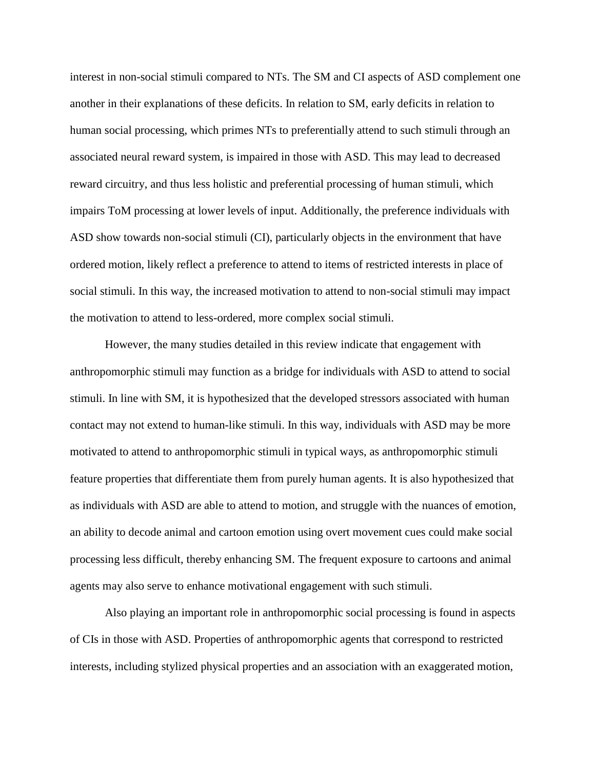interest in non-social stimuli compared to NTs. The SM and CI aspects of ASD complement one another in their explanations of these deficits. In relation to SM, early deficits in relation to human social processing, which primes NTs to preferentially attend to such stimuli through an associated neural reward system, is impaired in those with ASD. This may lead to decreased reward circuitry, and thus less holistic and preferential processing of human stimuli, which impairs ToM processing at lower levels of input. Additionally, the preference individuals with ASD show towards non-social stimuli (CI), particularly objects in the environment that have ordered motion, likely reflect a preference to attend to items of restricted interests in place of social stimuli. In this way, the increased motivation to attend to non-social stimuli may impact the motivation to attend to less-ordered, more complex social stimuli.

However, the many studies detailed in this review indicate that engagement with anthropomorphic stimuli may function as a bridge for individuals with ASD to attend to social stimuli. In line with SM, it is hypothesized that the developed stressors associated with human contact may not extend to human-like stimuli. In this way, individuals with ASD may be more motivated to attend to anthropomorphic stimuli in typical ways, as anthropomorphic stimuli feature properties that differentiate them from purely human agents. It is also hypothesized that as individuals with ASD are able to attend to motion, and struggle with the nuances of emotion, an ability to decode animal and cartoon emotion using overt movement cues could make social processing less difficult, thereby enhancing SM. The frequent exposure to cartoons and animal agents may also serve to enhance motivational engagement with such stimuli.

Also playing an important role in anthropomorphic social processing is found in aspects of CIs in those with ASD. Properties of anthropomorphic agents that correspond to restricted interests, including stylized physical properties and an association with an exaggerated motion,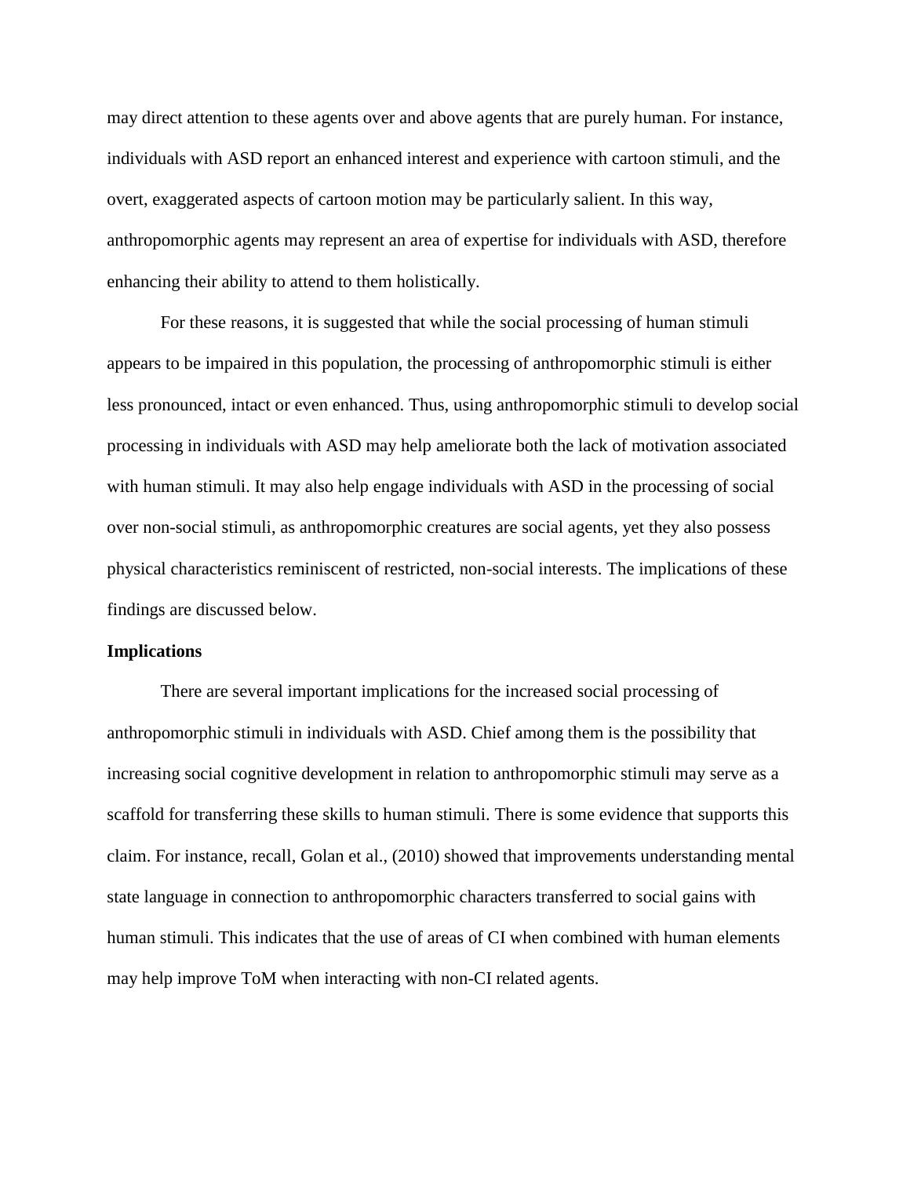may direct attention to these agents over and above agents that are purely human. For instance, individuals with ASD report an enhanced interest and experience with cartoon stimuli, and the overt, exaggerated aspects of cartoon motion may be particularly salient. In this way, anthropomorphic agents may represent an area of expertise for individuals with ASD, therefore enhancing their ability to attend to them holistically.

For these reasons, it is suggested that while the social processing of human stimuli appears to be impaired in this population, the processing of anthropomorphic stimuli is either less pronounced, intact or even enhanced. Thus, using anthropomorphic stimuli to develop social processing in individuals with ASD may help ameliorate both the lack of motivation associated with human stimuli. It may also help engage individuals with ASD in the processing of social over non-social stimuli, as anthropomorphic creatures are social agents, yet they also possess physical characteristics reminiscent of restricted, non-social interests. The implications of these findings are discussed below.

**Implications**

There are several important implications for the increased social processing of anthropomorphic stimuli in individuals with ASD. Chief among them is the possibility that increasing social cognitive development in relation to anthropomorphic stimuli may serve as a scaffold for transferring these skills to human stimuli. There is some evidence that supports this claim. For instance, recall, Golan et al., (2010) showed that improvements understanding mental state language in connection to anthropomorphic characters transferred to social gains with human stimuli. This indicates that the use of areas of CI when combined with human elements may help improve ToM when interacting with non-CI related agents.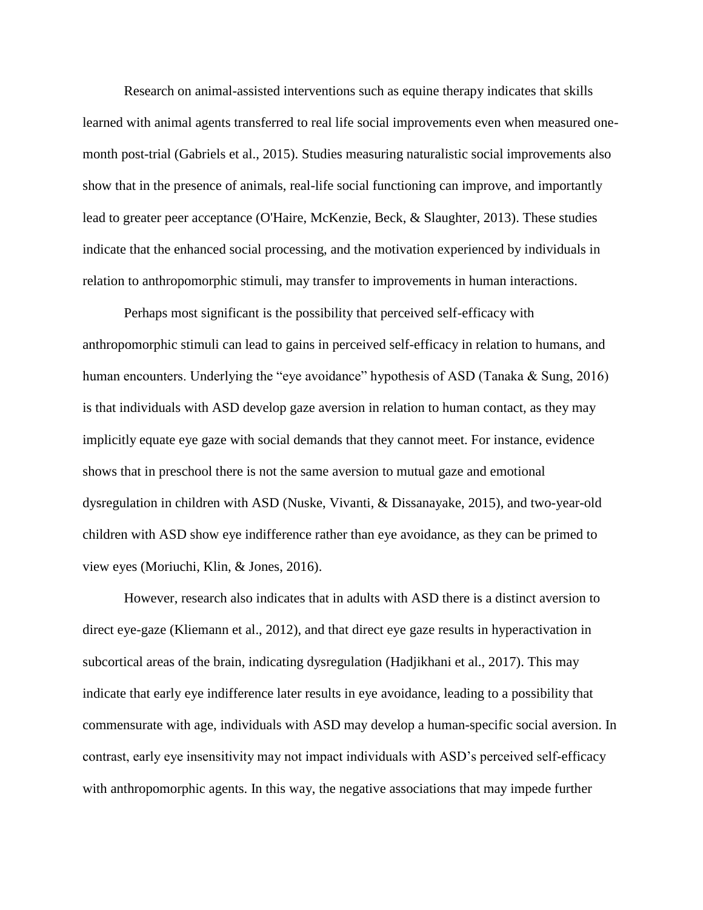Research on animal-assisted interventions such as equine therapy indicates that skills learned with animal agents transferred to real life social improvements even when measured one-month post-trial (Gabriels et al., 2015). Studies measuring naturalistic social improvements also show that in the presence of animals, real-life social functioning can improve, and importantly lead to greater peer acceptance (O'Haire, McKenzie, Beck, & Slaughter, 2013). These studies indicate that the enhanced social processing, and the motivation experienced by individuals in relation to anthropomorphic stimuli, may transfer to improvements in human interactions.

Perhaps most significant is the possibility that perceived self-efficacy with anthropomorphic stimuli can lead to gains in perceived self-efficacy in relation to humans, and human encounters. Underlying the "eye avoidance" hypothesis of ASD (Tanaka & Sung, 2016) is that individuals with ASD develop gaze aversion in relation to human contact, as they may implicitly equate eye gaze with social demands that they cannot meet. For instance, evidence shows that in preschool there is not the same aversion to mutual gaze and emotional dysregulation in children with ASD (Nuske, Vivanti, & Dissanayake, 2015), and two-year-old children with ASD show eye indifference rather than eye avoidance, as they can be primed to view eyes (Moriuchi, Klin, & Jones, 2016).

However, research also indicates that in adults with ASD there is a distinct aversion to direct eye-gaze (Kliemann et al., 2012), and that direct eye gaze results in hyperactivation in subcortical areas of the brain, indicating dysregulation (Hadjikhani et al., 2017). This may indicate that early eye indifference later results in eye avoidance, leading to a possibility that commensurate with age, individuals with ASD may develop a human-specific social aversion. In contrast, early eye insensitivity may not impact individuals with ASD's perceived self-efficacy with anthropomorphic agents. In this way, the negative associations that may impede further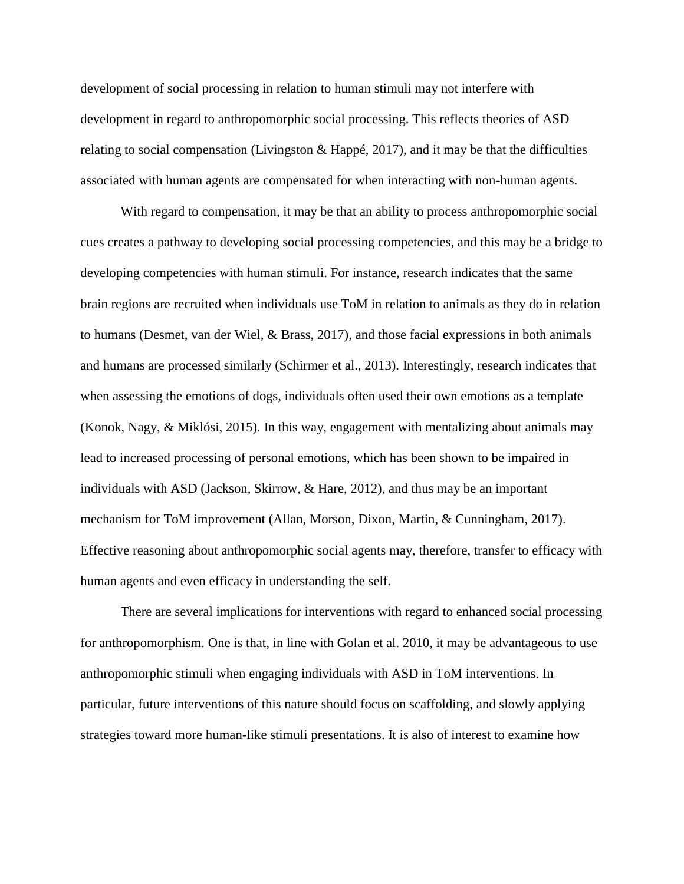development of social processing in relation to human stimuli may not interfere with development in regard to anthropomorphic social processing. This reflects theories of ASD relating to social compensation (Livingston & Happé, 2017), and it may be that the difficulties associated with human agents are compensated for when interacting with non-human agents.

With regard to compensation, it may be that an ability to process anthropomorphic social cues creates a pathway to developing social processing competencies, and this may be a bridge to developing competencies with human stimuli. For instance, research indicates that the same brain regions are recruited when individuals use ToM in relation to animals as they do in relation to humans (Desmet, van der Wiel, & Brass, 2017), and those facial expressions in both animals and humans are processed similarly (Schirmer et al., 2013). Interestingly, research indicates that when assessing the emotions of dogs, individuals often used their own emotions as a template (Konok, Nagy, & Miklósi, 2015). In this way, engagement with mentalizing about animals may lead to increased processing of personal emotions, which has been shown to be impaired in individuals with ASD (Jackson, Skirrow, & Hare, 2012), and thus may be an important mechanism for ToM improvement (Allan, Morson, Dixon, Martin, & Cunningham, 2017). Effective reasoning about anthropomorphic social agents may, therefore, transfer to efficacy with human agents and even efficacy in understanding the self.

There are several implications for interventions with regard to enhanced social processing for anthropomorphism. One is that, in line with Golan et al. 2010, it may be advantageous to use anthropomorphic stimuli when engaging individuals with ASD in ToM interventions. In particular, future interventions of this nature should focus on scaffolding, and slowly applying strategies toward more human-like stimuli presentations. It is also of interest to examine how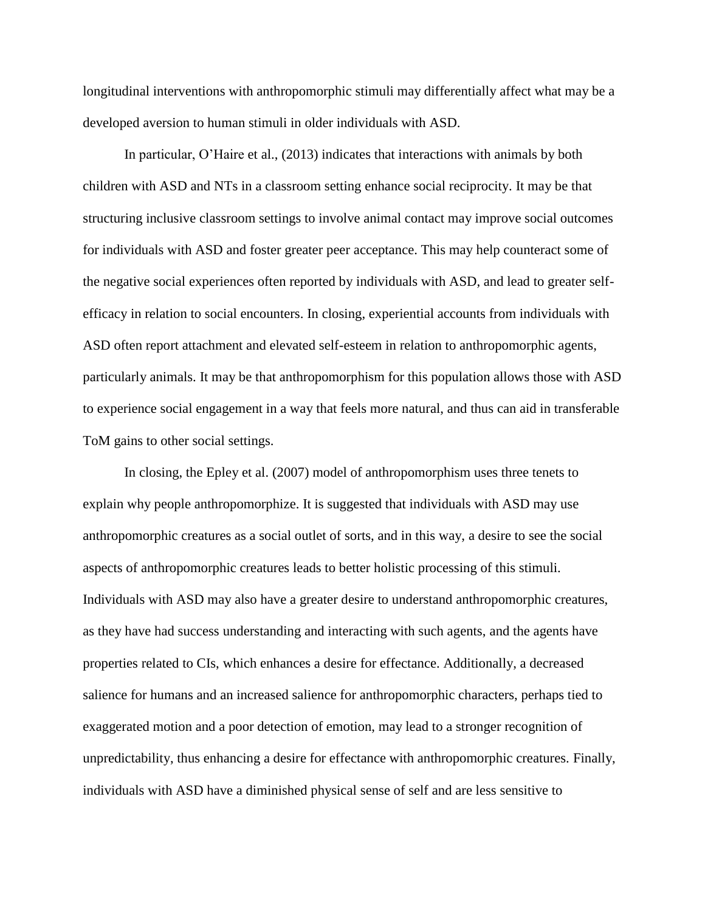longitudinal interventions with anthropomorphic stimuli may differentially affect what may be a developed aversion to human stimuli in older individuals with ASD.

In particular, O'Haire et al., (2013) indicates that interactions with animals by both children with ASD and NTs in a classroom setting enhance social reciprocity. It may be that structuring inclusive classroom settings to involve animal contact may improve social outcomes for individuals with ASD and foster greater peer acceptance. This may help counteract some of the negative social experiences often reported by individuals with ASD, and lead to greater self-efficacy in relation to social encounters. In closing, experiential accounts from individuals with ASD often report attachment and elevated self-esteem in relation to anthropomorphic agents, particularly animals. It may be that anthropomorphism for this population allows those with ASD to experience social engagement in a way that feels more natural, and thus can aid in transferable ToM gains to other social settings.

In closing, the Epley et al. (2007) model of anthropomorphism uses three tenets to explain why people anthropomorphize. It is suggested that individuals with ASD may use anthropomorphic creatures as a social outlet of sorts, and in this way, a desire to see the social aspects of anthropomorphic creatures leads to better holistic processing of this stimuli. Individuals with ASD may also have a greater desire to understand anthropomorphic creatures, as they have had success understanding and interacting with such agents, and the agents have properties related to CIs, which enhances a desire for effectance. Additionally, a decreased salience for humans and an increased salience for anthropomorphic characters, perhaps tied to exaggerated motion and a poor detection of emotion, may lead to a stronger recognition of unpredictability, thus enhancing a desire for effectance with anthropomorphic creatures. Finally, individuals with ASD have a diminished physical sense of self and are less sensitive to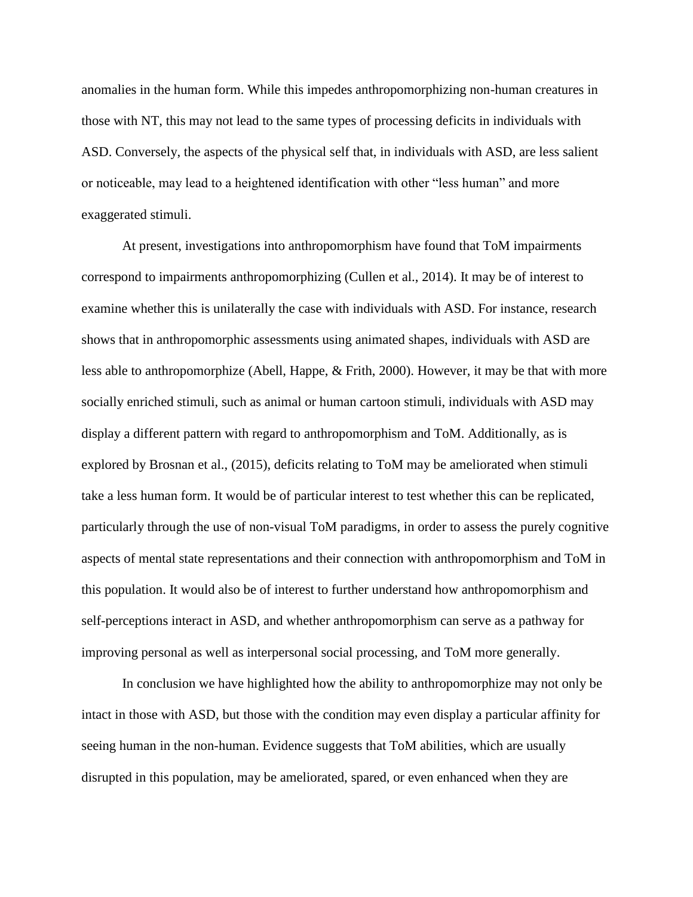anomalies in the human form. While this impedes anthropomorphizing non-human creatures in those with NT, this may not lead to the same types of processing deficits in individuals with ASD. Conversely, the aspects of the physical self that, in individuals with ASD, are less salient or noticeable, may lead to a heightened identification with other "less human" and more exaggerated stimuli.

At present, investigations into anthropomorphism have found that ToM impairments correspond to impairments anthropomorphizing (Cullen et al., 2014). It may be of interest to examine whether this is unilaterally the case with individuals with ASD. For instance, research shows that in anthropomorphic assessments using animated shapes, individuals with ASD are less able to anthropomorphize (Abell, Happe, & Frith, 2000). However, it may be that with more socially enriched stimuli, such as animal or human cartoon stimuli, individuals with ASD may display a different pattern with regard to anthropomorphism and ToM. Additionally, as is explored by Brosnan et al., (2015), deficits relating to ToM may be ameliorated when stimuli take a less human form. It would be of particular interest to test whether this can be replicated, particularly through the use of non-visual ToM paradigms, in order to assess the purely cognitive aspects of mental state representations and their connection with anthropomorphism and ToM in this population. It would also be of interest to further understand how anthropomorphism and self-perceptions interact in ASD, and whether anthropomorphism can serve as a pathway for improving personal as well as interpersonal social processing, and ToM more generally.

In conclusion we have highlighted how the ability to anthropomorphize may not only be intact in those with ASD, but those with the condition may even display a particular affinity for seeing human in the non-human. Evidence suggests that ToM abilities, which are usually disrupted in this population, may be ameliorated, spared, or even enhanced when they are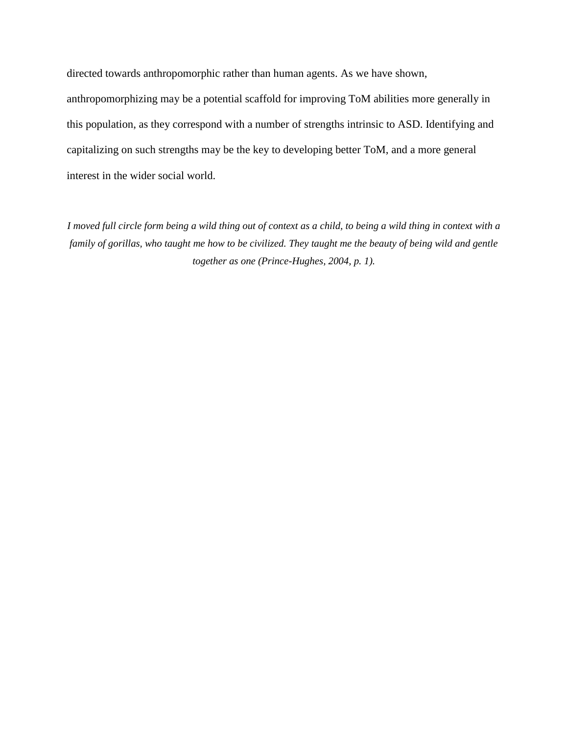directed towards anthropomorphic rather than human agents. As we have shown, anthropomorphizing may be a potential scaffold for improving ToM abilities more generally in this population, as they correspond with a number of strengths intrinsic to ASD. Identifying and capitalizing on such strengths may be the key to developing better ToM, and a more general interest in the wider social world.

*I moved full circle form being a wild thing out of context as a child, to being a wild thing in context with a family of gorillas, who taught me how to be civilized. They taught me the beauty of being wild and gentle together as one (Prince-Hughes, 2004, p. 1).*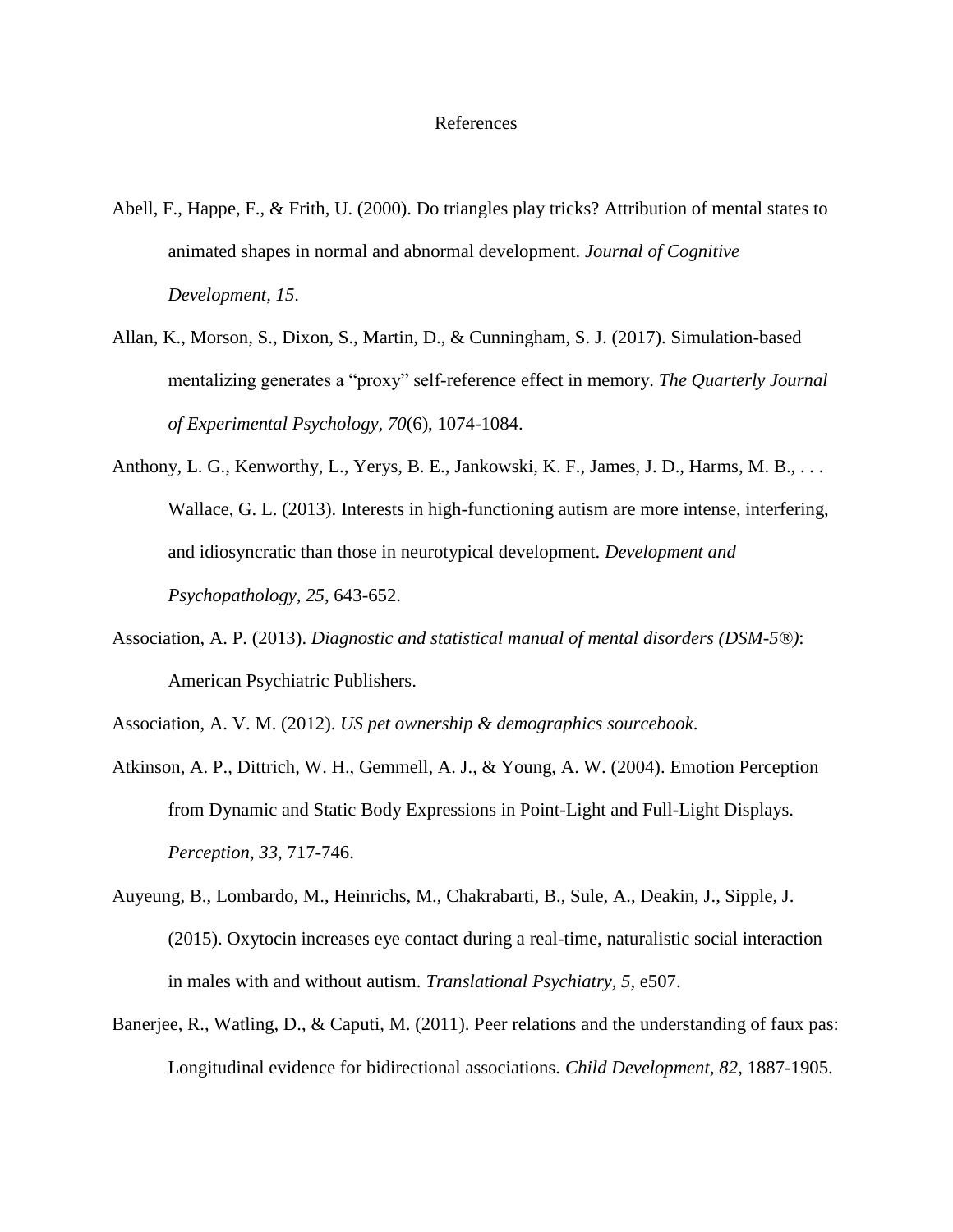# References

Abell, F., Happe, F., & Frith, U. (2000). Do triangles play tricks? Attribution of mental states to animated shapes in normal and abnormal development. *Journal of Cognitive Development, 15*.

Allan, K., Morson, S., Dixon, S., Martin, D., & Cunningham, S. J. (2017). Simulation-based mentalizing generates a "proxy" self-reference effect in memory. *The Quarterly Journal of Experimental Psychology, 70*(6), 1074-1084.

Anthony, L. G., Kenworthy, L., Yerys, B. E., Jankowski, K. F., James, J. D., Harms, M. B., . . . Wallace, G. L. (2013). Interests in high-functioning autism are more intense, interfering, and idiosyncratic than those in neurotypical development. *Development and Psychopathology, 25*, 643-652.

Association, A. P. (2013). *Diagnostic and statistical manual of mental disorders (DSM-5®)*: American Psychiatric Publishers.

Association, A. V. M. (2012). *US pet ownership & demographics sourcebook*.

Atkinson, A. P., Dittrich, W. H., Gemmell, A. J., & Young, A. W. (2004). Emotion Perception from Dynamic and Static Body Expressions in Point-Light and Full-Light Displays. *Perception, 33*, 717-746.

Auyeung, B., Lombardo, M., Heinrichs, M., Chakrabarti, B., Sule, A., Deakin, J., Sipple, J. (2015). Oxytocin increases eye contact during a real-time, naturalistic social interaction in males with and without autism. *Translational Psychiatry, 5*, e507.

Banerjee, R., Watling, D., & Caputi, M. (2011). Peer relations and the understanding of faux pas: Longitudinal evidence for bidirectional associations. *Child Development, 82*, 1887-1905.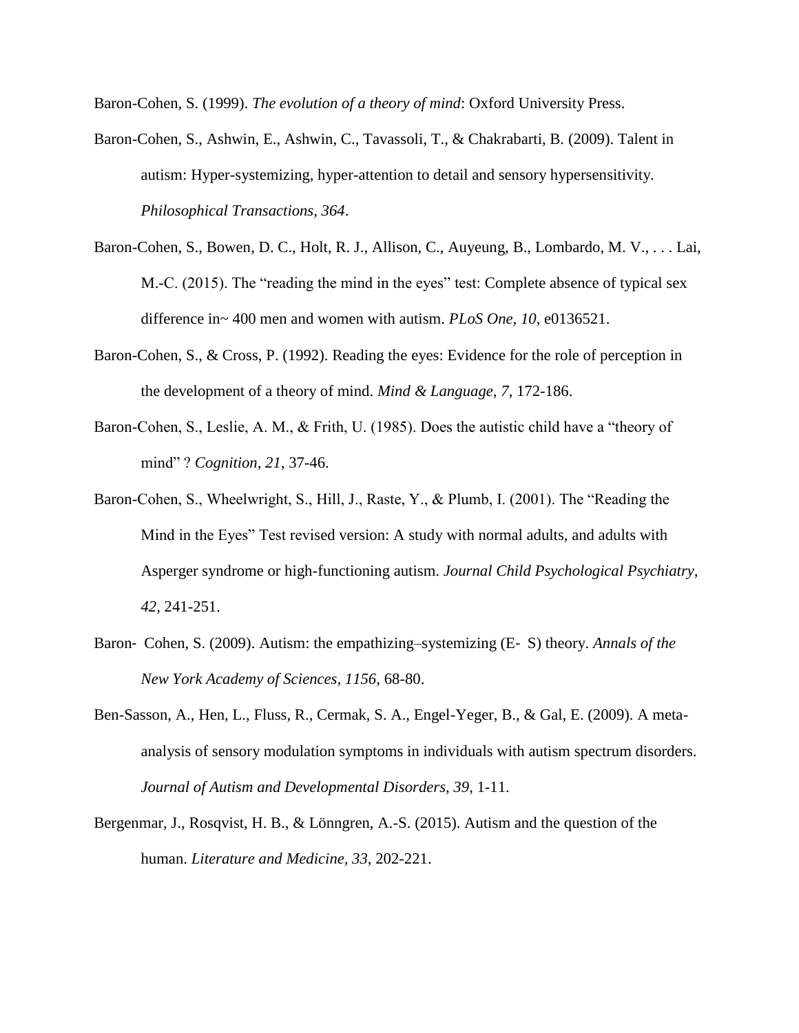Baron-Cohen, S. (1999). *The evolution of a theory of mind*: Oxford University Press.

Baron-Cohen, S., Ashwin, E., Ashwin, C., Tavassoli, T., & Chakrabarti, B. (2009). Talent in autism: Hyper-systemizing, hyper-attention to detail and sensory hypersensitivity. *Philosophical Transactions, 364*.

Baron-Cohen, S., Bowen, D. C., Holt, R. J., Allison, C., Auyeung, B., Lombardo, M. V., . . . Lai, M.-C. (2015). The "reading the mind in the eyes" test: Complete absence of typical sex difference in~ 400 men and women with autism. *PLoS One, 10*, e0136521.

Baron-Cohen, S., & Cross, P. (1992). Reading the eyes: Evidence for the role of perception in the development of a theory of mind. *Mind & Language, 7*, 172-186.

Baron-Cohen, S., Leslie, A. M., & Frith, U. (1985). Does the autistic child have a "theory of mind" ? *Cognition, 21*, 37-46.

Baron-Cohen, S., Wheelwright, S., Hill, J., Raste, Y., & Plumb, I. (2001). The "Reading the Mind in the Eyes" Test revised version: A study with normal adults, and adults with Asperger syndrome or high-functioning autism. *Journal Child Psychological Psychiatry, 42*, 241-251.

Baron‐ Cohen, S. (2009). Autism: the empathizing–systemizing (E‐ S) theory. *Annals of the New York Academy of Sciences, 1156*, 68-80.

Ben-Sasson, A., Hen, L., Fluss, R., Cermak, S. A., Engel-Yeger, B., & Gal, E. (2009). A meta-analysis of sensory modulation symptoms in individuals with autism spectrum disorders. *Journal of Autism and Developmental Disorders, 39*, 1-11.

Bergenmar, J., Rosqvist, H. B., & Lönngren, A.-S. (2015). Autism and the question of the human. *Literature and Medicine, 33*, 202-221.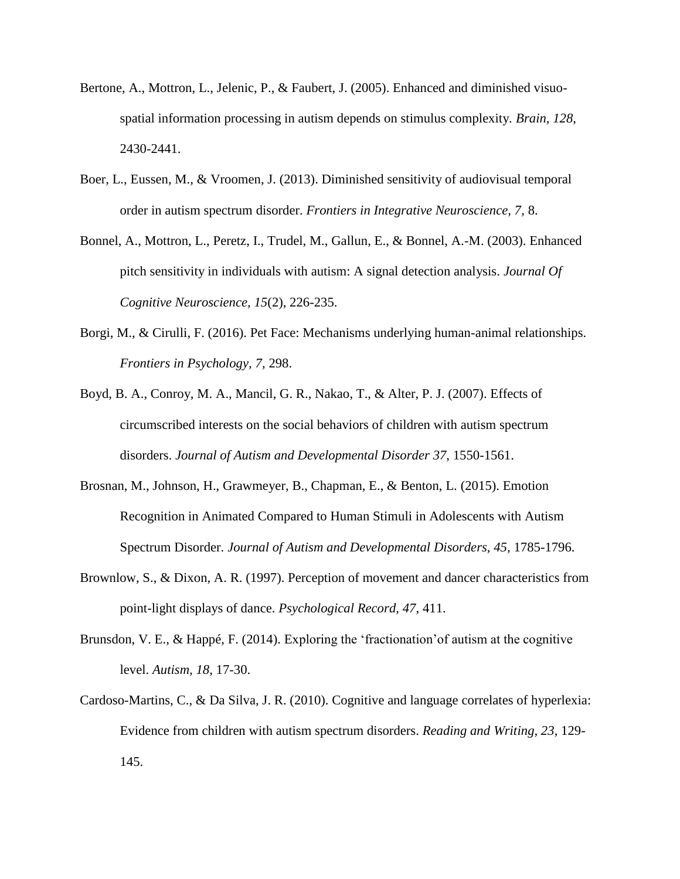Bertone, A., Mottron, L., Jelenic, P., & Faubert, J. (2005). Enhanced and diminished visuo-spatial information processing in autism depends on stimulus complexity. *Brain, 128*, 2430-2441.

Boer, L., Eussen, M., & Vroomen, J. (2013). Diminished sensitivity of audiovisual temporal order in autism spectrum disorder. *Frontiers in Integrative Neuroscience, 7*, 8.

Bonnel, A., Mottron, L., Peretz, I., Trudel, M., Gallun, E., & Bonnel, A.-M. (2003). Enhanced pitch sensitivity in individuals with autism: A signal detection analysis. *Journal Of Cognitive Neuroscience, 15*(2), 226-235.

Borgi, M., & Cirulli, F. (2016). Pet Face: Mechanisms underlying human-animal relationships. *Frontiers in Psychology, 7*, 298.

Boyd, B. A., Conroy, M. A., Mancil, G. R., Nakao, T., & Alter, P. J. (2007). Effects of circumscribed interests on the social behaviors of children with autism spectrum disorders. *Journal of Autism and Developmental Disorder 37*, 1550-1561.

Brosnan, M., Johnson, H., Grawmeyer, B., Chapman, E., & Benton, L. (2015). Emotion Recognition in Animated Compared to Human Stimuli in Adolescents with Autism Spectrum Disorder. *Journal of Autism and Developmental Disorders, 45*, 1785-1796.

Brownlow, S., & Dixon, A. R. (1997). Perception of movement and dancer characteristics from point-light displays of dance. *Psychological Record, 47*, 411.

Brunsdon, V. E., & Happé, F. (2014). Exploring the 'fractionation'of autism at the cognitive level. *Autism, 18*, 17-30.

Cardoso-Martins, C., & Da Silva, J. R. (2010). Cognitive and language correlates of hyperlexia: Evidence from children with autism spectrum disorders. *Reading and Writing, 23*, 129-145.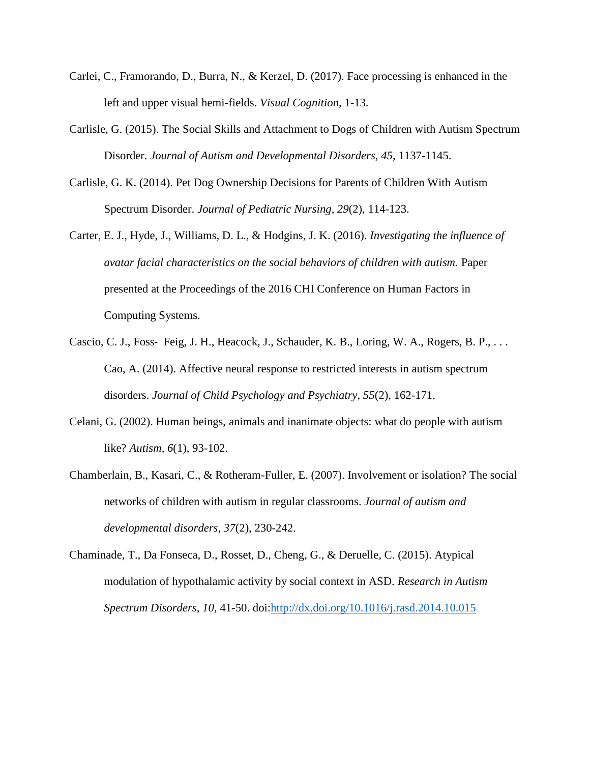Carlei, C., Framorando, D., Burra, N., & Kerzel, D. (2017). Face processing is enhanced in the left and upper visual hemi-fields. *Visual Cognition*, 1-13.

Carlisle, G. (2015). The Social Skills and Attachment to Dogs of Children with Autism Spectrum Disorder. *Journal of Autism and Developmental Disorders, 45*, 1137-1145.

Carlisle, G. K. (2014). Pet Dog Ownership Decisions for Parents of Children With Autism Spectrum Disorder. *Journal of Pediatric Nursing, 29*(2), 114-123.

Carter, E. J., Hyde, J., Williams, D. L., & Hodgins, J. K. (2016). *Investigating the influence of avatar facial characteristics on the social behaviors of children with autism.* Paper presented at the Proceedings of the 2016 CHI Conference on Human Factors in Computing Systems.

Cascio, C. J., Foss‐ Feig, J. H., Heacock, J., Schauder, K. B., Loring, W. A., Rogers, B. P., . . . Cao, A. (2014). Affective neural response to restricted interests in autism spectrum disorders. *Journal of Child Psychology and Psychiatry, 55*(2), 162-171.

Celani, G. (2002). Human beings, animals and inanimate objects: what do people with autism like? *Autism, 6*(1), 93-102.

Chamberlain, B., Kasari, C., & Rotheram-Fuller, E. (2007). Involvement or isolation? The social networks of children with autism in regular classrooms. *Journal of autism and developmental disorders, 37*(2), 230-242.

Chaminade, T., Da Fonseca, D., Rosset, D., Cheng, G., & Deruelle, C. (2015). Atypical modulation of hypothalamic activity by social context in ASD. *Research in Autism Spectrum Disorders, 10*, 41-50. doi:http://dx.doi.org/10.1016/j.rasd.2014.10.015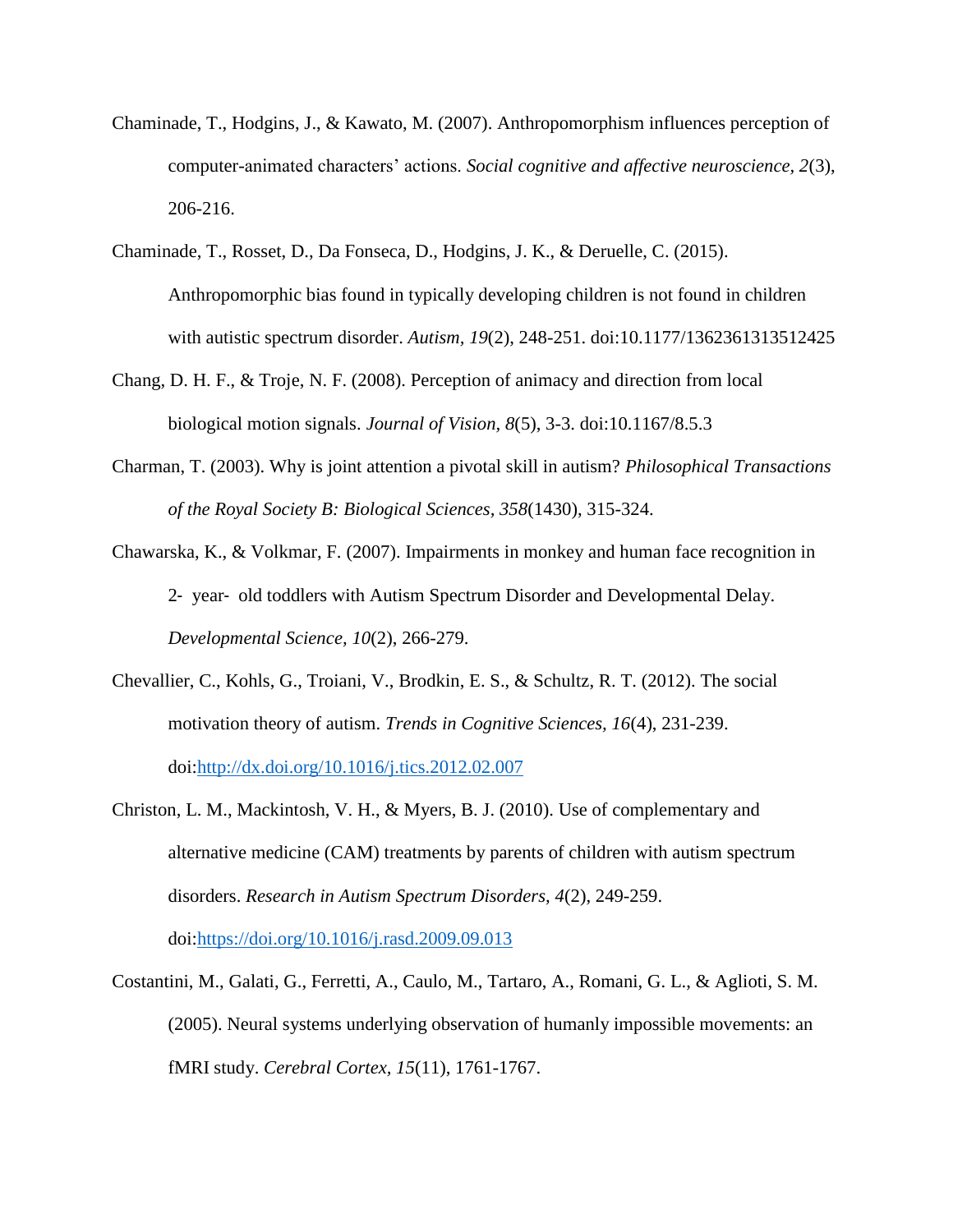Chaminade, T., Hodgins, J., & Kawato, M. (2007). Anthropomorphism influences perception of computer-animated characters' actions. *Social cognitive and affective neuroscience, 2*(3), 206-216.

Chaminade, T., Rosset, D., Da Fonseca, D., Hodgins, J. K., & Deruelle, C. (2015). Anthropomorphic bias found in typically developing children is not found in children with autistic spectrum disorder. *Autism, 19*(2), 248-251. doi:10.1177/1362361313512425

Chang, D. H. F., & Troje, N. F. (2008). Perception of animacy and direction from local biological motion signals. *Journal of Vision, 8*(5), 3-3. doi:10.1167/8.5.3

Charman, T. (2003). Why is joint attention a pivotal skill in autism? *Philosophical Transactions of the Royal Society B: Biological Sciences, 358*(1430), 315-324.

Chawarska, K., & Volkmar, F. (2007). Impairments in monkey and human face recognition in 2- year- old toddlers with Autism Spectrum Disorder and Developmental Delay. *Developmental Science, 10*(2), 266-279.

Chevallier, C., Kohls, G., Troiani, V., Brodkin, E. S., & Schultz, R. T. (2012). The social motivation theory of autism. *Trends in Cognitive Sciences, 16*(4), 231-239. doi:http://dx.doi.org/10.1016/j.tics.2012.02.007

Christon, L. M., Mackintosh, V. H., & Myers, B. J. (2010). Use of complementary and alternative medicine (CAM) treatments by parents of children with autism spectrum disorders. *Research in Autism Spectrum Disorders, 4*(2), 249-259. doi:https://doi.org/10.1016/j.rasd.2009.09.013

Costantini, M., Galati, G., Ferretti, A., Caulo, M., Tartaro, A., Romani, G. L., & Aglioti, S. M. (2005). Neural systems underlying observation of humanly impossible movements: an fMRI study. *Cerebral Cortex, 15*(11), 1761-1767.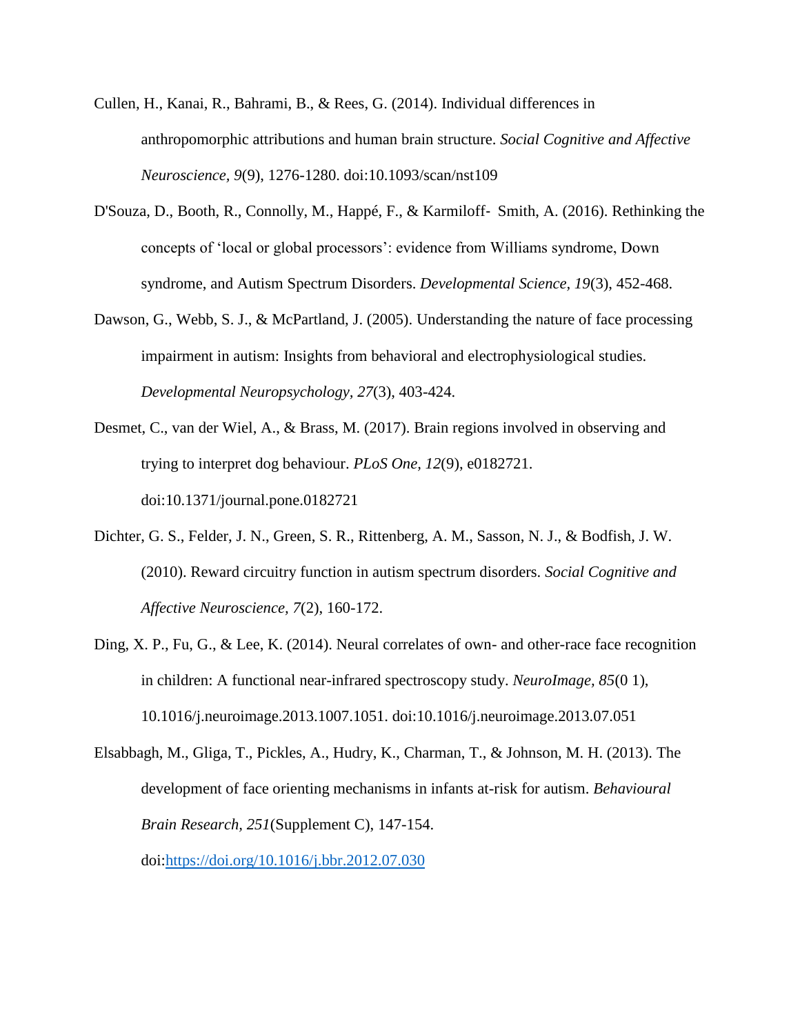Cullen, H., Kanai, R., Bahrami, B., & Rees, G. (2014). Individual differences in anthropomorphic attributions and human brain structure. *Social Cognitive and Affective Neuroscience, 9*(9), 1276-1280. doi:10.1093/scan/nst109

D'Souza, D., Booth, R., Connolly, M., Happé, F., & Karmiloff‐ Smith, A. (2016). Rethinking the concepts of 'local or global processors': evidence from Williams syndrome, Down syndrome, and Autism Spectrum Disorders. *Developmental Science, 19*(3), 452-468.

Dawson, G., Webb, S. J., & McPartland, J. (2005). Understanding the nature of face processing impairment in autism: Insights from behavioral and electrophysiological studies. *Developmental Neuropsychology, 27*(3), 403-424.

Desmet, C., van der Wiel, A., & Brass, M. (2017). Brain regions involved in observing and trying to interpret dog behaviour. *PLoS One, 12*(9), e0182721. doi:10.1371/journal.pone.0182721

Dichter, G. S., Felder, J. N., Green, S. R., Rittenberg, A. M., Sasson, N. J., & Bodfish, J. W. (2010). Reward circuitry function in autism spectrum disorders. *Social Cognitive and Affective Neuroscience, 7*(2), 160-172.

Ding, X. P., Fu, G., & Lee, K. (2014). Neural correlates of own- and other-race face recognition in children: A functional near-infrared spectroscopy study. *NeuroImage, 85*(0 1), 10.1016/j.neuroimage.2013.1007.1051. doi:10.1016/j.neuroimage.2013.07.051

Elsabbagh, M., Gliga, T., Pickles, A., Hudry, K., Charman, T., & Johnson, M. H. (2013). The development of face orienting mechanisms in infants at-risk for autism. *Behavioural Brain Research, 251*(Supplement C), 147-154. doi:https://doi.org/10.1016/j.bbr.2012.07.030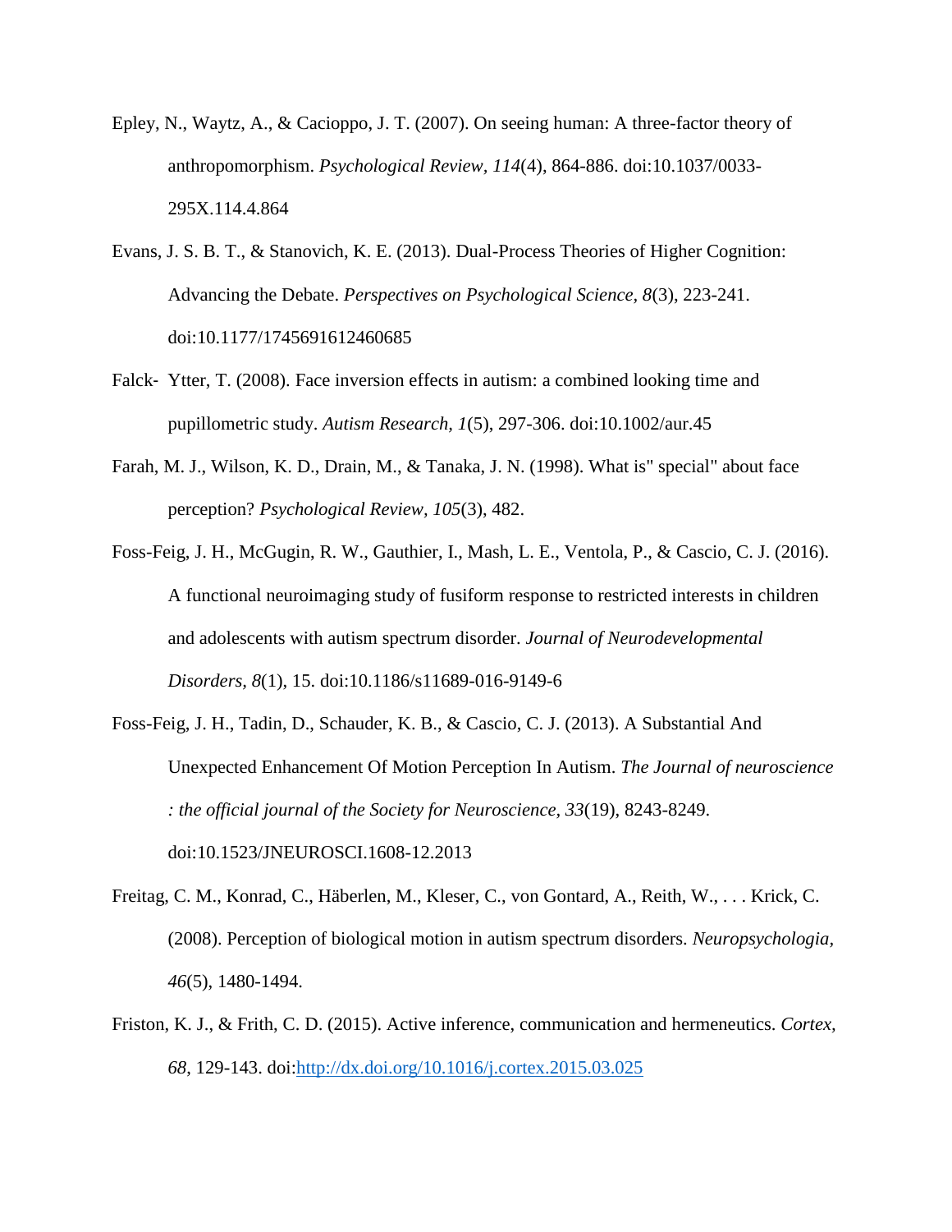Epley, N., Waytz, A., & Cacioppo, J. T. (2007). On seeing human: A three-factor theory of anthropomorphism. *Psychological Review, 114*(4), 864-886. doi:10.1037/0033-295X.114.4.864

Evans, J. S. B. T., & Stanovich, K. E. (2013). Dual-Process Theories of Higher Cognition: Advancing the Debate. *Perspectives on Psychological Science, 8*(3), 223-241. doi:10.1177/1745691612460685

Falck- Ytter, T. (2008). Face inversion effects in autism: a combined looking time and pupillometric study. *Autism Research, 1*(5), 297-306. doi:10.1002/aur.45

Farah, M. J., Wilson, K. D., Drain, M., & Tanaka, J. N. (1998). What is" special" about face perception? *Psychological Review, 105*(3), 482.

Foss-Feig, J. H., McGugin, R. W., Gauthier, I., Mash, L. E., Ventola, P., & Cascio, C. J. (2016). A functional neuroimaging study of fusiform response to restricted interests in children and adolescents with autism spectrum disorder. *Journal of Neurodevelopmental Disorders, 8*(1), 15. doi:10.1186/s11689-016-9149-6

Foss-Feig, J. H., Tadin, D., Schauder, K. B., & Cascio, C. J. (2013). A Substantial And Unexpected Enhancement Of Motion Perception In Autism. *The Journal of neuroscience : the official journal of the Society for Neuroscience, 33*(19), 8243-8249. doi:10.1523/JNEUROSCI.1608-12.2013

Freitag, C. M., Konrad, C., Häberlen, M., Kleser, C., von Gontard, A., Reith, W., . . . Krick, C. (2008). Perception of biological motion in autism spectrum disorders. *Neuropsychologia, 46*(5), 1480-1494.

Friston, K. J., & Frith, C. D. (2015). Active inference, communication and hermeneutics. *Cortex, 68*, 129-143. doi:http://dx.doi.org/10.1016/j.cortex.2015.03.025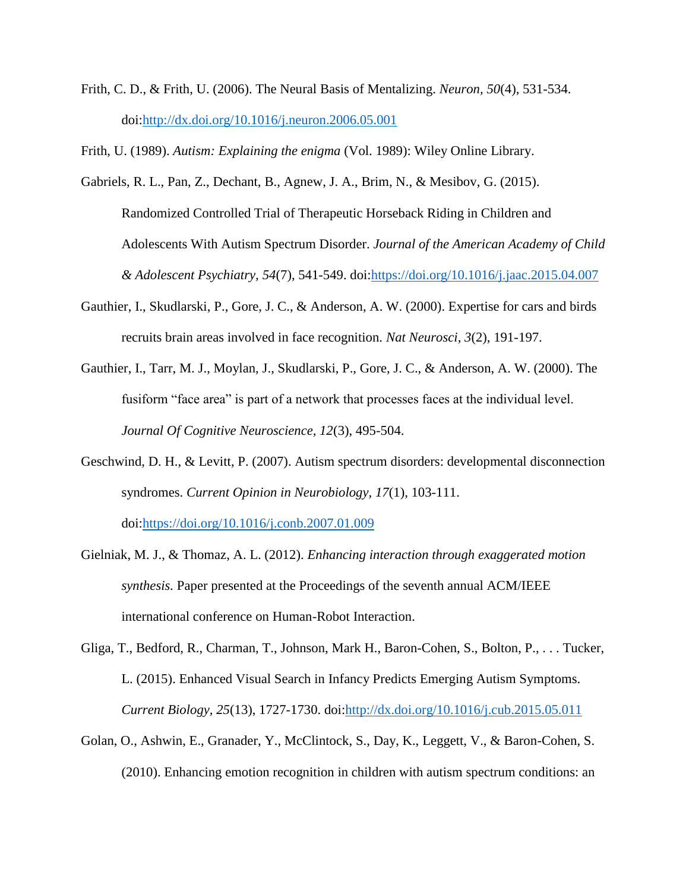Frith, C. D., & Frith, U. (2006). The Neural Basis of Mentalizing. *Neuron, 50*(4), 531-534. doi:http://dx.doi.org/10.1016/j.neuron.2006.05.001

Frith, U. (1989). *Autism: Explaining the enigma* (Vol. 1989): Wiley Online Library.

Gabriels, R. L., Pan, Z., Dechant, B., Agnew, J. A., Brim, N., & Mesibov, G. (2015). Randomized Controlled Trial of Therapeutic Horseback Riding in Children and Adolescents With Autism Spectrum Disorder. *Journal of the American Academy of Child & Adolescent Psychiatry, 54*(7), 541-549. doi:https://doi.org/10.1016/j.jaac.2015.04.007

Gauthier, I., Skudlarski, P., Gore, J. C., & Anderson, A. W. (2000). Expertise for cars and birds recruits brain areas involved in face recognition. *Nat Neurosci, 3*(2), 191-197.

Gauthier, I., Tarr, M. J., Moylan, J., Skudlarski, P., Gore, J. C., & Anderson, A. W. (2000). The fusiform "face area" is part of a network that processes faces at the individual level. *Journal Of Cognitive Neuroscience, 12*(3), 495-504.

Geschwind, D. H., & Levitt, P. (2007). Autism spectrum disorders: developmental disconnection syndromes. *Current Opinion in Neurobiology, 17*(1), 103-111. doi:https://doi.org/10.1016/j.conb.2007.01.009

Gielniak, M. J., & Thomaz, A. L. (2012). *Enhancing interaction through exaggerated motion synthesis.* Paper presented at the Proceedings of the seventh annual ACM/IEEE international conference on Human-Robot Interaction.

Gliga, T., Bedford, R., Charman, T., Johnson, Mark H., Baron-Cohen, S., Bolton, P., . . . Tucker, L. (2015). Enhanced Visual Search in Infancy Predicts Emerging Autism Symptoms. *Current Biology, 25*(13), 1727-1730. doi:http://dx.doi.org/10.1016/j.cub.2015.05.011

Golan, O., Ashwin, E., Granader, Y., McClintock, S., Day, K., Leggett, V., & Baron-Cohen, S. (2010). Enhancing emotion recognition in children with autism spectrum conditions: an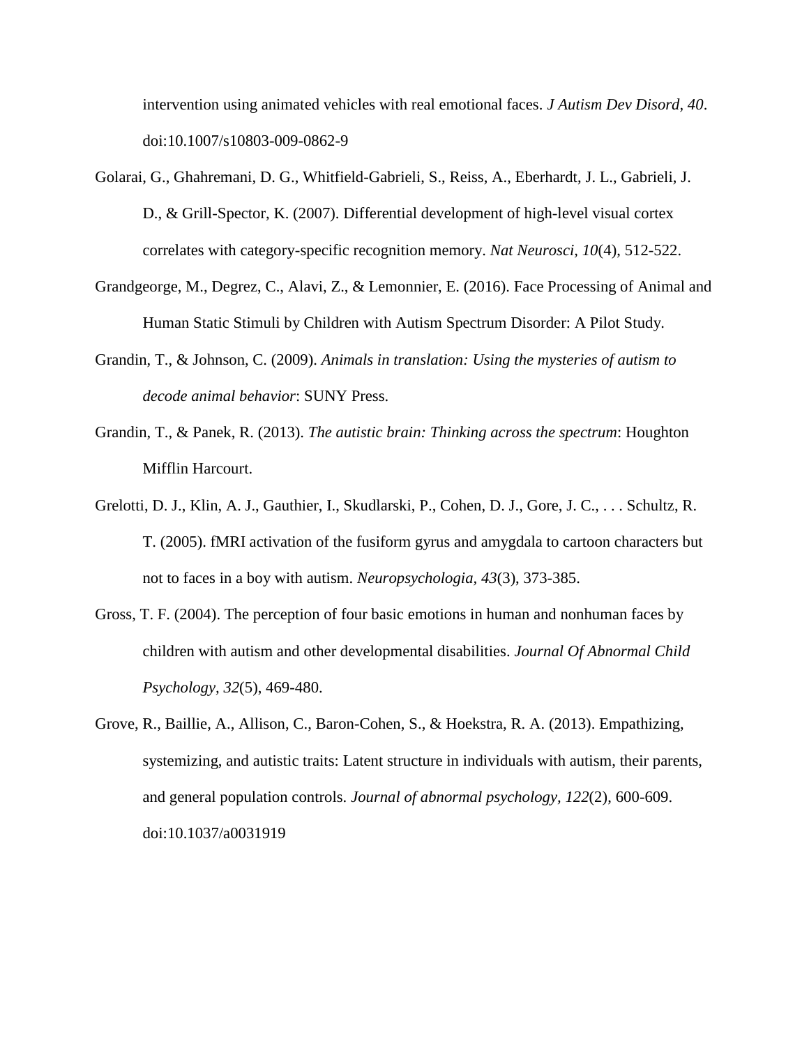intervention using animated vehicles with real emotional faces. *J Autism Dev Disord, 40*. doi:10.1007/s10803-009-0862-9

Golarai, G., Ghahremani, D. G., Whitfield-Gabrieli, S., Reiss, A., Eberhardt, J. L., Gabrieli, J. D., & Grill-Spector, K. (2007). Differential development of high-level visual cortex correlates with category-specific recognition memory. *Nat Neurosci, 10*(4), 512-522.

Grandgeorge, M., Degrez, C., Alavi, Z., & Lemonnier, E. (2016). Face Processing of Animal and Human Static Stimuli by Children with Autism Spectrum Disorder: A Pilot Study.

Grandin, T., & Johnson, C. (2009). *Animals in translation: Using the mysteries of autism to decode animal behavior*: SUNY Press.

Grandin, T., & Panek, R. (2013). *The autistic brain: Thinking across the spectrum*: Houghton Mifflin Harcourt.

Grelotti, D. J., Klin, A. J., Gauthier, I., Skudlarski, P., Cohen, D. J., Gore, J. C., . . . Schultz, R. T. (2005). fMRI activation of the fusiform gyrus and amygdala to cartoon characters but not to faces in a boy with autism. *Neuropsychologia, 43*(3), 373-385.

Gross, T. F. (2004). The perception of four basic emotions in human and nonhuman faces by children with autism and other developmental disabilities. *Journal Of Abnormal Child Psychology, 32*(5), 469-480.

Grove, R., Baillie, A., Allison, C., Baron-Cohen, S., & Hoekstra, R. A. (2013). Empathizing, systemizing, and autistic traits: Latent structure in individuals with autism, their parents, and general population controls. *Journal of abnormal psychology, 122*(2), 600-609. doi:10.1037/a0031919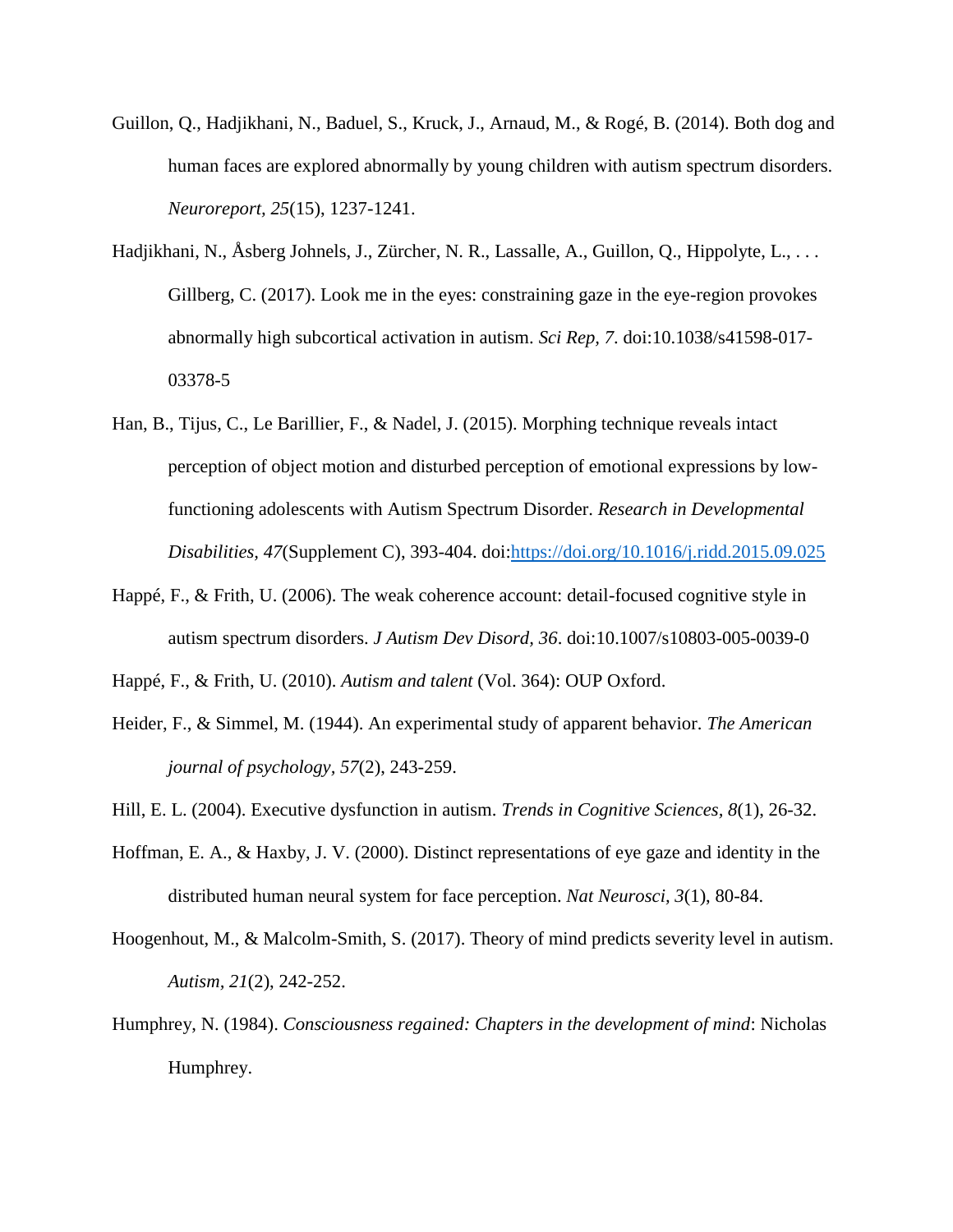Guillon, Q., Hadjikhani, N., Baduel, S., Kruck, J., Arnaud, M., & Rogé, B. (2014). Both dog and human faces are explored abnormally by young children with autism spectrum disorders. *Neuroreport, 25*(15), 1237-1241.

Hadjikhani, N., Åsberg Johnels, J., Zürcher, N. R., Lassalle, A., Guillon, Q., Hippolyte, L., . . . Gillberg, C. (2017). Look me in the eyes: constraining gaze in the eye-region provokes abnormally high subcortical activation in autism. *Sci Rep, 7*. doi:10.1038/s41598-017-03378-5

Han, B., Tijus, C., Le Barillier, F., & Nadel, J. (2015). Morphing technique reveals intact perception of object motion and disturbed perception of emotional expressions by low-functioning adolescents with Autism Spectrum Disorder. *Research in Developmental Disabilities, 47*(Supplement C), 393-404. doi:https://doi.org/10.1016/j.ridd.2015.09.025

Happé, F., & Frith, U. (2006). The weak coherence account: detail-focused cognitive style in autism spectrum disorders. *J Autism Dev Disord, 36*. doi:10.1007/s10803-005-0039-0

Happé, F., & Frith, U. (2010). *Autism and talent* (Vol. 364): OUP Oxford.

Heider, F., & Simmel, M. (1944). An experimental study of apparent behavior. *The American journal of psychology, 57*(2), 243-259.

Hill, E. L. (2004). Executive dysfunction in autism. *Trends in Cognitive Sciences, 8*(1), 26-32.

Hoffman, E. A., & Haxby, J. V. (2000). Distinct representations of eye gaze and identity in the distributed human neural system for face perception. *Nat Neurosci, 3*(1), 80-84.

Hoogenhout, M., & Malcolm-Smith, S. (2017). Theory of mind predicts severity level in autism. *Autism, 21*(2), 242-252.

Humphrey, N. (1984). *Consciousness regained: Chapters in the development of mind*: Nicholas Humphrey.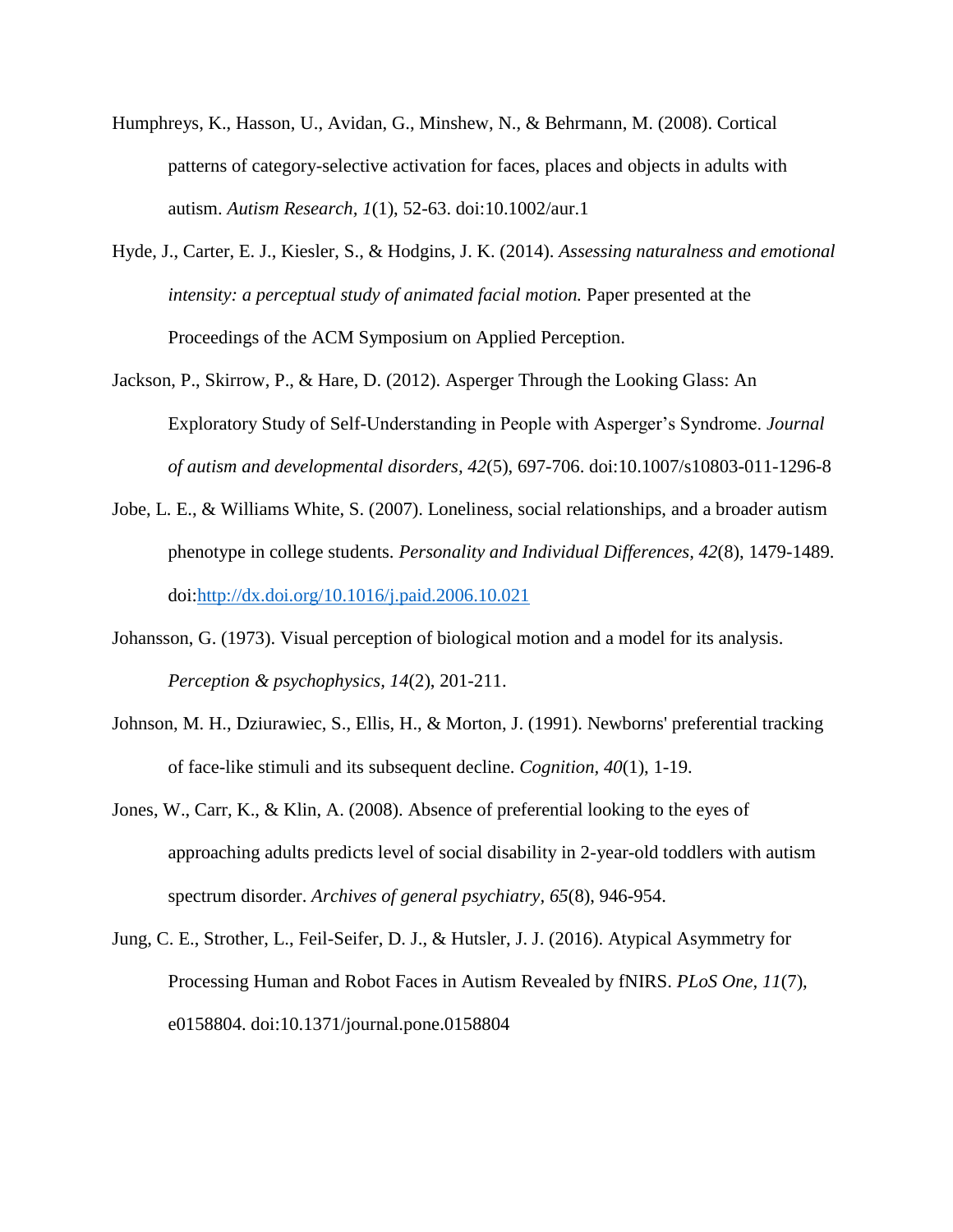Humphreys, K., Hasson, U., Avidan, G., Minshew, N., & Behrmann, M. (2008). Cortical patterns of category-selective activation for faces, places and objects in adults with autism. *Autism Research, 1*(1), 52-63. doi:10.1002/aur.1

Hyde, J., Carter, E. J., Kiesler, S., & Hodgins, J. K. (2014). *Assessing naturalness and emotional intensity: a perceptual study of animated facial motion.* Paper presented at the Proceedings of the ACM Symposium on Applied Perception.

Jackson, P., Skirrow, P., & Hare, D. (2012). Asperger Through the Looking Glass: An Exploratory Study of Self-Understanding in People with Asperger's Syndrome. *Journal of autism and developmental disorders, 42*(5), 697-706. doi:10.1007/s10803-011-1296-8

Jobe, L. E., & Williams White, S. (2007). Loneliness, social relationships, and a broader autism phenotype in college students. *Personality and Individual Differences, 42*(8), 1479-1489. doi:http://dx.doi.org/10.1016/j.paid.2006.10.021

Johansson, G. (1973). Visual perception of biological motion and a model for its analysis. *Perception & psychophysics, 14*(2), 201-211.

Johnson, M. H., Dziurawiec, S., Ellis, H., & Morton, J. (1991). Newborns' preferential tracking of face-like stimuli and its subsequent decline. *Cognition, 40*(1), 1-19.

Jones, W., Carr, K., & Klin, A. (2008). Absence of preferential looking to the eyes of approaching adults predicts level of social disability in 2-year-old toddlers with autism spectrum disorder. *Archives of general psychiatry, 65*(8), 946-954.

Jung, C. E., Strother, L., Feil-Seifer, D. J., & Hutsler, J. J. (2016). Atypical Asymmetry for Processing Human and Robot Faces in Autism Revealed by fNIRS. *PLoS One, 11*(7), e0158804. doi:10.1371/journal.pone.0158804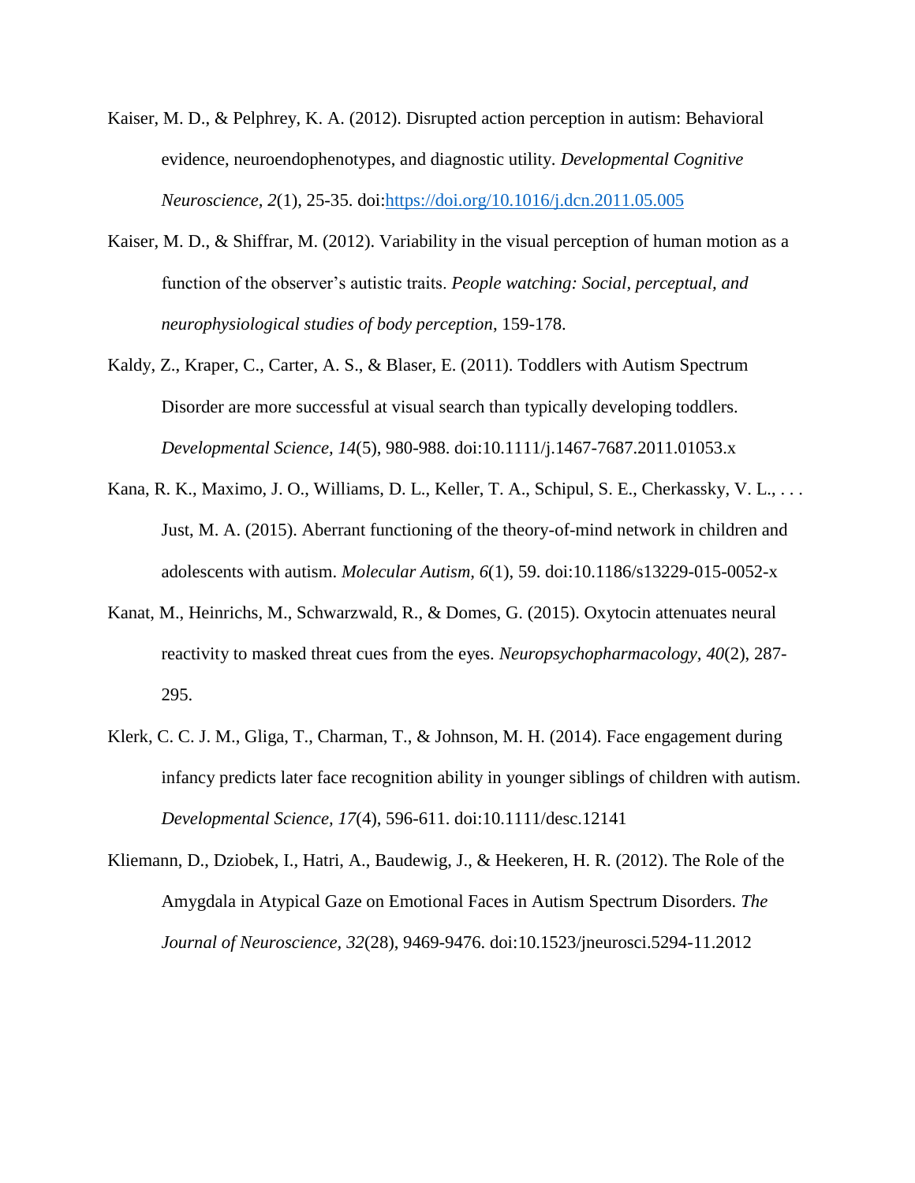Kaiser, M. D., & Pelphrey, K. A. (2012). Disrupted action perception in autism: Behavioral evidence, neuroendophenotypes, and diagnostic utility. *Developmental Cognitive Neuroscience, 2*(1), 25-35. doi:https://doi.org/10.1016/j.dcn.2011.05.005

Kaiser, M. D., & Shiffrar, M. (2012). Variability in the visual perception of human motion as a function of the observer's autistic traits. *People watching: Social, perceptual, and neurophysiological studies of body perception*, 159-178.

Kaldy, Z., Kraper, C., Carter, A. S., & Blaser, E. (2011). Toddlers with Autism Spectrum Disorder are more successful at visual search than typically developing toddlers. *Developmental Science, 14*(5), 980-988. doi:10.1111/j.1467-7687.2011.01053.x

Kana, R. K., Maximo, J. O., Williams, D. L., Keller, T. A., Schipul, S. E., Cherkassky, V. L., . . . Just, M. A. (2015). Aberrant functioning of the theory-of-mind network in children and adolescents with autism. *Molecular Autism, 6*(1), 59. doi:10.1186/s13229-015-0052-x

Kanat, M., Heinrichs, M., Schwarzwald, R., & Domes, G. (2015). Oxytocin attenuates neural reactivity to masked threat cues from the eyes. *Neuropsychopharmacology, 40*(2), 287-295.

Klerk, C. C. J. M., Gliga, T., Charman, T., & Johnson, M. H. (2014). Face engagement during infancy predicts later face recognition ability in younger siblings of children with autism. *Developmental Science, 17*(4), 596-611. doi:10.1111/desc.12141

Kliemann, D., Dziobek, I., Hatri, A., Baudewig, J., & Heekeren, H. R. (2012). The Role of the Amygdala in Atypical Gaze on Emotional Faces in Autism Spectrum Disorders. *The Journal of Neuroscience, 32*(28), 9469-9476. doi:10.1523/jneurosci.5294-11.2012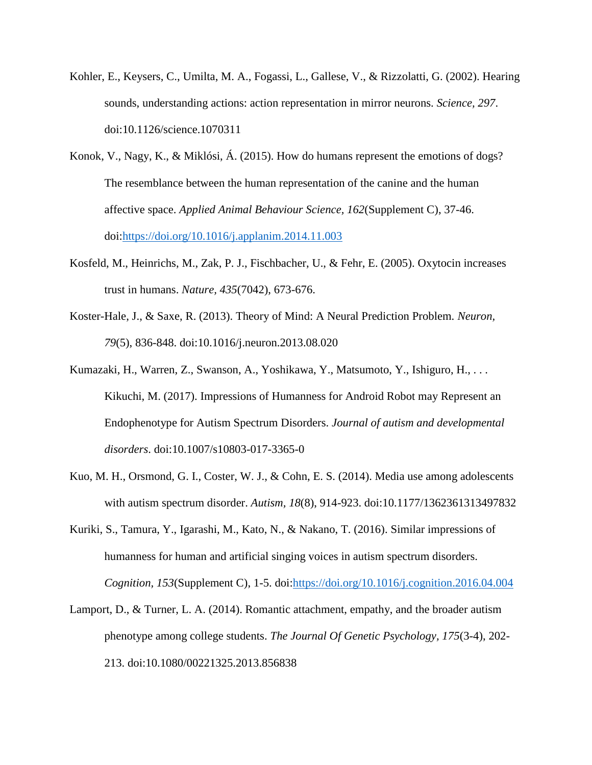Kohler, E., Keysers, C., Umilta, M. A., Fogassi, L., Gallese, V., & Rizzolatti, G. (2002). Hearing sounds, understanding actions: action representation in mirror neurons. *Science, 297*. doi:10.1126/science.1070311

Konok, V., Nagy, K., & Miklósi, Á. (2015). How do humans represent the emotions of dogs? The resemblance between the human representation of the canine and the human affective space. *Applied Animal Behaviour Science, 162*(Supplement C), 37-46. doi:https://doi.org/10.1016/j.applanim.2014.11.003

Kosfeld, M., Heinrichs, M., Zak, P. J., Fischbacher, U., & Fehr, E. (2005). Oxytocin increases trust in humans. *Nature, 435*(7042), 673-676.

Koster-Hale, J., & Saxe, R. (2013). Theory of Mind: A Neural Prediction Problem. *Neuron, 79*(5), 836-848. doi:10.1016/j.neuron.2013.08.020

Kumazaki, H., Warren, Z., Swanson, A., Yoshikawa, Y., Matsumoto, Y., Ishiguro, H., . . . Kikuchi, M. (2017). Impressions of Humanness for Android Robot may Represent an Endophenotype for Autism Spectrum Disorders. *Journal of autism and developmental disorders*. doi:10.1007/s10803-017-3365-0

Kuo, M. H., Orsmond, G. I., Coster, W. J., & Cohn, E. S. (2014). Media use among adolescents with autism spectrum disorder. *Autism, 18*(8), 914-923. doi:10.1177/1362361313497832

Kuriki, S., Tamura, Y., Igarashi, M., Kato, N., & Nakano, T. (2016). Similar impressions of humanness for human and artificial singing voices in autism spectrum disorders. *Cognition, 153*(Supplement C), 1-5. doi:https://doi.org/10.1016/j.cognition.2016.04.004

Lamport, D., & Turner, L. A. (2014). Romantic attachment, empathy, and the broader autism phenotype among college students. *The Journal Of Genetic Psychology, 175*(3-4), 202-213. doi:10.1080/00221325.2013.856838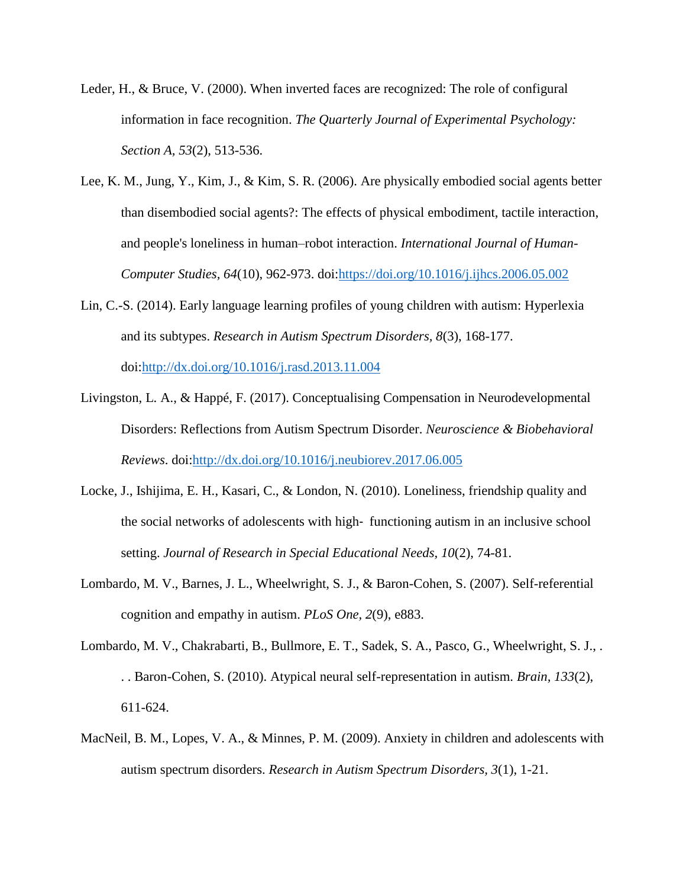Leder, H., & Bruce, V. (2000). When inverted faces are recognized: The role of configural information in face recognition. *The Quarterly Journal of Experimental Psychology: Section A, 53*(2), 513-536.

Lee, K. M., Jung, Y., Kim, J., & Kim, S. R. (2006). Are physically embodied social agents better than disembodied social agents?: The effects of physical embodiment, tactile interaction, and people's loneliness in human–robot interaction. *International Journal of Human-Computer Studies, 64*(10), 962-973. doi:https://doi.org/10.1016/j.ijhcs.2006.05.002

Lin, C.-S. (2014). Early language learning profiles of young children with autism: Hyperlexia and its subtypes. *Research in Autism Spectrum Disorders, 8*(3), 168-177. doi:http://dx.doi.org/10.1016/j.rasd.2013.11.004

Livingston, L. A., & Happé, F. (2017). Conceptualising Compensation in Neurodevelopmental Disorders: Reflections from Autism Spectrum Disorder. *Neuroscience & Biobehavioral Reviews*. doi:http://dx.doi.org/10.1016/j.neubiorev.2017.06.005

Locke, J., Ishijima, E. H., Kasari, C., & London, N. (2010). Loneliness, friendship quality and the social networks of adolescents with high- functioning autism in an inclusive school setting. *Journal of Research in Special Educational Needs, 10*(2), 74-81.

Lombardo, M. V., Barnes, J. L., Wheelwright, S. J., & Baron-Cohen, S. (2007). Self-referential cognition and empathy in autism. *PLoS One, 2*(9), e883.

Lombardo, M. V., Chakrabarti, B., Bullmore, E. T., Sadek, S. A., Pasco, G., Wheelwright, S. J., . . . Baron-Cohen, S. (2010). Atypical neural self-representation in autism. *Brain, 133*(2), 611-624.

MacNeil, B. M., Lopes, V. A., & Minnes, P. M. (2009). Anxiety in children and adolescents with autism spectrum disorders. *Research in Autism Spectrum Disorders, 3*(1), 1-21.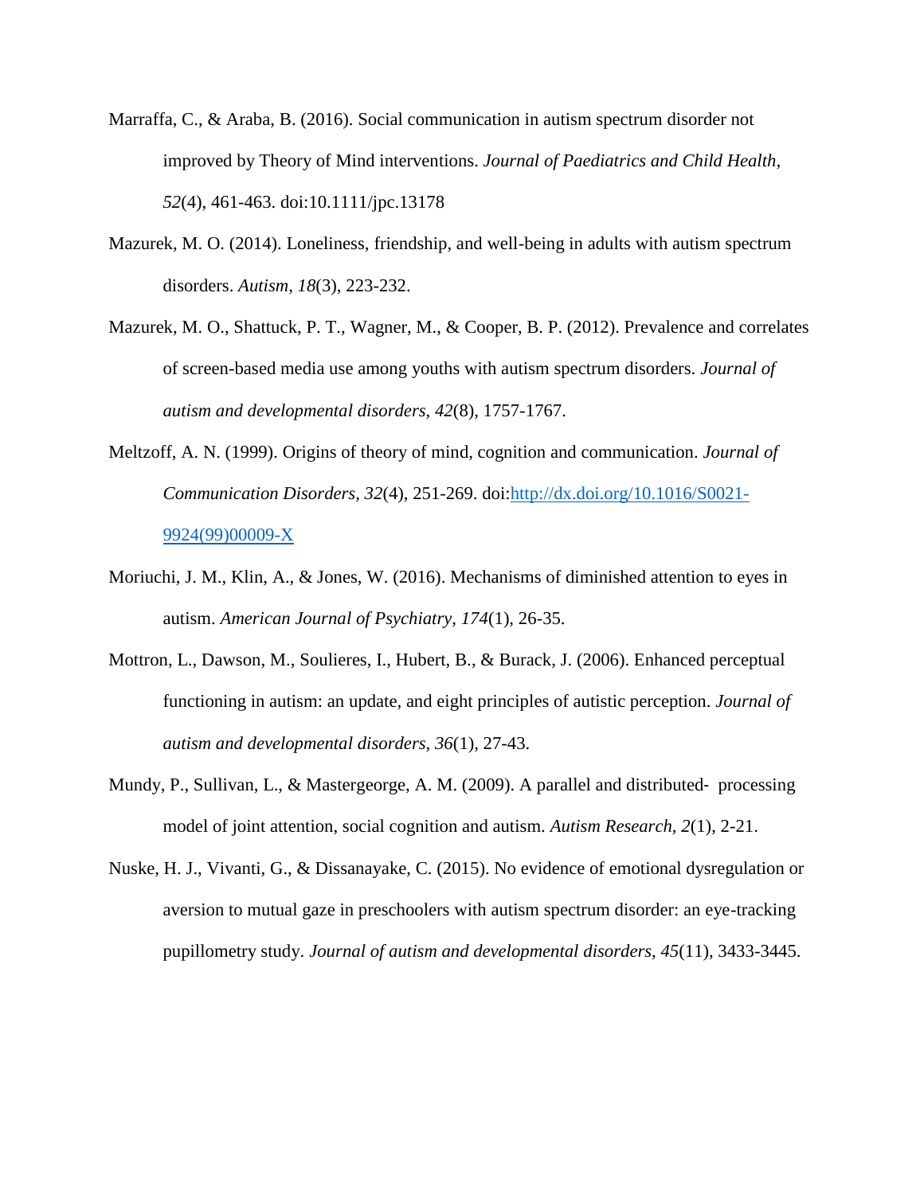Marraffa, C., & Araba, B. (2016). Social communication in autism spectrum disorder not improved by Theory of Mind interventions. *Journal of Paediatrics and Child Health, 52*(4), 461-463. doi:10.1111/jpc.13178

Mazurek, M. O. (2014). Loneliness, friendship, and well-being in adults with autism spectrum disorders. *Autism, 18*(3), 223-232.

Mazurek, M. O., Shattuck, P. T., Wagner, M., & Cooper, B. P. (2012). Prevalence and correlates of screen-based media use among youths with autism spectrum disorders. *Journal of autism and developmental disorders, 42*(8), 1757-1767.

Meltzoff, A. N. (1999). Origins of theory of mind, cognition and communication. *Journal of Communication Disorders, 32*(4), 251-269. doi:http://dx.doi.org/10.1016/S0021-9924(99)00009-X

Moriuchi, J. M., Klin, A., & Jones, W. (2016). Mechanisms of diminished attention to eyes in autism. *American Journal of Psychiatry, 174*(1), 26-35.

Mottron, L., Dawson, M., Soulieres, I., Hubert, B., & Burack, J. (2006). Enhanced perceptual functioning in autism: an update, and eight principles of autistic perception. *Journal of autism and developmental disorders, 36*(1), 27-43.

Mundy, P., Sullivan, L., & Mastergeorge, A. M. (2009). A parallel and distributed- processing model of joint attention, social cognition and autism. *Autism Research, 2*(1), 2-21.

Nuske, H. J., Vivanti, G., & Dissanayake, C. (2015). No evidence of emotional dysregulation or aversion to mutual gaze in preschoolers with autism spectrum disorder: an eye-tracking pupillometry study. *Journal of autism and developmental disorders, 45*(11), 3433-3445.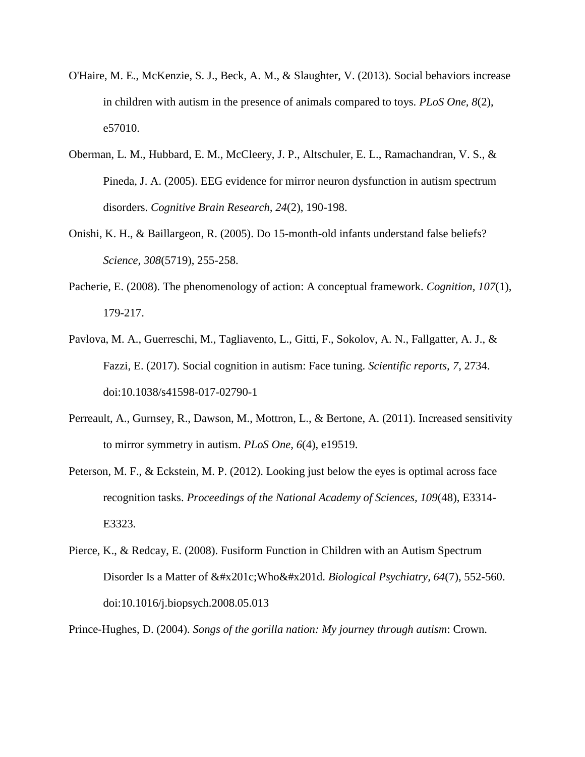O'Haire, M. E., McKenzie, S. J., Beck, A. M., & Slaughter, V. (2013). Social behaviors increase in children with autism in the presence of animals compared to toys. *PLoS One, 8*(2), e57010.

Oberman, L. M., Hubbard, E. M., McCleery, J. P., Altschuler, E. L., Ramachandran, V. S., & Pineda, J. A. (2005). EEG evidence for mirror neuron dysfunction in autism spectrum disorders. *Cognitive Brain Research, 24*(2), 190-198.

Onishi, K. H., & Baillargeon, R. (2005). Do 15-month-old infants understand false beliefs? *Science, 308*(5719), 255-258.

Pacherie, E. (2008). The phenomenology of action: A conceptual framework. *Cognition, 107*(1), 179-217.

Pavlova, M. A., Guerreschi, M., Tagliavento, L., Gitti, F., Sokolov, A. N., Fallgatter, A. J., & Fazzi, E. (2017). Social cognition in autism: Face tuning. *Scientific reports, 7*, 2734. doi:10.1038/s41598-017-02790-1

Perreault, A., Gurnsey, R., Dawson, M., Mottron, L., & Bertone, A. (2011). Increased sensitivity to mirror symmetry in autism. *PLoS One, 6*(4), e19519.

Peterson, M. F., & Eckstein, M. P. (2012). Looking just below the eyes is optimal across face recognition tasks. *Proceedings of the National Academy of Sciences, 109*(48), E3314-E3323.

Pierce, K., & Redcay, E. (2008). Fusiform Function in Children with an Autism Spectrum Disorder Is a Matter of &#x201c;Who&#x201d. *Biological Psychiatry, 64*(7), 552-560. doi:10.1016/j.biopsych.2008.05.013

Prince-Hughes, D. (2004). *Songs of the gorilla nation: My journey through autism*: Crown.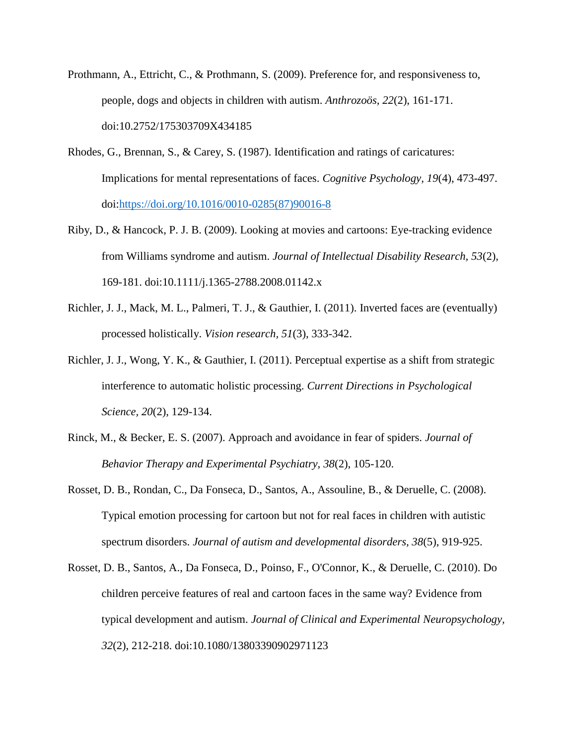Prothmann, A., Ettricht, C., & Prothmann, S. (2009). Preference for, and responsiveness to, people, dogs and objects in children with autism. *Anthrozoös, 22*(2), 161-171. doi:10.2752/175303709X434185

Rhodes, G., Brennan, S., & Carey, S. (1987). Identification and ratings of caricatures: Implications for mental representations of faces. *Cognitive Psychology, 19*(4), 473-497. doi:https://doi.org/10.1016/0010-0285(87)90016-8

Riby, D., & Hancock, P. J. B. (2009). Looking at movies and cartoons: Eye-tracking evidence from Williams syndrome and autism. *Journal of Intellectual Disability Research, 53*(2), 169-181. doi:10.1111/j.1365-2788.2008.01142.x

Richler, J. J., Mack, M. L., Palmeri, T. J., & Gauthier, I. (2011). Inverted faces are (eventually) processed holistically. *Vision research, 51*(3), 333-342.

Richler, J. J., Wong, Y. K., & Gauthier, I. (2011). Perceptual expertise as a shift from strategic interference to automatic holistic processing. *Current Directions in Psychological Science, 20*(2), 129-134.

Rinck, M., & Becker, E. S. (2007). Approach and avoidance in fear of spiders. *Journal of Behavior Therapy and Experimental Psychiatry, 38*(2), 105-120.

Rosset, D. B., Rondan, C., Da Fonseca, D., Santos, A., Assouline, B., & Deruelle, C. (2008). Typical emotion processing for cartoon but not for real faces in children with autistic spectrum disorders. *Journal of autism and developmental disorders, 38*(5), 919-925.

Rosset, D. B., Santos, A., Da Fonseca, D., Poinso, F., O'Connor, K., & Deruelle, C. (2010). Do children perceive features of real and cartoon faces in the same way? Evidence from typical development and autism. *Journal of Clinical and Experimental Neuropsychology, 32*(2), 212-218. doi:10.1080/13803390902971123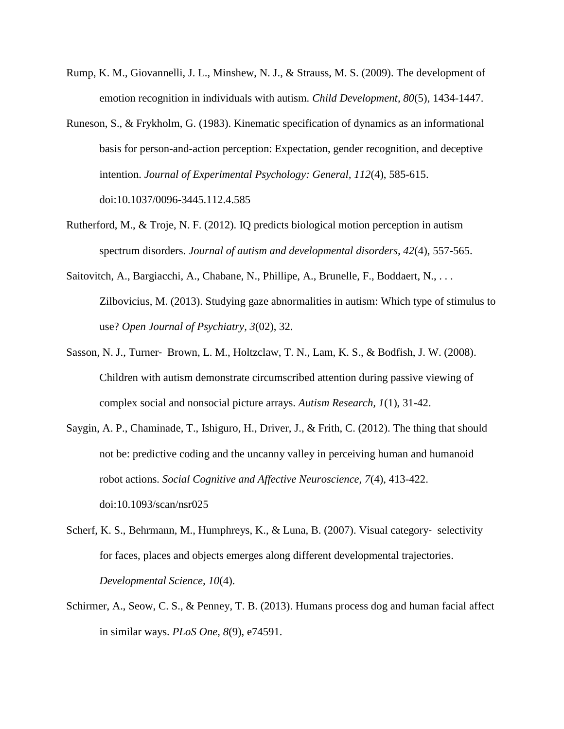Rump, K. M., Giovannelli, J. L., Minshew, N. J., & Strauss, M. S. (2009). The development of emotion recognition in individuals with autism. *Child Development, 80*(5), 1434-1447.

Runeson, S., & Frykholm, G. (1983). Kinematic specification of dynamics as an informational basis for person-and-action perception: Expectation, gender recognition, and deceptive intention. *Journal of Experimental Psychology: General, 112*(4), 585-615. doi:10.1037/0096-3445.112.4.585

Rutherford, M., & Troje, N. F. (2012). IQ predicts biological motion perception in autism spectrum disorders. *Journal of autism and developmental disorders, 42*(4), 557-565.

Saitovitch, A., Bargiacchi, A., Chabane, N., Phillipe, A., Brunelle, F., Boddaert, N., . . . Zilbovicius, M. (2013). Studying gaze abnormalities in autism: Which type of stimulus to use? *Open Journal of Psychiatry, 3*(02), 32.

Sasson, N. J., Turner‐ Brown, L. M., Holtzclaw, T. N., Lam, K. S., & Bodfish, J. W. (2008). Children with autism demonstrate circumscribed attention during passive viewing of complex social and nonsocial picture arrays. *Autism Research, 1*(1), 31-42.

Saygin, A. P., Chaminade, T., Ishiguro, H., Driver, J., & Frith, C. (2012). The thing that should not be: predictive coding and the uncanny valley in perceiving human and humanoid robot actions. *Social Cognitive and Affective Neuroscience, 7*(4), 413-422. doi:10.1093/scan/nsr025

Scherf, K. S., Behrmann, M., Humphreys, K., & Luna, B. (2007). Visual category‐ selectivity for faces, places and objects emerges along different developmental trajectories. *Developmental Science, 10*(4).

Schirmer, A., Seow, C. S., & Penney, T. B. (2013). Humans process dog and human facial affect in similar ways. *PLoS One, 8*(9), e74591.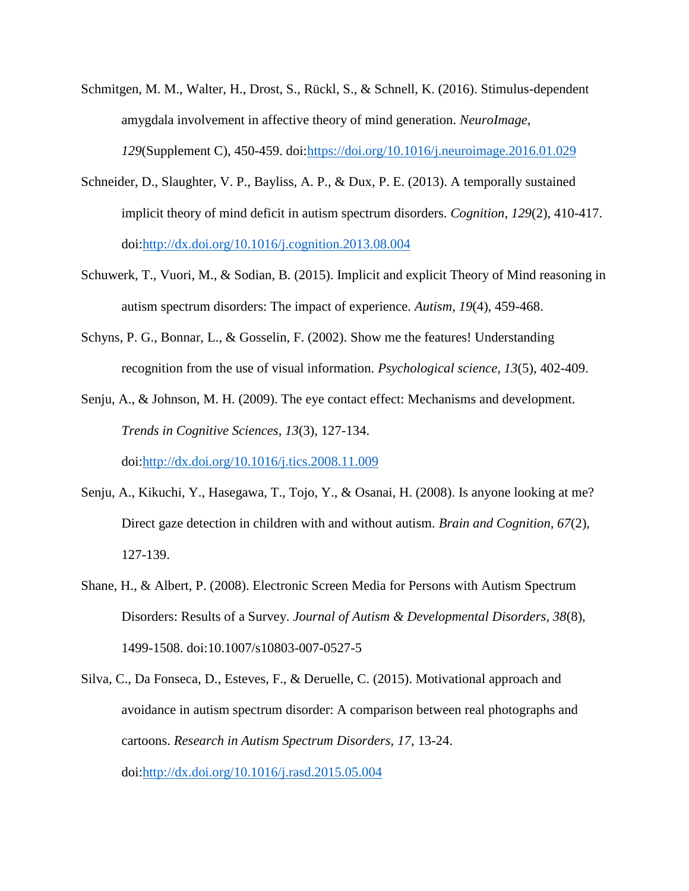Schmitgen, M. M., Walter, H., Drost, S., Rückl, S., & Schnell, K. (2016). Stimulus-dependent amygdala involvement in affective theory of mind generation. *NeuroImage, 129*(Supplement C), 450-459. doi:https://doi.org/10.1016/j.neuroimage.2016.01.029

Schneider, D., Slaughter, V. P., Bayliss, A. P., & Dux, P. E. (2013). A temporally sustained implicit theory of mind deficit in autism spectrum disorders. *Cognition, 129*(2), 410-417. doi:http://dx.doi.org/10.1016/j.cognition.2013.08.004

Schuwerk, T., Vuori, M., & Sodian, B. (2015). Implicit and explicit Theory of Mind reasoning in autism spectrum disorders: The impact of experience. *Autism, 19*(4), 459-468.

Schyns, P. G., Bonnar, L., & Gosselin, F. (2002). Show me the features! Understanding recognition from the use of visual information. *Psychological science, 13*(5), 402-409.

Senju, A., & Johnson, M. H. (2009). The eye contact effect: Mechanisms and development. *Trends in Cognitive Sciences, 13*(3), 127-134. doi:http://dx.doi.org/10.1016/j.tics.2008.11.009

Senju, A., Kikuchi, Y., Hasegawa, T., Tojo, Y., & Osanai, H. (2008). Is anyone looking at me? Direct gaze detection in children with and without autism. *Brain and Cognition, 67*(2), 127-139.

Shane, H., & Albert, P. (2008). Electronic Screen Media for Persons with Autism Spectrum Disorders: Results of a Survey. *Journal of Autism & Developmental Disorders, 38*(8), 1499-1508. doi:10.1007/s10803-007-0527-5

Silva, C., Da Fonseca, D., Esteves, F., & Deruelle, C. (2015). Motivational approach and avoidance in autism spectrum disorder: A comparison between real photographs and cartoons. *Research in Autism Spectrum Disorders, 17*, 13-24. doi:http://dx.doi.org/10.1016/j.rasd.2015.05.004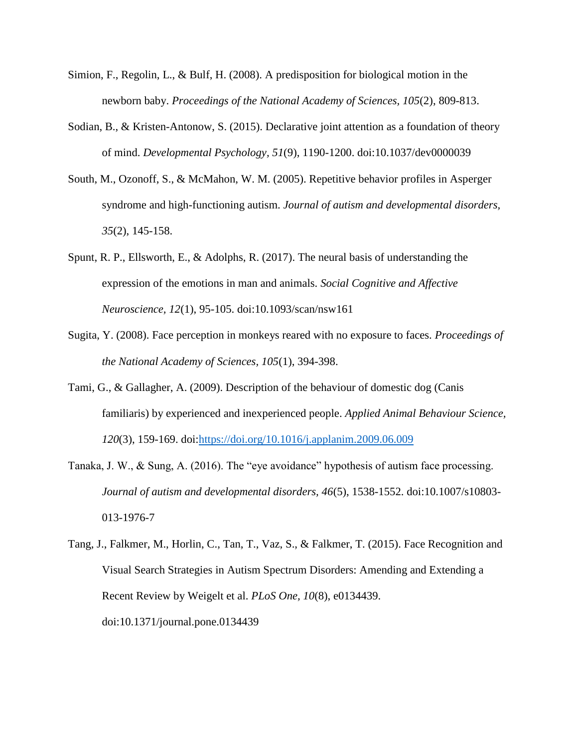Simion, F., Regolin, L., & Bulf, H. (2008). A predisposition for biological motion in the newborn baby. *Proceedings of the National Academy of Sciences, 105*(2), 809-813.

Sodian, B., & Kristen-Antonow, S. (2015). Declarative joint attention as a foundation of theory of mind. *Developmental Psychology, 51*(9), 1190-1200. doi:10.1037/dev0000039

South, M., Ozonoff, S., & McMahon, W. M. (2005). Repetitive behavior profiles in Asperger syndrome and high-functioning autism. *Journal of autism and developmental disorders, 35*(2), 145-158.

Spunt, R. P., Ellsworth, E., & Adolphs, R. (2017). The neural basis of understanding the expression of the emotions in man and animals. *Social Cognitive and Affective Neuroscience, 12*(1), 95-105. doi:10.1093/scan/nsw161

Sugita, Y. (2008). Face perception in monkeys reared with no exposure to faces. *Proceedings of the National Academy of Sciences, 105*(1), 394-398.

Tami, G., & Gallagher, A. (2009). Description of the behaviour of domestic dog (Canis familiaris) by experienced and inexperienced people. *Applied Animal Behaviour Science, 120*(3), 159-169. doi:https://doi.org/10.1016/j.applanim.2009.06.009

Tanaka, J. W., & Sung, A. (2016). The "eye avoidance" hypothesis of autism face processing. *Journal of autism and developmental disorders, 46*(5), 1538-1552. doi:10.1007/s10803-013-1976-7

Tang, J., Falkmer, M., Horlin, C., Tan, T., Vaz, S., & Falkmer, T. (2015). Face Recognition and Visual Search Strategies in Autism Spectrum Disorders: Amending and Extending a Recent Review by Weigelt et al. *PLoS One, 10*(8), e0134439. doi:10.1371/journal.pone.0134439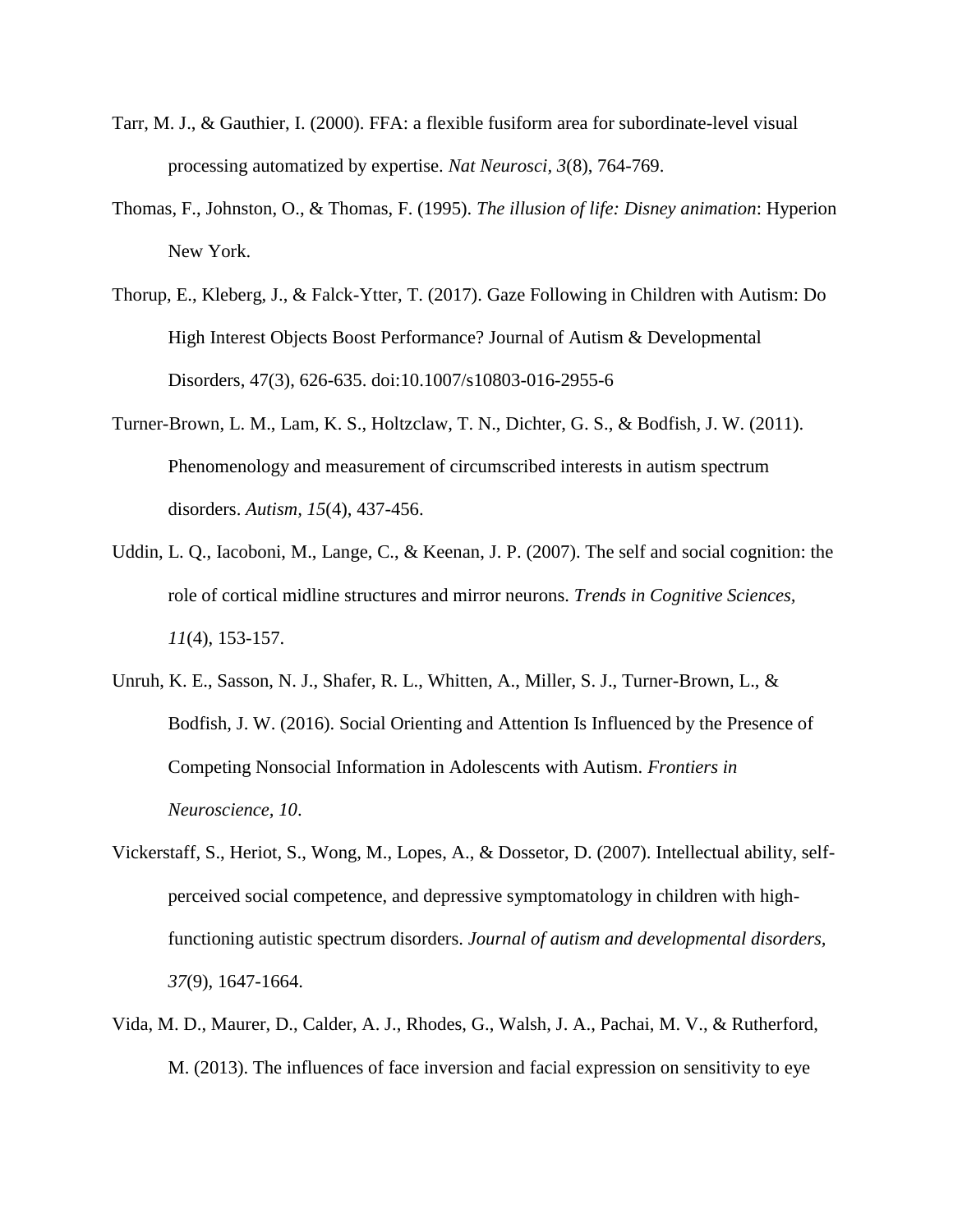Tarr, M. J., & Gauthier, I. (2000). FFA: a flexible fusiform area for subordinate-level visual processing automatized by expertise. *Nat Neurosci, 3*(8), 764-769.

Thomas, F., Johnston, O., & Thomas, F. (1995). *The illusion of life: Disney animation*: Hyperion New York.

Thorup, E., Kleberg, J., & Falck-Ytter, T. (2017). Gaze Following in Children with Autism: Do High Interest Objects Boost Performance? Journal of Autism & Developmental Disorders, 47(3), 626-635. doi:10.1007/s10803-016-2955-6

Turner-Brown, L. M., Lam, K. S., Holtzclaw, T. N., Dichter, G. S., & Bodfish, J. W. (2011). Phenomenology and measurement of circumscribed interests in autism spectrum disorders. *Autism, 15*(4), 437-456.

Uddin, L. Q., Iacoboni, M., Lange, C., & Keenan, J. P. (2007). The self and social cognition: the role of cortical midline structures and mirror neurons. *Trends in Cognitive Sciences, 11*(4), 153-157.

Unruh, K. E., Sasson, N. J., Shafer, R. L., Whitten, A., Miller, S. J., Turner-Brown, L., & Bodfish, J. W. (2016). Social Orienting and Attention Is Influenced by the Presence of Competing Nonsocial Information in Adolescents with Autism. *Frontiers in Neuroscience, 10*.

Vickerstaff, S., Heriot, S., Wong, M., Lopes, A., & Dossetor, D. (2007). Intellectual ability, self-perceived social competence, and depressive symptomatology in children with high-functioning autistic spectrum disorders. *Journal of autism and developmental disorders, 37*(9), 1647-1664.

Vida, M. D., Maurer, D., Calder, A. J., Rhodes, G., Walsh, J. A., Pachai, M. V., & Rutherford, M. (2013). The influences of face inversion and facial expression on sensitivity to eye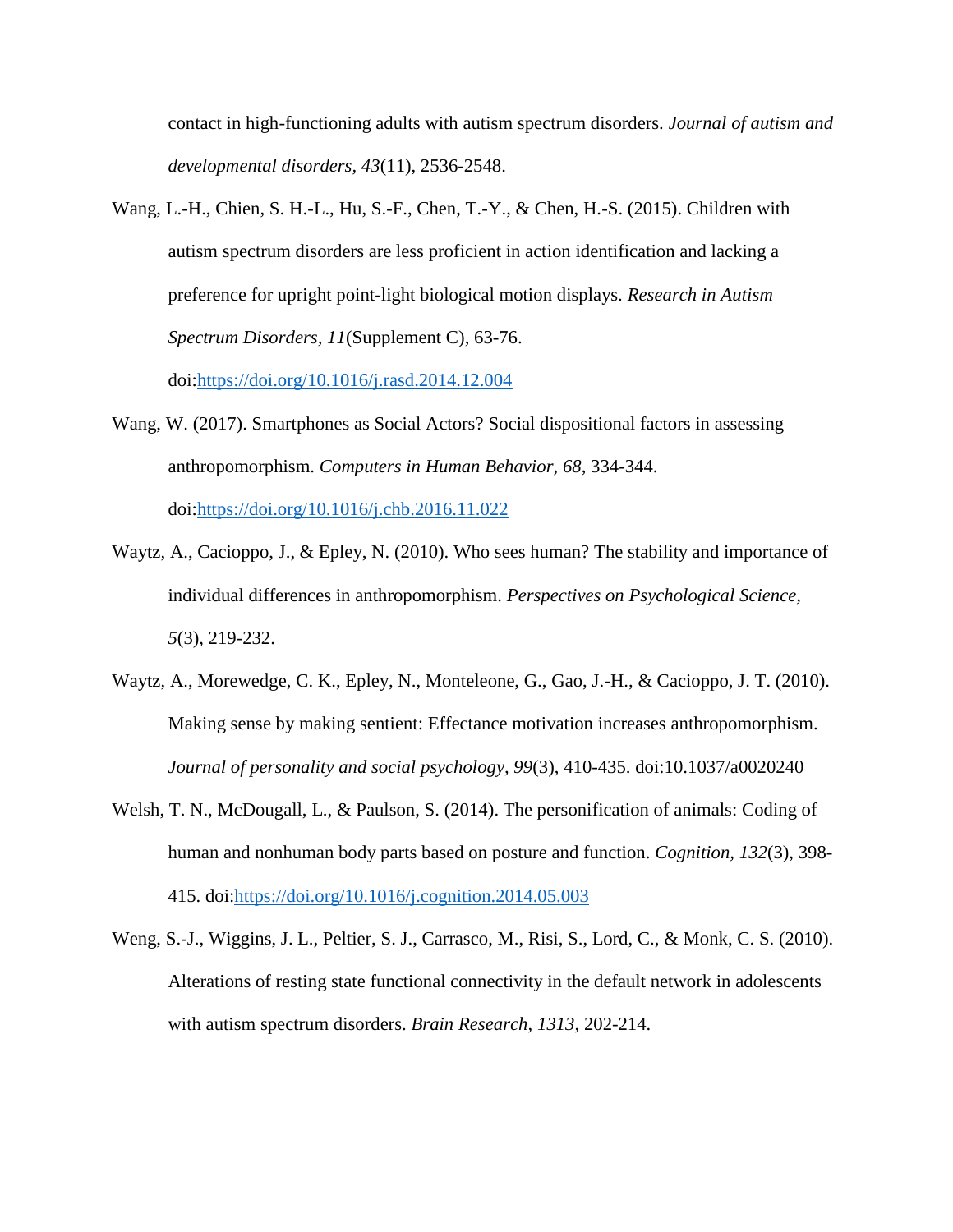contact in high-functioning adults with autism spectrum disorders. *Journal of autism and developmental disorders, 43*(11), 2536-2548.

Wang, L.-H., Chien, S. H.-L., Hu, S.-F., Chen, T.-Y., & Chen, H.-S. (2015). Children with autism spectrum disorders are less proficient in action identification and lacking a preference for upright point-light biological motion displays. *Research in Autism Spectrum Disorders, 11*(Supplement C), 63-76. doi:https://doi.org/10.1016/j.rasd.2014.12.004

Wang, W. (2017). Smartphones as Social Actors? Social dispositional factors in assessing anthropomorphism. *Computers in Human Behavior, 68*, 334-344. doi:https://doi.org/10.1016/j.chb.2016.11.022

Waytz, A., Cacioppo, J., & Epley, N. (2010). Who sees human? The stability and importance of individual differences in anthropomorphism. *Perspectives on Psychological Science, 5*(3), 219-232.

Waytz, A., Morewedge, C. K., Epley, N., Monteleone, G., Gao, J.-H., & Cacioppo, J. T. (2010). Making sense by making sentient: Effectance motivation increases anthropomorphism. *Journal of personality and social psychology, 99*(3), 410-435. doi:10.1037/a0020240

Welsh, T. N., McDougall, L., & Paulson, S. (2014). The personification of animals: Coding of human and nonhuman body parts based on posture and function. *Cognition, 132*(3), 398-415. doi:https://doi.org/10.1016/j.cognition.2014.05.003

Weng, S.-J., Wiggins, J. L., Peltier, S. J., Carrasco, M., Risi, S., Lord, C., & Monk, C. S. (2010). Alterations of resting state functional connectivity in the default network in adolescents with autism spectrum disorders. *Brain Research, 1313*, 202-214.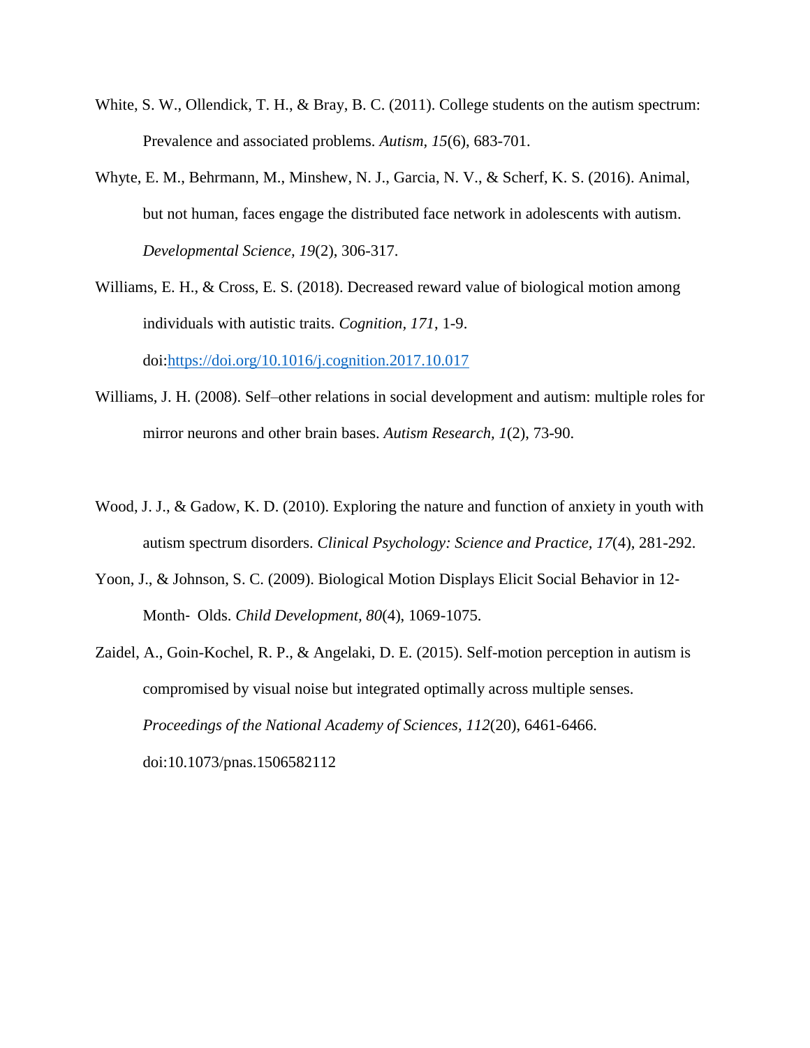White, S. W., Ollendick, T. H., & Bray, B. C. (2011). College students on the autism spectrum: Prevalence and associated problems. *Autism, 15*(6), 683-701.

Whyte, E. M., Behrmann, M., Minshew, N. J., Garcia, N. V., & Scherf, K. S. (2016). Animal, but not human, faces engage the distributed face network in adolescents with autism. *Developmental Science, 19*(2), 306-317.

Williams, E. H., & Cross, E. S. (2018). Decreased reward value of biological motion among individuals with autistic traits. *Cognition, 171*, 1-9. doi:https://doi.org/10.1016/j.cognition.2017.10.017

Williams, J. H. (2008). Self–other relations in social development and autism: multiple roles for mirror neurons and other brain bases. *Autism Research, 1*(2), 73-90.

Wood, J. J., & Gadow, K. D. (2010). Exploring the nature and function of anxiety in youth with autism spectrum disorders. *Clinical Psychology: Science and Practice, 17*(4), 281-292.

Yoon, J., & Johnson, S. C. (2009). Biological Motion Displays Elicit Social Behavior in 12-Month- Olds. *Child Development, 80*(4), 1069-1075.

Zaidel, A., Goin-Kochel, R. P., & Angelaki, D. E. (2015). Self-motion perception in autism is compromised by visual noise but integrated optimally across multiple senses. *Proceedings of the National Academy of Sciences, 112*(20), 6461-6466. doi:10.1073/pnas.1506582112